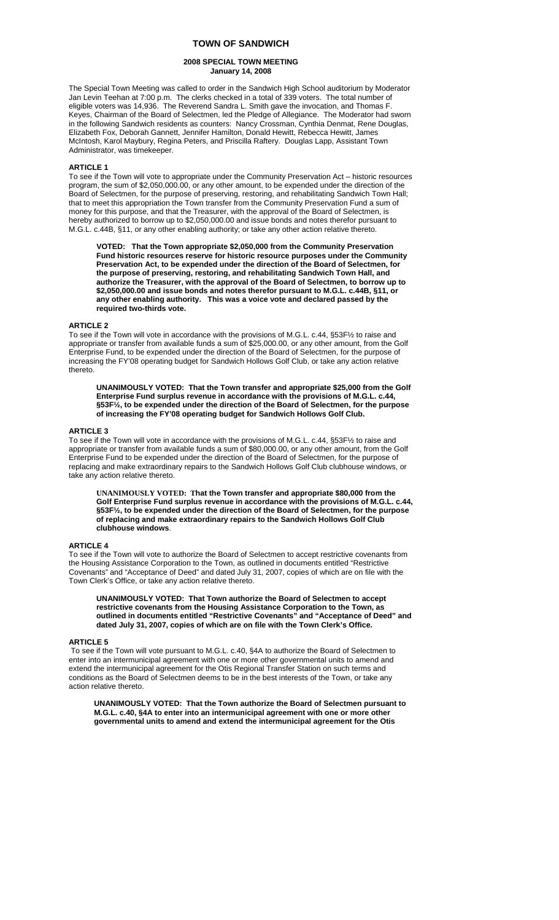# TOWN OF SANDWICH

## 2008 SPECIAL TOWN MEETING
### January 14, 2008

The Special Town Meeting was called to order in the Sandwich High School auditorium by Moderator Jan Levin Teehan at 7:00 p.m. The clerks checked in a total of 339 voters. The total number of eligible voters was 14,936. The Reverend Sandra L. Smith gave the invocation, and Thomas F. Keyes, Chairman of the Board of Selectmen, led the Pledge of Allegiance. The Moderator had sworn in the following Sandwich residents as counters: Nancy Crossman, Cynthia Denmat, Rene Douglas, Elizabeth Fox, Deborah Gannett, Jennifer Hamilton, Donald Hewitt, Rebecca Hewitt, James McIntosh, Karol Maybury, Regina Peters, and Priscilla Raftery. Douglas Lapp, Assistant Town Administrator, was timekeeper.

**ARTICLE 1**

To see if the Town will vote to appropriate under the Community Preservation Act – historic resources program, the sum of $2,050,000.00, or any other amount, to be expended under the direction of the Board of Selectmen, for the purpose of preserving, restoring, and rehabilitating Sandwich Town Hall; that to meet this appropriation the Town transfer from the Community Preservation Fund a sum of money for this purpose, and that the Treasurer, with the approval of the Board of Selectmen, is hereby authorized to borrow up to $2,050,000.00 and issue bonds and notes therefor pursuant to M.G.L. c.44B, §11, or any other enabling authority; or take any other action relative thereto.

> **VOTED: That the Town appropriate $2,050,000 from the Community Preservation Fund historic resources reserve for historic resource purposes under the Community Preservation Act, to be expended under the direction of the Board of Selectmen, for the purpose of preserving, restoring, and rehabilitating Sandwich Town Hall, and authorize the Treasurer, with the approval of the Board of Selectmen, to borrow up to $2,050,000.00 and issue bonds and notes therefor pursuant to M.G.L. c.44B, §11, or any other enabling authority. This was a voice vote and declared passed by the required two-thirds vote.**

**ARTICLE 2**

To see if the Town will vote in accordance with the provisions of M.G.L. c.44, §53F½ to raise and appropriate or transfer from available funds a sum of $25,000.00, or any other amount, from the Golf Enterprise Fund, to be expended under the direction of the Board of Selectmen, for the purpose of increasing the FY'08 operating budget for Sandwich Hollows Golf Club, or take any action relative thereto.

> **UNANIMOUSLY VOTED: That the Town transfer and appropriate $25,000 from the Golf Enterprise Fund surplus revenue in accordance with the provisions of M.G.L. c.44, §53F½, to be expended under the direction of the Board of Selectmen, for the purpose of increasing the FY'08 operating budget for Sandwich Hollows Golf Club.**

**ARTICLE 3**

To see if the Town will vote in accordance with the provisions of M.G.L. c.44, §53F½ to raise and appropriate or transfer from available funds a sum of $80,000.00, or any other amount, from the Golf Enterprise Fund to be expended under the direction of the Board of Selectmen, for the purpose of replacing and make extraordinary repairs to the Sandwich Hollows Golf Club clubhouse windows, or take any action relative thereto.

> **UNANIMOUSLY VOTED: That the Town transfer and appropriate $80,000 from the Golf Enterprise Fund surplus revenue in accordance with the provisions of M.G.L. c.44, §53F½, to be expended under the direction of the Board of Selectmen, for the purpose of replacing and make extraordinary repairs to the Sandwich Hollows Golf Club clubhouse windows**.

**ARTICLE 4**

To see if the Town will vote to authorize the Board of Selectmen to accept restrictive covenants from the Housing Assistance Corporation to the Town, as outlined in documents entitled "Restrictive Covenants" and "Acceptance of Deed" and dated July 31, 2007, copies of which are on file with the Town Clerk's Office, or take any action relative thereto.

> **UNANIMOUSLY VOTED: That Town authorize the Board of Selectmen to accept restrictive covenants from the Housing Assistance Corporation to the Town, as outlined in documents entitled "Restrictive Covenants" and "Acceptance of Deed" and dated July 31, 2007, copies of which are on file with the Town Clerk's Office.**

**ARTICLE 5**

To see if the Town will vote pursuant to M.G.L. c.40, §4A to authorize the Board of Selectmen to enter into an intermunicipal agreement with one or more other governmental units to amend and extend the intermunicipal agreement for the Otis Regional Transfer Station on such terms and conditions as the Board of Selectmen deems to be in the best interests of the Town, or take any action relative thereto.

> **UNANIMOUSLY VOTED: That the Town authorize the Board of Selectmen pursuant to M.G.L. c.40, §4A to enter into an intermunicipal agreement with one or more other governmental units to amend and extend the intermunicipal agreement for the Otis**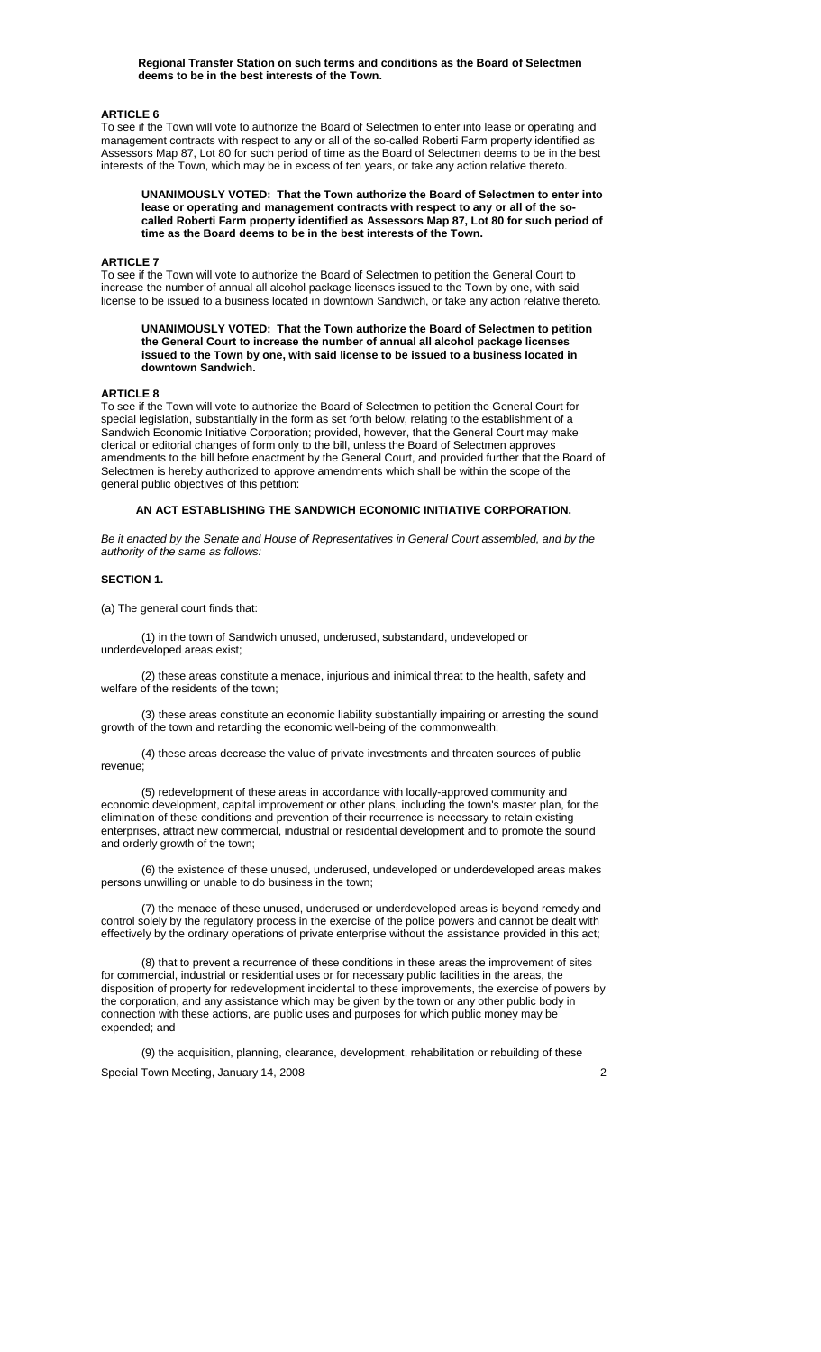**Regional Transfer Station on such terms and conditions as the Board of Selectmen deems to be in the best interests of the Town.**

**ARTICLE 6**

To see if the Town will vote to authorize the Board of Selectmen to enter into lease or operating and management contracts with respect to any or all of the so-called Roberti Farm property identified as Assessors Map 87, Lot 80 for such period of time as the Board of Selectmen deems to be in the best interests of the Town, which may be in excess of ten years, or take any action relative thereto.

> **UNANIMOUSLY VOTED: That the Town authorize the Board of Selectmen to enter into lease or operating and management contracts with respect to any or all of the so-called Roberti Farm property identified as Assessors Map 87, Lot 80 for such period of time as the Board deems to be in the best interests of the Town.**

**ARTICLE 7**

To see if the Town will vote to authorize the Board of Selectmen to petition the General Court to increase the number of annual all alcohol package licenses issued to the Town by one, with said license to be issued to a business located in downtown Sandwich, or take any action relative thereto.

> **UNANIMOUSLY VOTED: That the Town authorize the Board of Selectmen to petition the General Court to increase the number of annual all alcohol package licenses issued to the Town by one, with said license to be issued to a business located in downtown Sandwich.**

**ARTICLE 8**

To see if the Town will vote to authorize the Board of Selectmen to petition the General Court for special legislation, substantially in the form as set forth below, relating to the establishment of a Sandwich Economic Initiative Corporation; provided, however, that the General Court may make clerical or editorial changes of form only to the bill, unless the Board of Selectmen approves amendments to the bill before enactment by the General Court, and provided further that the Board of Selectmen is hereby authorized to approve amendments which shall be within the scope of the general public objectives of this petition:

**AN ACT ESTABLISHING THE SANDWICH ECONOMIC INITIATIVE CORPORATION.**

*Be it enacted by the Senate and House of Representatives in General Court assembled, and by the authority of the same as follows:*

**SECTION 1.**

(a) The general court finds that:

(1) in the town of Sandwich unused, underused, substandard, undeveloped or underdeveloped areas exist;

(2) these areas constitute a menace, injurious and inimical threat to the health, safety and welfare of the residents of the town;

(3) these areas constitute an economic liability substantially impairing or arresting the sound growth of the town and retarding the economic well-being of the commonwealth;

(4) these areas decrease the value of private investments and threaten sources of public revenue;

(5) redevelopment of these areas in accordance with locally-approved community and economic development, capital improvement or other plans, including the town's master plan, for the elimination of these conditions and prevention of their recurrence is necessary to retain existing enterprises, attract new commercial, industrial or residential development and to promote the sound and orderly growth of the town;

(6) the existence of these unused, underused, undeveloped or underdeveloped areas makes persons unwilling or unable to do business in the town;

(7) the menace of these unused, underused or underdeveloped areas is beyond remedy and control solely by the regulatory process in the exercise of the police powers and cannot be dealt with effectively by the ordinary operations of private enterprise without the assistance provided in this act;

(8) that to prevent a recurrence of these conditions in these areas the improvement of sites for commercial, industrial or residential uses or for necessary public facilities in the areas, the disposition of property for redevelopment incidental to these improvements, the exercise of powers by the corporation, and any assistance which may be given by the town or any other public body in connection with these actions, are public uses and purposes for which public money may be expended; and

(9) the acquisition, planning, clearance, development, rehabilitation or rebuilding of these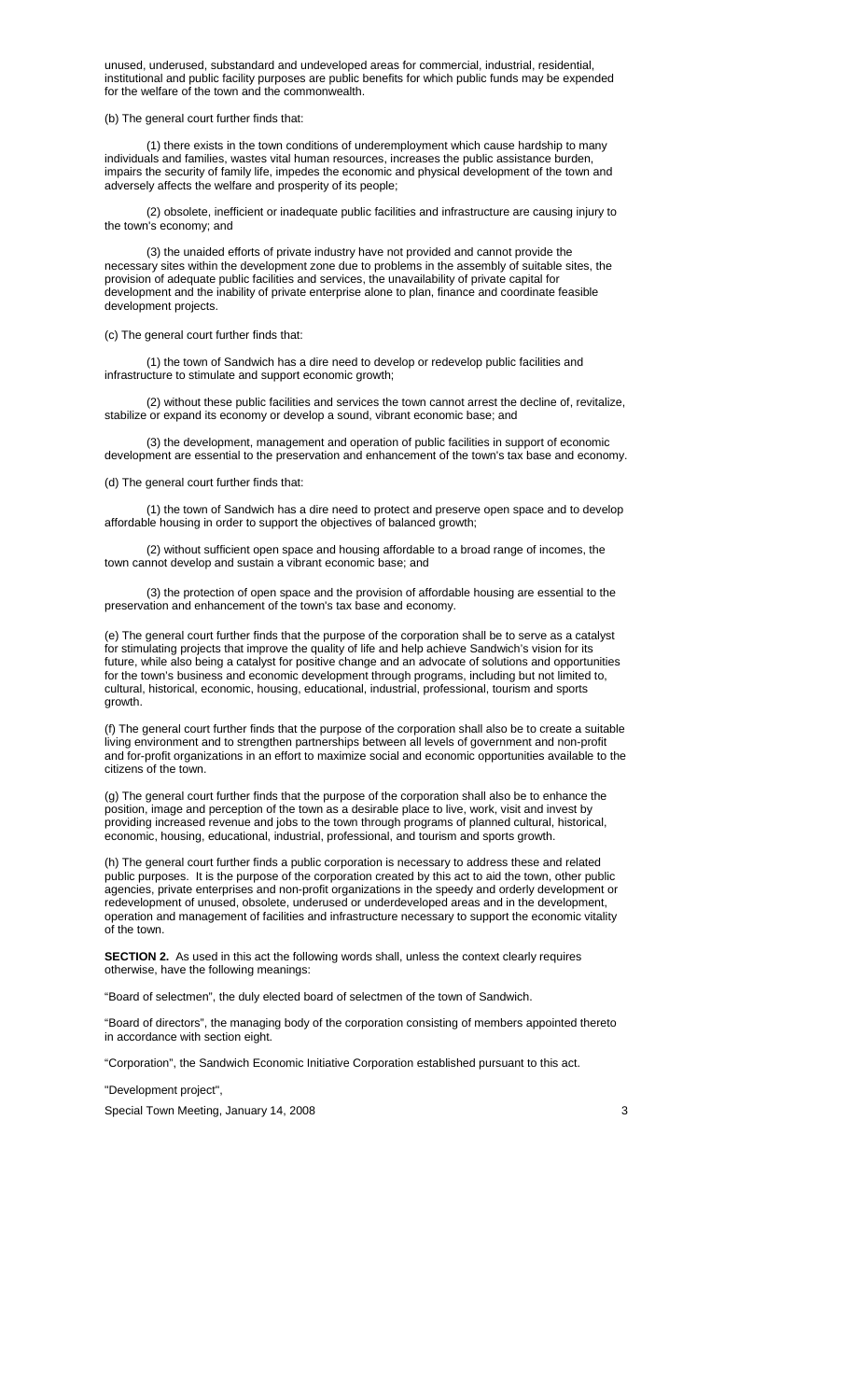unused, underused, substandard and undeveloped areas for commercial, industrial, residential, institutional and public facility purposes are public benefits for which public funds may be expended for the welfare of the town and the commonwealth.

(b) The general court further finds that:

(1) there exists in the town conditions of underemployment which cause hardship to many individuals and families, wastes vital human resources, increases the public assistance burden, impairs the security of family life, impedes the economic and physical development of the town and adversely affects the welfare and prosperity of its people;

(2) obsolete, inefficient or inadequate public facilities and infrastructure are causing injury to the town's economy; and

(3) the unaided efforts of private industry have not provided and cannot provide the necessary sites within the development zone due to problems in the assembly of suitable sites, the provision of adequate public facilities and services, the unavailability of private capital for development and the inability of private enterprise alone to plan, finance and coordinate feasible development projects.

(c) The general court further finds that:

(1) the town of Sandwich has a dire need to develop or redevelop public facilities and infrastructure to stimulate and support economic growth;

(2) without these public facilities and services the town cannot arrest the decline of, revitalize, stabilize or expand its economy or develop a sound, vibrant economic base; and

(3) the development, management and operation of public facilities in support of economic development are essential to the preservation and enhancement of the town's tax base and economy.

(d) The general court further finds that:

(1) the town of Sandwich has a dire need to protect and preserve open space and to develop affordable housing in order to support the objectives of balanced growth;

(2) without sufficient open space and housing affordable to a broad range of incomes, the town cannot develop and sustain a vibrant economic base; and

(3) the protection of open space and the provision of affordable housing are essential to the preservation and enhancement of the town's tax base and economy.

(e) The general court further finds that the purpose of the corporation shall be to serve as a catalyst for stimulating projects that improve the quality of life and help achieve Sandwich's vision for its future, while also being a catalyst for positive change and an advocate of solutions and opportunities for the town's business and economic development through programs, including but not limited to, cultural, historical, economic, housing, educational, industrial, professional, tourism and sports growth.

(f) The general court further finds that the purpose of the corporation shall also be to create a suitable living environment and to strengthen partnerships between all levels of government and non-profit and for-profit organizations in an effort to maximize social and economic opportunities available to the citizens of the town.

(g) The general court further finds that the purpose of the corporation shall also be to enhance the position, image and perception of the town as a desirable place to live, work, visit and invest by providing increased revenue and jobs to the town through programs of planned cultural, historical, economic, housing, educational, industrial, professional, and tourism and sports growth.

(h) The general court further finds a public corporation is necessary to address these and related public purposes. It is the purpose of the corporation created by this act to aid the town, other public agencies, private enterprises and non-profit organizations in the speedy and orderly development or redevelopment of unused, obsolete, underused or underdeveloped areas and in the development, operation and management of facilities and infrastructure necessary to support the economic vitality of the town.

**SECTION 2.** As used in this act the following words shall, unless the context clearly requires otherwise, have the following meanings:

"Board of selectmen", the duly elected board of selectmen of the town of Sandwich.

"Board of directors", the managing body of the corporation consisting of members appointed thereto in accordance with section eight.

"Corporation", the Sandwich Economic Initiative Corporation established pursuant to this act.

"Development project",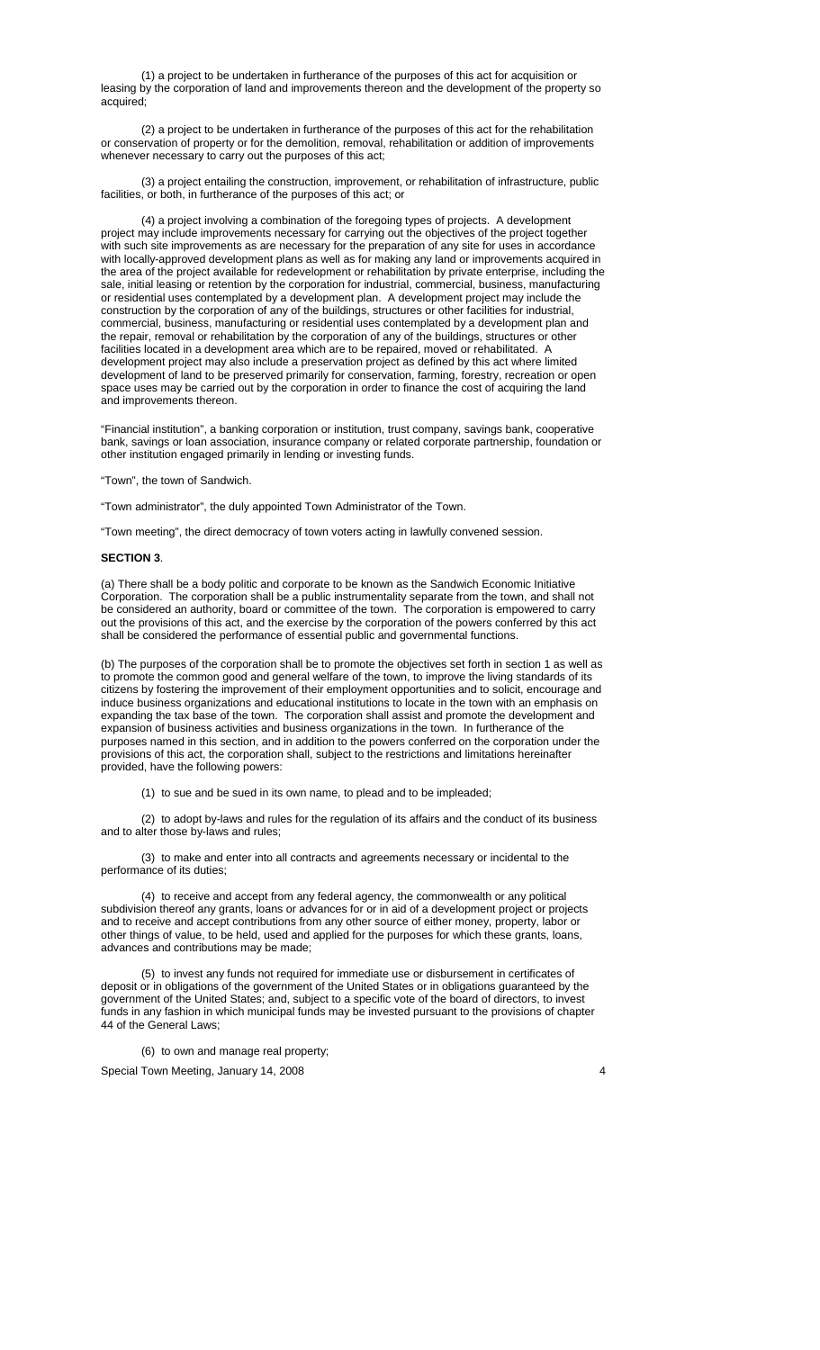(1) a project to be undertaken in furtherance of the purposes of this act for acquisition or leasing by the corporation of land and improvements thereon and the development of the property so acquired;

(2) a project to be undertaken in furtherance of the purposes of this act for the rehabilitation or conservation of property or for the demolition, removal, rehabilitation or addition of improvements whenever necessary to carry out the purposes of this act;

(3) a project entailing the construction, improvement, or rehabilitation of infrastructure, public facilities, or both, in furtherance of the purposes of this act; or

(4) a project involving a combination of the foregoing types of projects. A development project may include improvements necessary for carrying out the objectives of the project together with such site improvements as are necessary for the preparation of any site for uses in accordance with locally-approved development plans as well as for making any land or improvements acquired in the area of the project available for redevelopment or rehabilitation by private enterprise, including the sale, initial leasing or retention by the corporation for industrial, commercial, business, manufacturing or residential uses contemplated by a development plan. A development project may include the construction by the corporation of any of the buildings, structures or other facilities for industrial, commercial, business, manufacturing or residential uses contemplated by a development plan and the repair, removal or rehabilitation by the corporation of any of the buildings, structures or other facilities located in a development area which are to be repaired, moved or rehabilitated. A development project may also include a preservation project as defined by this act where limited development of land to be preserved primarily for conservation, farming, forestry, recreation or open space uses may be carried out by the corporation in order to finance the cost of acquiring the land and improvements thereon.

"Financial institution", a banking corporation or institution, trust company, savings bank, cooperative bank, savings or loan association, insurance company or related corporate partnership, foundation or other institution engaged primarily in lending or investing funds.

"Town", the town of Sandwich.

"Town administrator", the duly appointed Town Administrator of the Town.

"Town meeting", the direct democracy of town voters acting in lawfully convened session.

**SECTION 3**.

(a) There shall be a body politic and corporate to be known as the Sandwich Economic Initiative Corporation. The corporation shall be a public instrumentality separate from the town, and shall not be considered an authority, board or committee of the town. The corporation is empowered to carry out the provisions of this act, and the exercise by the corporation of the powers conferred by this act shall be considered the performance of essential public and governmental functions.

(b) The purposes of the corporation shall be to promote the objectives set forth in section 1 as well as to promote the common good and general welfare of the town, to improve the living standards of its citizens by fostering the improvement of their employment opportunities and to solicit, encourage and induce business organizations and educational institutions to locate in the town with an emphasis on expanding the tax base of the town. The corporation shall assist and promote the development and expansion of business activities and business organizations in the town. In furtherance of the purposes named in this section, and in addition to the powers conferred on the corporation under the provisions of this act, the corporation shall, subject to the restrictions and limitations hereinafter provided, have the following powers:

(1) to sue and be sued in its own name, to plead and to be impleaded;

(2) to adopt by-laws and rules for the regulation of its affairs and the conduct of its business and to alter those by-laws and rules;

(3) to make and enter into all contracts and agreements necessary or incidental to the performance of its duties;

(4) to receive and accept from any federal agency, the commonwealth or any political subdivision thereof any grants, loans or advances for or in aid of a development project or projects and to receive and accept contributions from any other source of either money, property, labor or other things of value, to be held, used and applied for the purposes for which these grants, loans, advances and contributions may be made;

(5) to invest any funds not required for immediate use or disbursement in certificates of deposit or in obligations of the government of the United States or in obligations guaranteed by the government of the United States; and, subject to a specific vote of the board of directors, to invest funds in any fashion in which municipal funds may be invested pursuant to the provisions of chapter 44 of the General Laws;

(6) to own and manage real property;

Special Town Meeting, January 14, 2008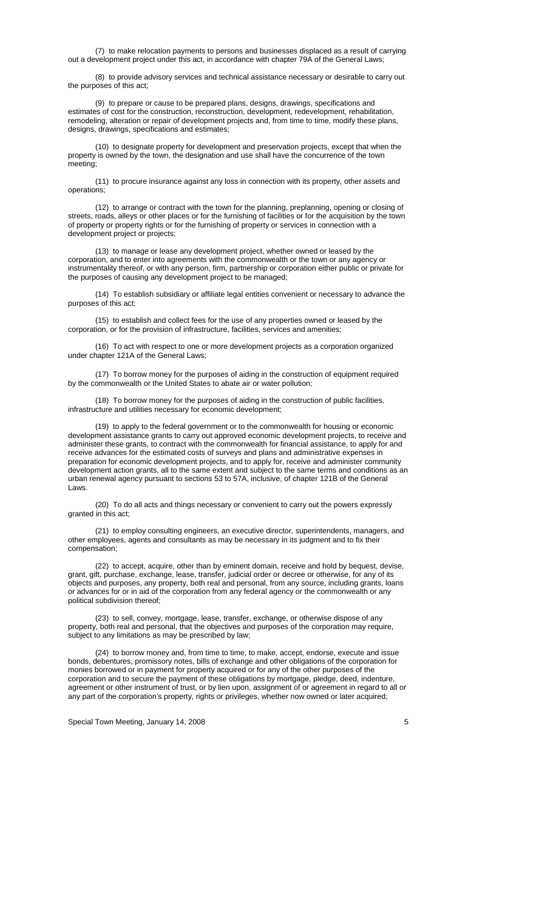(7) to make relocation payments to persons and businesses displaced as a result of carrying out a development project under this act, in accordance with chapter 79A of the General Laws;

(8) to provide advisory services and technical assistance necessary or desirable to carry out the purposes of this act;

(9) to prepare or cause to be prepared plans, designs, drawings, specifications and estimates of cost for the construction, reconstruction, development, redevelopment, rehabilitation, remodeling, alteration or repair of development projects and, from time to time, modify these plans, designs, drawings, specifications and estimates;

(10) to designate property for development and preservation projects, except that when the property is owned by the town, the designation and use shall have the concurrence of the town meeting;

(11) to procure insurance against any loss in connection with its property, other assets and operations;

(12) to arrange or contract with the town for the planning, preplanning, opening or closing of streets, roads, alleys or other places or for the furnishing of facilities or for the acquisition by the town of property or property rights or for the furnishing of property or services in connection with a development project or projects;

(13) to manage or lease any development project, whether owned or leased by the corporation, and to enter into agreements with the commonwealth or the town or any agency or instrumentality thereof, or with any person, firm, partnership or corporation either public or private for the purposes of causing any development project to be managed;

(14) To establish subsidiary or affiliate legal entities convenient or necessary to advance the purposes of this act;

(15) to establish and collect fees for the use of any properties owned or leased by the corporation, or for the provision of infrastructure, facilities, services and amenities;

(16) To act with respect to one or more development projects as a corporation organized under chapter 121A of the General Laws;

(17) To borrow money for the purposes of aiding in the construction of equipment required by the commonwealth or the United States to abate air or water pollution;

(18) To borrow money for the purposes of aiding in the construction of public facilities, infrastructure and utilities necessary for economic development;

(19) to apply to the federal government or to the commonwealth for housing or economic development assistance grants to carry out approved economic development projects, to receive and administer these grants, to contract with the commonwealth for financial assistance, to apply for and receive advances for the estimated costs of surveys and plans and administrative expenses in preparation for economic development projects, and to apply for, receive and administer community development action grants, all to the same extent and subject to the same terms and conditions as an urban renewal agency pursuant to sections 53 to 57A, inclusive, of chapter 121B of the General Laws.

(20) To do all acts and things necessary or convenient to carry out the powers expressly granted in this act;

(21) to employ consulting engineers, an executive director, superintendents, managers, and other employees, agents and consultants as may be necessary in its judgment and to fix their compensation;

(22) to accept, acquire, other than by eminent domain, receive and hold by bequest, devise, grant, gift, purchase, exchange, lease, transfer, judicial order or decree or otherwise, for any of its objects and purposes, any property, both real and personal, from any source, including grants, loans or advances for or in aid of the corporation from any federal agency or the commonwealth or any political subdivision thereof;

(23) to sell, convey, mortgage, lease, transfer, exchange, or otherwise dispose of any property, both real and personal, that the objectives and purposes of the corporation may require, subject to any limitations as may be prescribed by law;

(24) to borrow money and, from time to time, to make, accept, endorse, execute and issue bonds, debentures, promissory notes, bills of exchange and other obligations of the corporation for monies borrowed or in payment for property acquired or for any of the other purposes of the corporation and to secure the payment of these obligations by mortgage, pledge, deed, indenture, agreement or other instrument of trust, or by lien upon, assignment of or agreement in regard to all or any part of the corporation's property, rights or privileges, whether now owned or later acquired;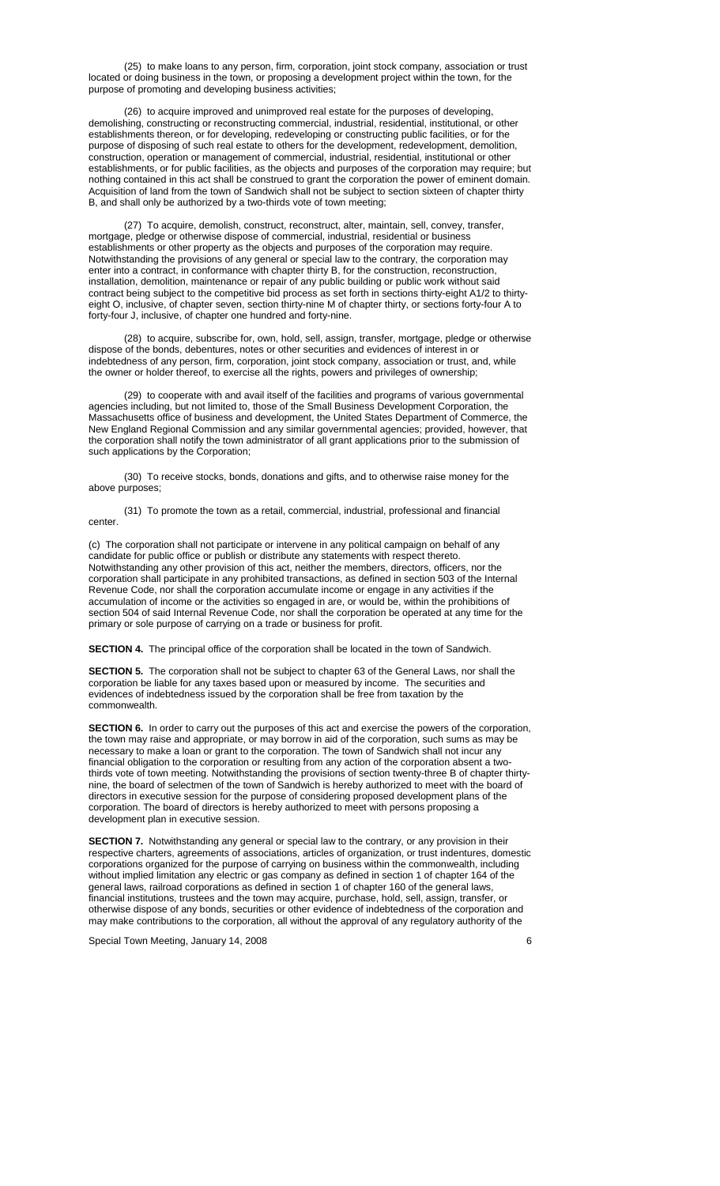(25) to make loans to any person, firm, corporation, joint stock company, association or trust located or doing business in the town, or proposing a development project within the town, for the purpose of promoting and developing business activities;

(26) to acquire improved and unimproved real estate for the purposes of developing, demolishing, constructing or reconstructing commercial, industrial, residential, institutional, or other establishments thereon, or for developing, redeveloping or constructing public facilities, or for the purpose of disposing of such real estate to others for the development, redevelopment, demolition, construction, operation or management of commercial, industrial, residential, institutional or other establishments, or for public facilities, as the objects and purposes of the corporation may require; but nothing contained in this act shall be construed to grant the corporation the power of eminent domain. Acquisition of land from the town of Sandwich shall not be subject to section sixteen of chapter thirty B, and shall only be authorized by a two-thirds vote of town meeting;

(27) To acquire, demolish, construct, reconstruct, alter, maintain, sell, convey, transfer, mortgage, pledge or otherwise dispose of commercial, industrial, residential or business establishments or other property as the objects and purposes of the corporation may require. Notwithstanding the provisions of any general or special law to the contrary, the corporation may enter into a contract, in conformance with chapter thirty B, for the construction, reconstruction, installation, demolition, maintenance or repair of any public building or public work without said contract being subject to the competitive bid process as set forth in sections thirty-eight A1/2 to thirty-eight O, inclusive, of chapter seven, section thirty-nine M of chapter thirty, or sections forty-four A to forty-four J, inclusive, of chapter one hundred and forty-nine.

(28) to acquire, subscribe for, own, hold, sell, assign, transfer, mortgage, pledge or otherwise dispose of the bonds, debentures, notes or other securities and evidences of interest in or indebtedness of any person, firm, corporation, joint stock company, association or trust, and, while the owner or holder thereof, to exercise all the rights, powers and privileges of ownership;

(29) to cooperate with and avail itself of the facilities and programs of various governmental agencies including, but not limited to, those of the Small Business Development Corporation, the Massachusetts office of business and development, the United States Department of Commerce, the New England Regional Commission and any similar governmental agencies; provided, however, that the corporation shall notify the town administrator of all grant applications prior to the submission of such applications by the Corporation;

(30) To receive stocks, bonds, donations and gifts, and to otherwise raise money for the above purposes;

(31) To promote the town as a retail, commercial, industrial, professional and financial center.

(c) The corporation shall not participate or intervene in any political campaign on behalf of any candidate for public office or publish or distribute any statements with respect thereto. Notwithstanding any other provision of this act, neither the members, directors, officers, nor the corporation shall participate in any prohibited transactions, as defined in section 503 of the Internal Revenue Code, nor shall the corporation accumulate income or engage in any activities if the accumulation of income or the activities so engaged in are, or would be, within the prohibitions of section 504 of said Internal Revenue Code, nor shall the corporation be operated at any time for the primary or sole purpose of carrying on a trade or business for profit.

**SECTION 4.** The principal office of the corporation shall be located in the town of Sandwich.

**SECTION 5.** The corporation shall not be subject to chapter 63 of the General Laws, nor shall the corporation be liable for any taxes based upon or measured by income. The securities and evidences of indebtedness issued by the corporation shall be free from taxation by the commonwealth.

**SECTION 6.** In order to carry out the purposes of this act and exercise the powers of the corporation, the town may raise and appropriate, or may borrow in aid of the corporation, such sums as may be necessary to make a loan or grant to the corporation. The town of Sandwich shall not incur any financial obligation to the corporation or resulting from any action of the corporation absent a two-thirds vote of town meeting. Notwithstanding the provisions of section twenty-three B of chapter thirty-nine, the board of selectmen of the town of Sandwich is hereby authorized to meet with the board of directors in executive session for the purpose of considering proposed development plans of the corporation. The board of directors is hereby authorized to meet with persons proposing a development plan in executive session.

**SECTION 7.** Notwithstanding any general or special law to the contrary, or any provision in their respective charters, agreements of associations, articles of organization, or trust indentures, domestic corporations organized for the purpose of carrying on business within the commonwealth, including without implied limitation any electric or gas company as defined in section 1 of chapter 164 of the general laws, railroad corporations as defined in section 1 of chapter 160 of the general laws, financial institutions, trustees and the town may acquire, purchase, hold, sell, assign, transfer, or otherwise dispose of any bonds, securities or other evidence of indebtedness of the corporation and may make contributions to the corporation, all without the approval of any regulatory authority of the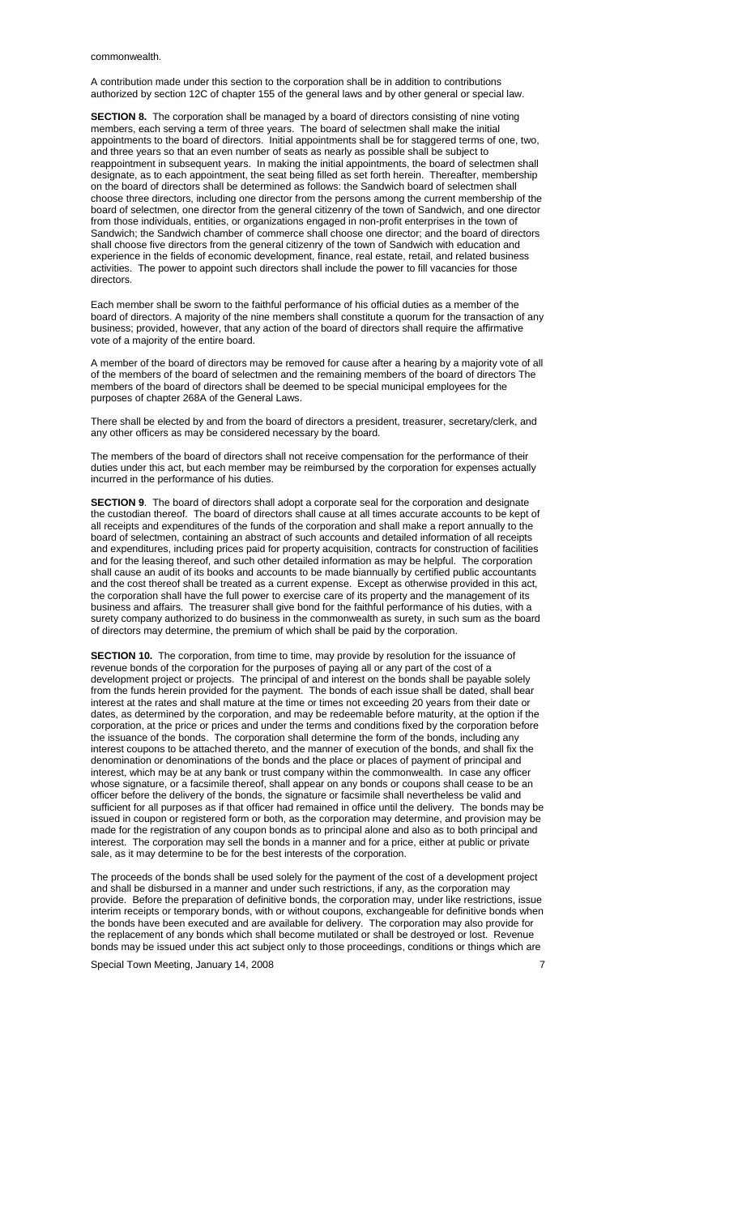commonwealth.

A contribution made under this section to the corporation shall be in addition to contributions authorized by section 12C of chapter 155 of the general laws and by other general or special law.

**SECTION 8.** The corporation shall be managed by a board of directors consisting of nine voting members, each serving a term of three years. The board of selectmen shall make the initial appointments to the board of directors. Initial appointments shall be for staggered terms of one, two, and three years so that an even number of seats as nearly as possible shall be subject to reappointment in subsequent years. In making the initial appointments, the board of selectmen shall designate, as to each appointment, the seat being filled as set forth herein. Thereafter, membership on the board of directors shall be determined as follows: the Sandwich board of selectmen shall choose three directors, including one director from the persons among the current membership of the board of selectmen, one director from the general citizenry of the town of Sandwich, and one director from those individuals, entities, or organizations engaged in non-profit enterprises in the town of Sandwich; the Sandwich chamber of commerce shall choose one director; and the board of directors shall choose five directors from the general citizenry of the town of Sandwich with education and experience in the fields of economic development, finance, real estate, retail, and related business activities. The power to appoint such directors shall include the power to fill vacancies for those directors.

Each member shall be sworn to the faithful performance of his official duties as a member of the board of directors. A majority of the nine members shall constitute a quorum for the transaction of any business; provided, however, that any action of the board of directors shall require the affirmative vote of a majority of the entire board.

A member of the board of directors may be removed for cause after a hearing by a majority vote of all of the members of the board of selectmen and the remaining members of the board of directors The members of the board of directors shall be deemed to be special municipal employees for the purposes of chapter 268A of the General Laws.

There shall be elected by and from the board of directors a president, treasurer, secretary/clerk, and any other officers as may be considered necessary by the board.

The members of the board of directors shall not receive compensation for the performance of their duties under this act, but each member may be reimbursed by the corporation for expenses actually incurred in the performance of his duties.

**SECTION 9**. The board of directors shall adopt a corporate seal for the corporation and designate the custodian thereof. The board of directors shall cause at all times accurate accounts to be kept of all receipts and expenditures of the funds of the corporation and shall make a report annually to the board of selectmen, containing an abstract of such accounts and detailed information of all receipts and expenditures, including prices paid for property acquisition, contracts for construction of facilities and for the leasing thereof, and such other detailed information as may be helpful. The corporation shall cause an audit of its books and accounts to be made biannually by certified public accountants and the cost thereof shall be treated as a current expense. Except as otherwise provided in this act, the corporation shall have the full power to exercise care of its property and the management of its business and affairs. The treasurer shall give bond for the faithful performance of his duties, with a surety company authorized to do business in the commonwealth as surety, in such sum as the board of directors may determine, the premium of which shall be paid by the corporation.

**SECTION 10.** The corporation, from time to time, may provide by resolution for the issuance of revenue bonds of the corporation for the purposes of paying all or any part of the cost of a development project or projects. The principal of and interest on the bonds shall be payable solely from the funds herein provided for the payment. The bonds of each issue shall be dated, shall bear interest at the rates and shall mature at the time or times not exceeding 20 years from their date or dates, as determined by the corporation, and may be redeemable before maturity, at the option if the corporation, at the price or prices and under the terms and conditions fixed by the corporation before the issuance of the bonds. The corporation shall determine the form of the bonds, including any interest coupons to be attached thereto, and the manner of execution of the bonds, and shall fix the denomination or denominations of the bonds and the place or places of payment of principal and interest, which may be at any bank or trust company within the commonwealth. In case any officer whose signature, or a facsimile thereof, shall appear on any bonds or coupons shall cease to be an officer before the delivery of the bonds, the signature or facsimile shall nevertheless be valid and sufficient for all purposes as if that officer had remained in office until the delivery. The bonds may be issued in coupon or registered form or both, as the corporation may determine, and provision may be made for the registration of any coupon bonds as to principal alone and also as to both principal and interest. The corporation may sell the bonds in a manner and for a price, either at public or private sale, as it may determine to be for the best interests of the corporation.

The proceeds of the bonds shall be used solely for the payment of the cost of a development project and shall be disbursed in a manner and under such restrictions, if any, as the corporation may provide. Before the preparation of definitive bonds, the corporation may, under like restrictions, issue interim receipts or temporary bonds, with or without coupons, exchangeable for definitive bonds when the bonds have been executed and are available for delivery. The corporation may also provide for the replacement of any bonds which shall become mutilated or shall be destroyed or lost. Revenue bonds may be issued under this act subject only to those proceedings, conditions or things which are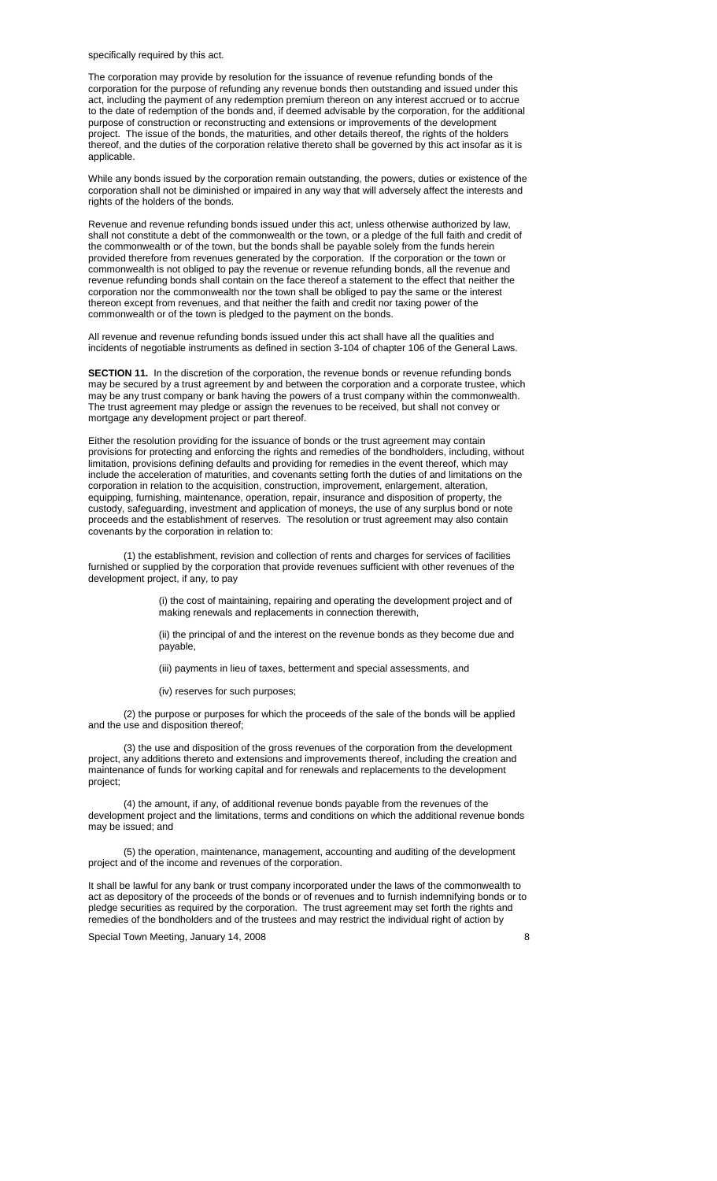specifically required by this act.

The corporation may provide by resolution for the issuance of revenue refunding bonds of the corporation for the purpose of refunding any revenue bonds then outstanding and issued under this act, including the payment of any redemption premium thereon on any interest accrued or to accrue to the date of redemption of the bonds and, if deemed advisable by the corporation, for the additional purpose of construction or reconstructing and extensions or improvements of the development project. The issue of the bonds, the maturities, and other details thereof, the rights of the holders thereof, and the duties of the corporation relative thereto shall be governed by this act insofar as it is applicable.

While any bonds issued by the corporation remain outstanding, the powers, duties or existence of the corporation shall not be diminished or impaired in any way that will adversely affect the interests and rights of the holders of the bonds.

Revenue and revenue refunding bonds issued under this act, unless otherwise authorized by law, shall not constitute a debt of the commonwealth or the town, or a pledge of the full faith and credit of the commonwealth or of the town, but the bonds shall be payable solely from the funds herein provided therefore from revenues generated by the corporation. If the corporation or the town or commonwealth is not obliged to pay the revenue or revenue refunding bonds, all the revenue and revenue refunding bonds shall contain on the face thereof a statement to the effect that neither the corporation nor the commonwealth nor the town shall be obliged to pay the same or the interest thereon except from revenues, and that neither the faith and credit nor taxing power of the commonwealth or of the town is pledged to the payment on the bonds.

All revenue and revenue refunding bonds issued under this act shall have all the qualities and incidents of negotiable instruments as defined in section 3-104 of chapter 106 of the General Laws.

**SECTION 11.** In the discretion of the corporation, the revenue bonds or revenue refunding bonds may be secured by a trust agreement by and between the corporation and a corporate trustee, which may be any trust company or bank having the powers of a trust company within the commonwealth. The trust agreement may pledge or assign the revenues to be received, but shall not convey or mortgage any development project or part thereof.

Either the resolution providing for the issuance of bonds or the trust agreement may contain provisions for protecting and enforcing the rights and remedies of the bondholders, including, without limitation, provisions defining defaults and providing for remedies in the event thereof, which may include the acceleration of maturities, and covenants setting forth the duties of and limitations on the corporation in relation to the acquisition, construction, improvement, enlargement, alteration, equipping, furnishing, maintenance, operation, repair, insurance and disposition of property, the custody, safeguarding, investment and application of moneys, the use of any surplus bond or note proceeds and the establishment of reserves. The resolution or trust agreement may also contain covenants by the corporation in relation to:

(1) the establishment, revision and collection of rents and charges for services of facilities furnished or supplied by the corporation that provide revenues sufficient with other revenues of the development project, if any, to pay

(i) the cost of maintaining, repairing and operating the development project and of making renewals and replacements in connection therewith,

(ii) the principal of and the interest on the revenue bonds as they become due and payable,

(iii) payments in lieu of taxes, betterment and special assessments, and

(iv) reserves for such purposes;

(2) the purpose or purposes for which the proceeds of the sale of the bonds will be applied and the use and disposition thereof;

(3) the use and disposition of the gross revenues of the corporation from the development project, any additions thereto and extensions and improvements thereof, including the creation and maintenance of funds for working capital and for renewals and replacements to the development project;

(4) the amount, if any, of additional revenue bonds payable from the revenues of the development project and the limitations, terms and conditions on which the additional revenue bonds may be issued; and

(5) the operation, maintenance, management, accounting and auditing of the development project and of the income and revenues of the corporation.

It shall be lawful for any bank or trust company incorporated under the laws of the commonwealth to act as depository of the proceeds of the bonds or of revenues and to furnish indemnifying bonds or to pledge securities as required by the corporation. The trust agreement may set forth the rights and remedies of the bondholders and of the trustees and may restrict the individual right of action by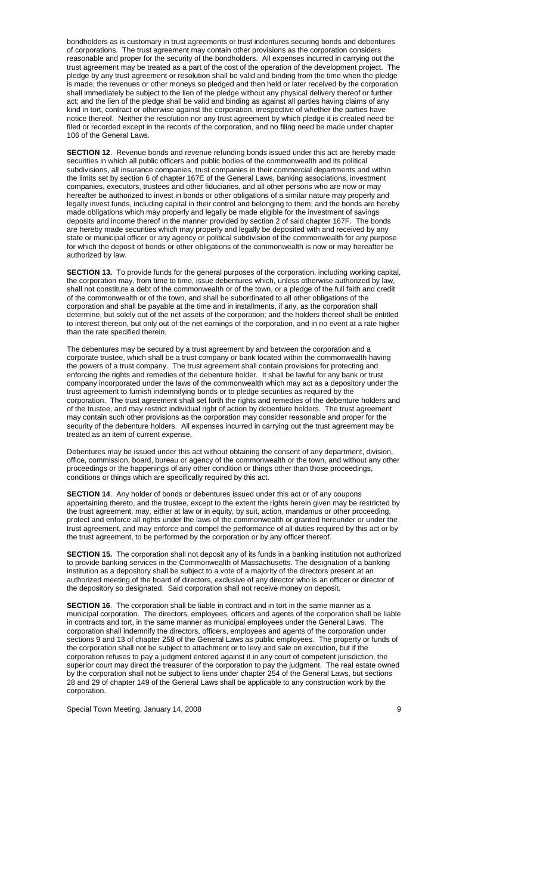bondholders as is customary in trust agreements or trust indentures securing bonds and debentures of corporations. The trust agreement may contain other provisions as the corporation considers reasonable and proper for the security of the bondholders. All expenses incurred in carrying out the trust agreement may be treated as a part of the cost of the operation of the development project. The pledge by any trust agreement or resolution shall be valid and binding from the time when the pledge is made; the revenues or other moneys so pledged and then held or later received by the corporation shall immediately be subject to the lien of the pledge without any physical delivery thereof or further act; and the lien of the pledge shall be valid and binding as against all parties having claims of any kind in tort, contract or otherwise against the corporation, irrespective of whether the parties have notice thereof. Neither the resolution nor any trust agreement by which pledge it is created need be filed or recorded except in the records of the corporation, and no filing need be made under chapter 106 of the General Laws.

**SECTION 12**. Revenue bonds and revenue refunding bonds issued under this act are hereby made securities in which all public officers and public bodies of the commonwealth and its political subdivisions, all insurance companies, trust companies in their commercial departments and within the limits set by section 6 of chapter 167E of the General Laws, banking associations, investment companies, executors, trustees and other fiduciaries, and all other persons who are now or may hereafter be authorized to invest in bonds or other obligations of a similar nature may properly and legally invest funds, including capital in their control and belonging to them; and the bonds are hereby made obligations which may properly and legally be made eligible for the investment of savings deposits and income thereof in the manner provided by section 2 of said chapter 167F. The bonds are hereby made securities which may properly and legally be deposited with and received by any state or municipal officer or any agency or political subdivision of the commonwealth for any purpose for which the deposit of bonds or other obligations of the commonwealth is now or may hereafter be authorized by law.

**SECTION 13.** To provide funds for the general purposes of the corporation, including working capital, the corporation may, from time to time, issue debentures which, unless otherwise authorized by law, shall not constitute a debt of the commonwealth or of the town, or a pledge of the full faith and credit of the commonwealth or of the town, and shall be subordinated to all other obligations of the corporation and shall be payable at the time and in installments, if any, as the corporation shall determine, but solely out of the net assets of the corporation; and the holders thereof shall be entitled to interest thereon, but only out of the net earnings of the corporation, and in no event at a rate higher than the rate specified therein.

The debentures may be secured by a trust agreement by and between the corporation and a corporate trustee, which shall be a trust company or bank located within the commonwealth having the powers of a trust company. The trust agreement shall contain provisions for protecting and enforcing the rights and remedies of the debenture holder. It shall be lawful for any bank or trust company incorporated under the laws of the commonwealth which may act as a depository under the trust agreement to furnish indemnifying bonds or to pledge securities as required by the corporation. The trust agreement shall set forth the rights and remedies of the debenture holders and of the trustee, and may restrict individual right of action by debenture holders. The trust agreement may contain such other provisions as the corporation may consider reasonable and proper for the security of the debenture holders. All expenses incurred in carrying out the trust agreement may be treated as an item of current expense.

Debentures may be issued under this act without obtaining the consent of any department, division, office, commission, board, bureau or agency of the commonwealth or the town, and without any other proceedings or the happenings of any other condition or things other than those proceedings, conditions or things which are specifically required by this act.

**SECTION 14**. Any holder of bonds or debentures issued under this act or of any coupons appertaining thereto, and the trustee, except to the extent the rights herein given may be restricted by the trust agreement, may, either at law or in equity, by suit, action, mandamus or other proceeding, protect and enforce all rights under the laws of the commonwealth or granted hereunder or under the trust agreement, and may enforce and compel the performance of all duties required by this act or by the trust agreement, to be performed by the corporation or by any officer thereof.

**SECTION 15.** The corporation shall not deposit any of its funds in a banking institution not authorized to provide banking services in the Commonwealth of Massachusetts. The designation of a banking institution as a depository shall be subject to a vote of a majority of the directors present at an authorized meeting of the board of directors, exclusive of any director who is an officer or director of the depository so designated. Said corporation shall not receive money on deposit.

**SECTION 16**. The corporation shall be liable in contract and in tort in the same manner as a municipal corporation. The directors, employees, officers and agents of the corporation shall be liable in contracts and tort, in the same manner as municipal employees under the General Laws. The corporation shall indemnify the directors, officers, employees and agents of the corporation under sections 9 and 13 of chapter 258 of the General Laws as public employees. The property or funds of the corporation shall not be subject to attachment or to levy and sale on execution, but if the corporation refuses to pay a judgment entered against it in any court of competent jurisdiction, the superior court may direct the treasurer of the corporation to pay the judgment. The real estate owned by the corporation shall not be subject to liens under chapter 254 of the General Laws, but sections 28 and 29 of chapter 149 of the General Laws shall be applicable to any construction work by the corporation.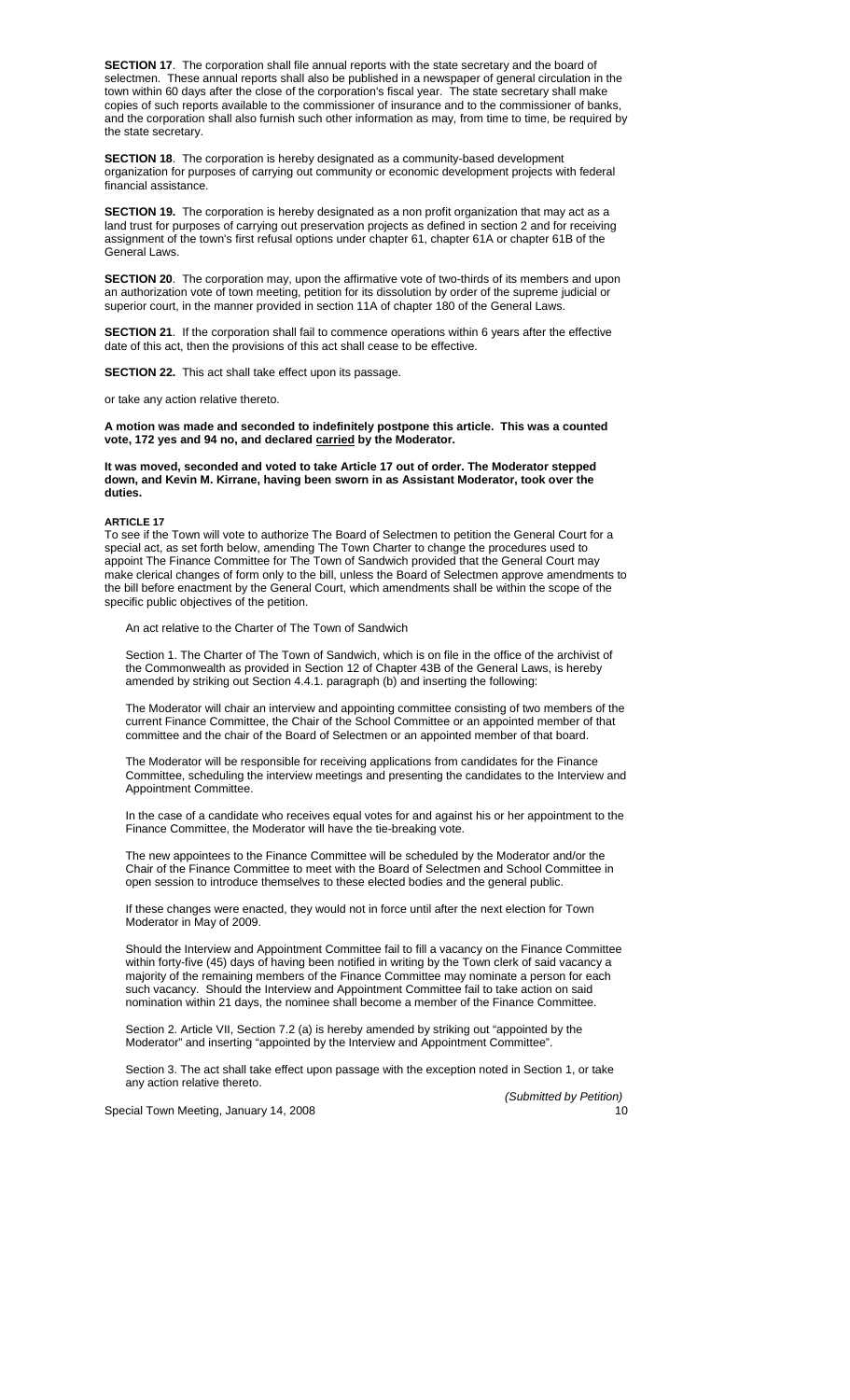**SECTION 17**. The corporation shall file annual reports with the state secretary and the board of selectmen. These annual reports shall also be published in a newspaper of general circulation in the town within 60 days after the close of the corporation's fiscal year. The state secretary shall make copies of such reports available to the commissioner of insurance and to the commissioner of banks, and the corporation shall also furnish such other information as may, from time to time, be required by the state secretary.

**SECTION 18**. The corporation is hereby designated as a community-based development organization for purposes of carrying out community or economic development projects with federal financial assistance.

**SECTION 19.** The corporation is hereby designated as a non profit organization that may act as a land trust for purposes of carrying out preservation projects as defined in section 2 and for receiving assignment of the town's first refusal options under chapter 61, chapter 61A or chapter 61B of the General Laws.

**SECTION 20**. The corporation may, upon the affirmative vote of two-thirds of its members and upon an authorization vote of town meeting, petition for its dissolution by order of the supreme judicial or superior court, in the manner provided in section 11A of chapter 180 of the General Laws.

**SECTION 21**. If the corporation shall fail to commence operations within 6 years after the effective date of this act, then the provisions of this act shall cease to be effective.

**SECTION 22.** This act shall take effect upon its passage.

or take any action relative thereto.

**A motion was made and seconded to indefinitely postpone this article. This was a counted vote, 172 yes and 94 no, and declared carried by the Moderator.**

**It was moved, seconded and voted to take Article 17 out of order. The Moderator stepped down, and Kevin M. Kirrane, having been sworn in as Assistant Moderator, took over the duties.**

**ARTICLE 17**

To see if the Town will vote to authorize The Board of Selectmen to petition the General Court for a special act, as set forth below, amending The Town Charter to change the procedures used to appoint The Finance Committee for The Town of Sandwich provided that the General Court may make clerical changes of form only to the bill, unless the Board of Selectmen approve amendments to the bill before enactment by the General Court, which amendments shall be within the scope of the specific public objectives of the petition.

An act relative to the Charter of The Town of Sandwich

Section 1. The Charter of The Town of Sandwich, which is on file in the office of the archivist of the Commonwealth as provided in Section 12 of Chapter 43B of the General Laws, is hereby amended by striking out Section 4.4.1. paragraph (b) and inserting the following:

The Moderator will chair an interview and appointing committee consisting of two members of the current Finance Committee, the Chair of the School Committee or an appointed member of that committee and the chair of the Board of Selectmen or an appointed member of that board.

The Moderator will be responsible for receiving applications from candidates for the Finance Committee, scheduling the interview meetings and presenting the candidates to the Interview and Appointment Committee.

In the case of a candidate who receives equal votes for and against his or her appointment to the Finance Committee, the Moderator will have the tie-breaking vote.

The new appointees to the Finance Committee will be scheduled by the Moderator and/or the Chair of the Finance Committee to meet with the Board of Selectmen and School Committee in open session to introduce themselves to these elected bodies and the general public.

If these changes were enacted, they would not in force until after the next election for Town Moderator in May of 2009.

Should the Interview and Appointment Committee fail to fill a vacancy on the Finance Committee within forty-five (45) days of having been notified in writing by the Town clerk of said vacancy a majority of the remaining members of the Finance Committee may nominate a person for each such vacancy. Should the Interview and Appointment Committee fail to take action on said nomination within 21 days, the nominee shall become a member of the Finance Committee.

Section 2. Article VII, Section 7.2 (a) is hereby amended by striking out "appointed by the Moderator" and inserting "appointed by the Interview and Appointment Committee".

Section 3. The act shall take effect upon passage with the exception noted in Section 1, or take any action relative thereto.

*(Submitted by Petition)*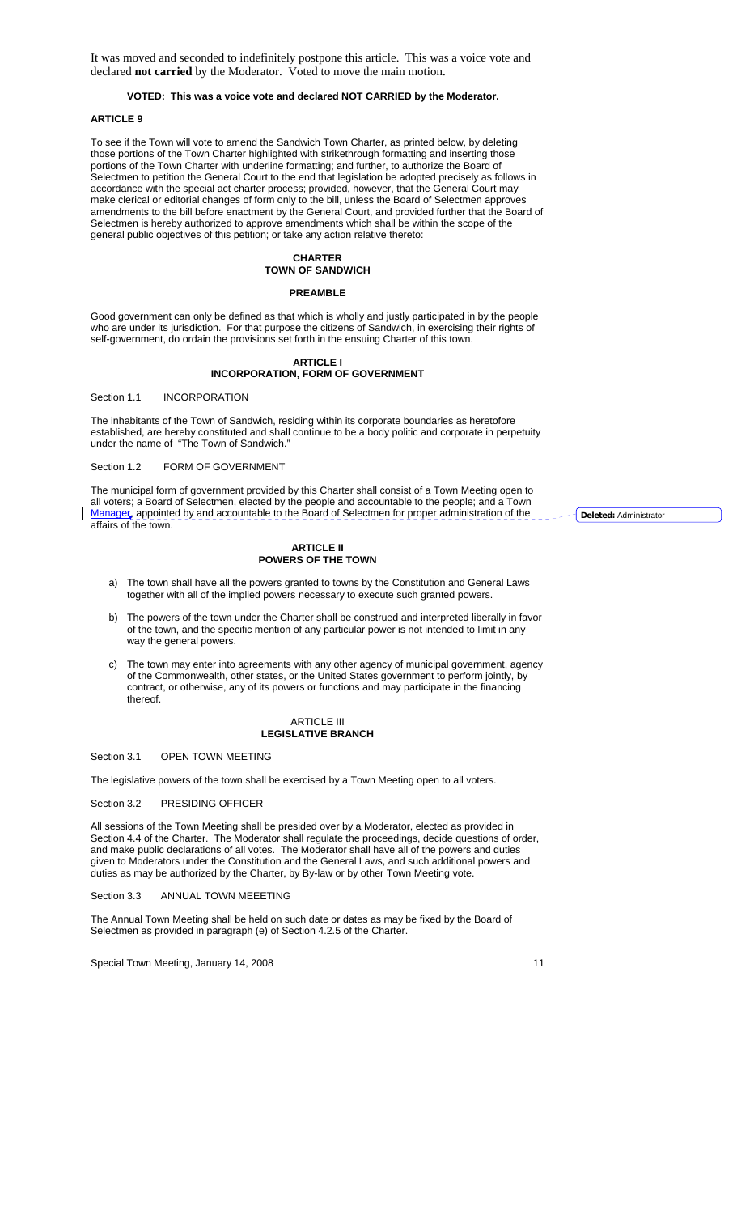It was moved and seconded to indefinitely postpone this article. This was a voice vote and declared **not carried** by the Moderator. Voted to move the main motion.

**VOTED: This was a voice vote and declared NOT CARRIED by the Moderator.**

**ARTICLE 9**

To see if the Town will vote to amend the Sandwich Town Charter, as printed below, by deleting those portions of the Town Charter highlighted with strikethrough formatting and inserting those portions of the Town Charter with underline formatting; and further, to authorize the Board of Selectmen to petition the General Court to the end that legislation be adopted precisely as follows in accordance with the special act charter process; provided, however, that the General Court may make clerical or editorial changes of form only to the bill, unless the Board of Selectmen approves amendments to the bill before enactment by the General Court, and provided further that the Board of Selectmen is hereby authorized to approve amendments which shall be within the scope of the general public objectives of this petition; or take any action relative thereto:

**CHARTER**
**TOWN OF SANDWICH**

**PREAMBLE**

Good government can only be defined as that which is wholly and justly participated in by the people who are under its jurisdiction. For that purpose the citizens of Sandwich, in exercising their rights of self-government, do ordain the provisions set forth in the ensuing Charter of this town.

**ARTICLE I**
**INCORPORATION, FORM OF GOVERNMENT**

Section 1.1 INCORPORATION

The inhabitants of the Town of Sandwich, residing within its corporate boundaries as heretofore established, are hereby constituted and shall continue to be a body politic and corporate in perpetuity under the name of "The Town of Sandwich."

Section 1.2 FORM OF GOVERNMENT

The municipal form of government provided by this Charter shall consist of a Town Meeting open to all voters; a Board of Selectmen, elected by the people and accountable to the people; and a Town Manager, appointed by and accountable to the Board of Selectmen for proper administration of the affairs of the town.

**Deleted:** Administrator

**ARTICLE II**
**POWERS OF THE TOWN**

a) The town shall have all the powers granted to towns by the Constitution and General Laws together with all of the implied powers necessary to execute such granted powers.

b) The powers of the town under the Charter shall be construed and interpreted liberally in favor of the town, and the specific mention of any particular power is not intended to limit in any way the general powers.

c) The town may enter into agreements with any other agency of municipal government, agency of the Commonwealth, other states, or the United States government to perform jointly, by contract, or otherwise, any of its powers or functions and may participate in the financing thereof.

ARTICLE III
**LEGISLATIVE BRANCH**

Section 3.1 OPEN TOWN MEETING

The legislative powers of the town shall be exercised by a Town Meeting open to all voters.

Section 3.2 PRESIDING OFFICER

All sessions of the Town Meeting shall be presided over by a Moderator, elected as provided in Section 4.4 of the Charter. The Moderator shall regulate the proceedings, decide questions of order, and make public declarations of all votes. The Moderator shall have all of the powers and duties given to Moderators under the Constitution and the General Laws, and such additional powers and duties as may be authorized by the Charter, by By-law or by other Town Meeting vote.

Section 3.3 ANNUAL TOWN MEEETING

The Annual Town Meeting shall be held on such date or dates as may be fixed by the Board of Selectmen as provided in paragraph (e) of Section 4.2.5 of the Charter.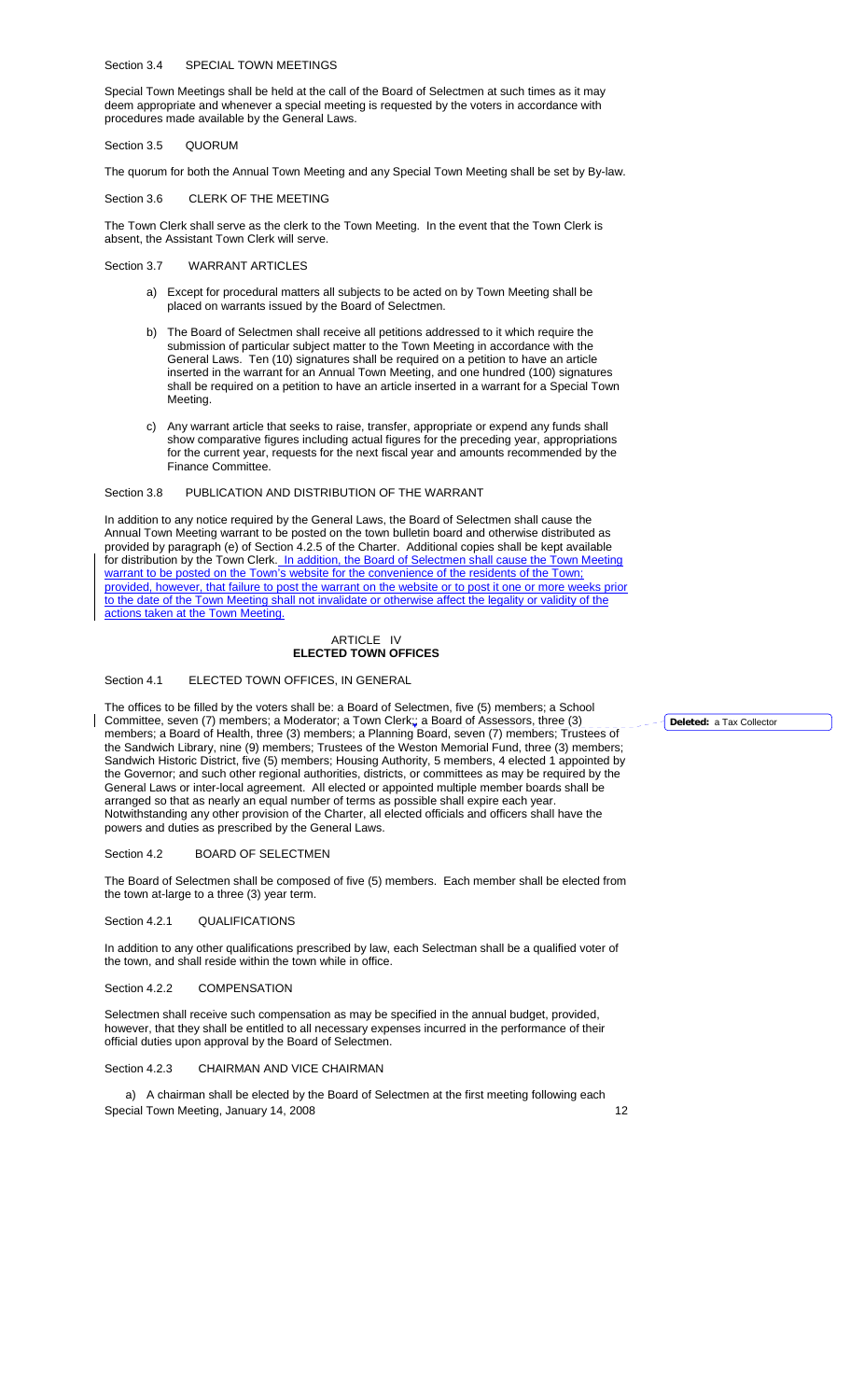Section 3.4 SPECIAL TOWN MEETINGS

Special Town Meetings shall be held at the call of the Board of Selectmen at such times as it may deem appropriate and whenever a special meeting is requested by the voters in accordance with procedures made available by the General Laws.

Section 3.5 QUORUM

The quorum for both the Annual Town Meeting and any Special Town Meeting shall be set by By-law.

Section 3.6 CLERK OF THE MEETING

The Town Clerk shall serve as the clerk to the Town Meeting. In the event that the Town Clerk is absent, the Assistant Town Clerk will serve.

Section 3.7 WARRANT ARTICLES

a) Except for procedural matters all subjects to be acted on by Town Meeting shall be placed on warrants issued by the Board of Selectmen.

b) The Board of Selectmen shall receive all petitions addressed to it which require the submission of particular subject matter to the Town Meeting in accordance with the General Laws. Ten (10) signatures shall be required on a petition to have an article inserted in the warrant for an Annual Town Meeting, and one hundred (100) signatures shall be required on a petition to have an article inserted in a warrant for a Special Town Meeting.

c) Any warrant article that seeks to raise, transfer, appropriate or expend any funds shall show comparative figures including actual figures for the preceding year, appropriations for the current year, requests for the next fiscal year and amounts recommended by the Finance Committee.

Section 3.8 PUBLICATION AND DISTRIBUTION OF THE WARRANT

In addition to any notice required by the General Laws, the Board of Selectmen shall cause the Annual Town Meeting warrant to be posted on the town bulletin board and otherwise distributed as provided by paragraph (e) of Section 4.2.5 of the Charter. Additional copies shall be kept available for distribution by the Town Clerk. In addition, the Board of Selectmen shall cause the Town Meeting warrant to be posted on the Town's website for the convenience of the residents of the Town; provided, however, that failure to post the warrant on the website or to post it one or more weeks prior to the date of the Town Meeting shall not invalidate or otherwise affect the legality or validity of the actions taken at the Town Meeting.

## ARTICLE IV
## ELECTED TOWN OFFICES

Section 4.1 ELECTED TOWN OFFICES, IN GENERAL

The offices to be filled by the voters shall be: a Board of Selectmen, five (5) members; a School Committee, seven (7) members; a Moderator; a Town Clerk; a Board of Assessors, three (3) members; a Board of Health, three (3) members; a Planning Board, seven (7) members; Trustees of the Sandwich Library, nine (9) members; Trustees of the Weston Memorial Fund, three (3) members; Sandwich Historic District, five (5) members; Housing Authority, 5 members, 4 elected 1 appointed by the Governor; and such other regional authorities, districts, or committees as may be required by the General Laws or inter-local agreement. All elected or appointed multiple member boards shall be arranged so that as nearly an equal number of terms as possible shall expire each year. Notwithstanding any other provision of the Charter, all elected officials and officers shall have the powers and duties as prescribed by the General Laws.

Deleted: a Tax Collector

Section 4.2 BOARD OF SELECTMEN

The Board of Selectmen shall be composed of five (5) members. Each member shall be elected from the town at-large to a three (3) year term.

Section 4.2.1 QUALIFICATIONS

In addition to any other qualifications prescribed by law, each Selectman shall be a qualified voter of the town, and shall reside within the town while in office.

Section 4.2.2 COMPENSATION

Selectmen shall receive such compensation as may be specified in the annual budget, provided, however, that they shall be entitled to all necessary expenses incurred in the performance of their official duties upon approval by the Board of Selectmen.

Section 4.2.3 CHAIRMAN AND VICE CHAIRMAN

a) A chairman shall be elected by the Board of Selectmen at the first meeting following each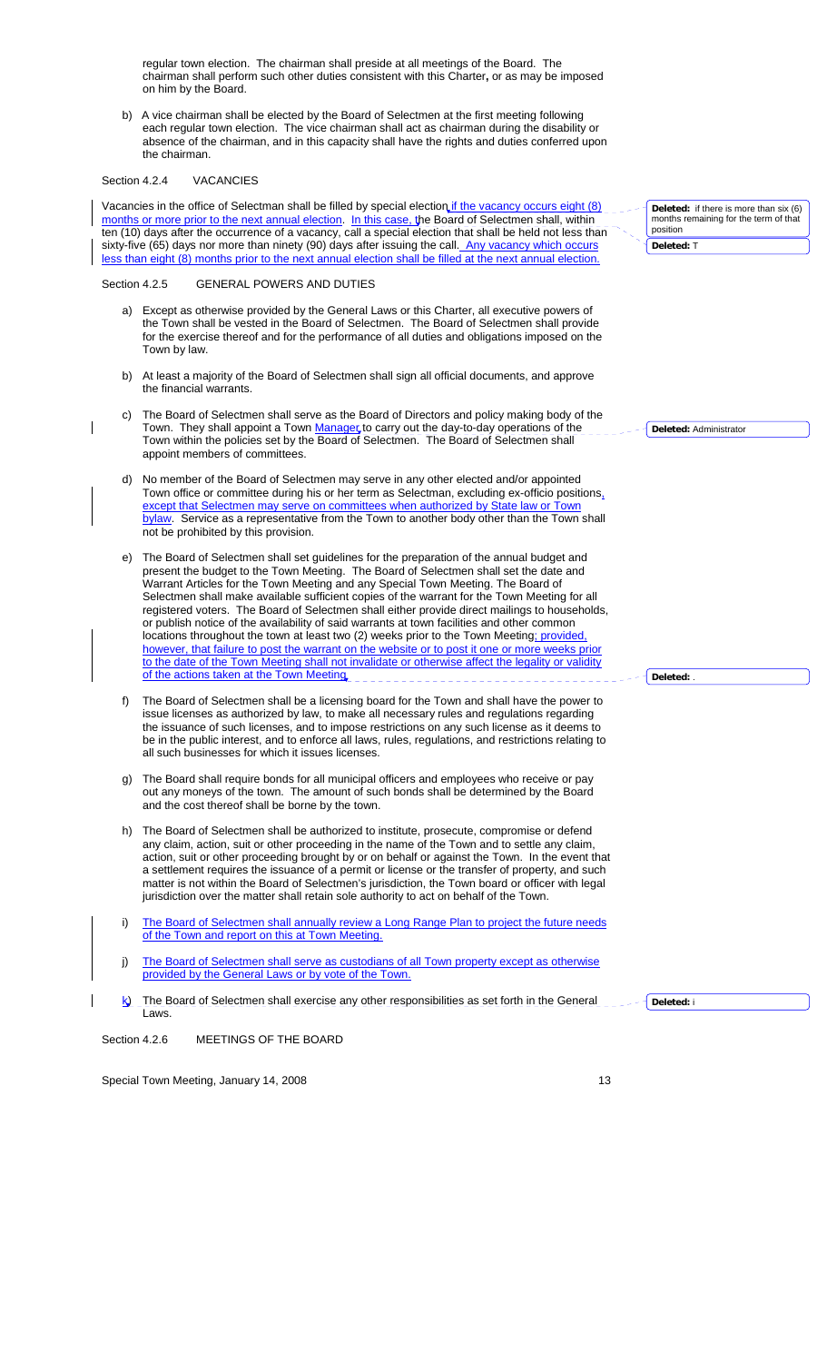regular town election. The chairman shall preside at all meetings of the Board. The chairman shall perform such other duties consistent with this Charter, or as may be imposed on him by the Board.

b) A vice chairman shall be elected by the Board of Selectmen at the first meeting following each regular town election. The vice chairman shall act as chairman during the disability or absence of the chairman, and in this capacity shall have the rights and duties conferred upon the chairman.

Section 4.2.4 VACANCIES

Vacancies in the office of Selectman shall be filled by special election if the vacancy occurs eight (8) months or more prior to the next annual election. In this case, the Board of Selectmen shall, within ten (10) days after the occurrence of a vacancy, call a special election that shall be held not less than sixty-five (65) days nor more than ninety (90) days after issuing the call. Any vacancy which occurs less than eight (8) months prior to the next annual election shall be filled at the next annual election.

**Deleted:** if there is more than six (6) months remaining for the term of that position

**Deleted:** T

Section 4.2.5 GENERAL POWERS AND DUTIES

a) Except as otherwise provided by the General Laws or this Charter, all executive powers of the Town shall be vested in the Board of Selectmen. The Board of Selectmen shall provide for the exercise thereof and for the performance of all duties and obligations imposed on the Town by law.

b) At least a majority of the Board of Selectmen shall sign all official documents, and approve the financial warrants.

c) The Board of Selectmen shall serve as the Board of Directors and policy making body of the Town. They shall appoint a Town Manager to carry out the day-to-day operations of the Town within the policies set by the Board of Selectmen. The Board of Selectmen shall appoint members of committees.

**Deleted:** Administrator

d) No member of the Board of Selectmen may serve in any other elected and/or appointed Town office or committee during his or her term as Selectman, excluding ex-officio positions, except that Selectmen may serve on committees when authorized by State law or Town bylaw. Service as a representative from the Town to another body other than the Town shall not be prohibited by this provision.

e) The Board of Selectmen shall set guidelines for the preparation of the annual budget and present the budget to the Town Meeting. The Board of Selectmen shall set the date and Warrant Articles for the Town Meeting and any Special Town Meeting. The Board of Selectmen shall make available sufficient copies of the warrant for the Town Meeting for all registered voters. The Board of Selectmen shall either provide direct mailings to households, or publish notice of the availability of said warrants at town facilities and other common locations throughout the town at least two (2) weeks prior to the Town Meeting; provided, however, that failure to post the warrant on the website or to post it one or more weeks prior to the date of the Town Meeting shall not invalidate or otherwise affect the legality or validity of the actions taken at the Town Meeting.

**Deleted:** .

f) The Board of Selectmen shall be a licensing board for the Town and shall have the power to issue licenses as authorized by law, to make all necessary rules and regulations regarding the issuance of such licenses, and to impose restrictions on any such license as it deems to be in the public interest, and to enforce all laws, rules, regulations, and restrictions relating to all such businesses for which it issues licenses.

g) The Board shall require bonds for all municipal officers and employees who receive or pay out any moneys of the town. The amount of such bonds shall be determined by the Board and the cost thereof shall be borne by the town.

h) The Board of Selectmen shall be authorized to institute, prosecute, compromise or defend any claim, action, suit or other proceeding in the name of the Town and to settle any claim, action, suit or other proceeding brought by or on behalf or against the Town. In the event that a settlement requires the issuance of a permit or license or the transfer of property, and such matter is not within the Board of Selectmen's jurisdiction, the Town board or officer with legal jurisdiction over the matter shall retain sole authority to act on behalf of the Town.

i) The Board of Selectmen shall annually review a Long Range Plan to project the future needs of the Town and report on this at Town Meeting.

j) The Board of Selectmen shall serve as custodians of all Town property except as otherwise provided by the General Laws or by vote of the Town.

k) The Board of Selectmen shall exercise any other responsibilities as set forth in the General Laws.

**Deleted:** i

Section 4.2.6 MEETINGS OF THE BOARD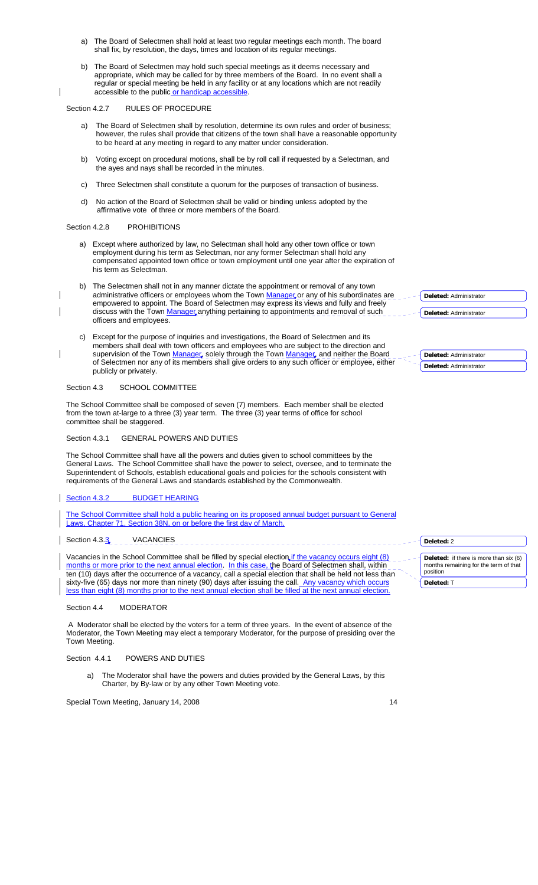a) The Board of Selectmen shall hold at least two regular meetings each month. The board shall fix, by resolution, the days, times and location of its regular meetings.

b) The Board of Selectmen may hold such special meetings as it deems necessary and appropriate, which may be called for by three members of the Board. In no event shall a regular or special meeting be held in any facility or at any locations which are not readily accessible to the public or handicap accessible.

Section 4.2.7 RULES OF PROCEDURE

a) The Board of Selectmen shall by resolution, determine its own rules and order of business; however, the rules shall provide that citizens of the town shall have a reasonable opportunity to be heard at any meeting in regard to any matter under consideration.

b) Voting except on procedural motions, shall be by roll call if requested by a Selectman, and the ayes and nays shall be recorded in the minutes.

c) Three Selectmen shall constitute a quorum for the purposes of transaction of business.

d) No action of the Board of Selectmen shall be valid or binding unless adopted by the affirmative vote of three or more members of the Board.

Section 4.2.8 PROHIBITIONS

a) Except where authorized by law, no Selectman shall hold any other town office or town employment during his term as Selectman, nor any former Selectman shall hold any compensated appointed town office or town employment until one year after the expiration of his term as Selectman.

b) The Selectmen shall not in any manner dictate the appointment or removal of any town administrative officers or employees whom the Town Manager or any of his subordinates are empowered to appoint. The Board of Selectmen may express its views and fully and freely discuss with the Town Manager anything pertaining to appointments and removal of such officers and employees.

c) Except for the purpose of inquiries and investigations, the Board of Selectmen and its members shall deal with town officers and employees who are subject to the direction and supervision of the Town Manager, solely through the Town Manager, and neither the Board of Selectmen nor any of its members shall give orders to any such officer or employee, either publicly or privately.

Section 4.3 SCHOOL COMMITTEE

The School Committee shall be composed of seven (7) members. Each member shall be elected from the town at-large to a three (3) year term. The three (3) year terms of office for school committee shall be staggered.

Section 4.3.1 GENERAL POWERS AND DUTIES

The School Committee shall have all the powers and duties given to school committees by the General Laws. The School Committee shall have the power to select, oversee, and to terminate the Superintendent of Schools, establish educational goals and policies for the schools consistent with requirements of the General Laws and standards established by the Commonwealth.

Section 4.3.2 BUDGET HEARING

The School Committee shall hold a public hearing on its proposed annual budget pursuant to General Laws, Chapter 71, Section 38N, on or before the first day of March.

Section 4.3.3 VACANCIES

Vacancies in the School Committee shall be filled by special election if the vacancy occurs eight (8) months or more prior to the next annual election. In this case, the Board of Selectmen shall, within ten (10) days after the occurrence of a vacancy, call a special election that shall be held not less than sixty-five (65) days nor more than ninety (90) days after issuing the call. Any vacancy which occurs less than eight (8) months prior to the next annual election shall be filled at the next annual election.

Section 4.4 MODERATOR

A Moderator shall be elected by the voters for a term of three years. In the event of absence of the Moderator, the Town Meeting may elect a temporary Moderator, for the purpose of presiding over the Town Meeting.

Section 4.4.1 POWERS AND DUTIES

a) The Moderator shall have the powers and duties provided by the General Laws, by this Charter, by By-law or by any other Town Meeting vote.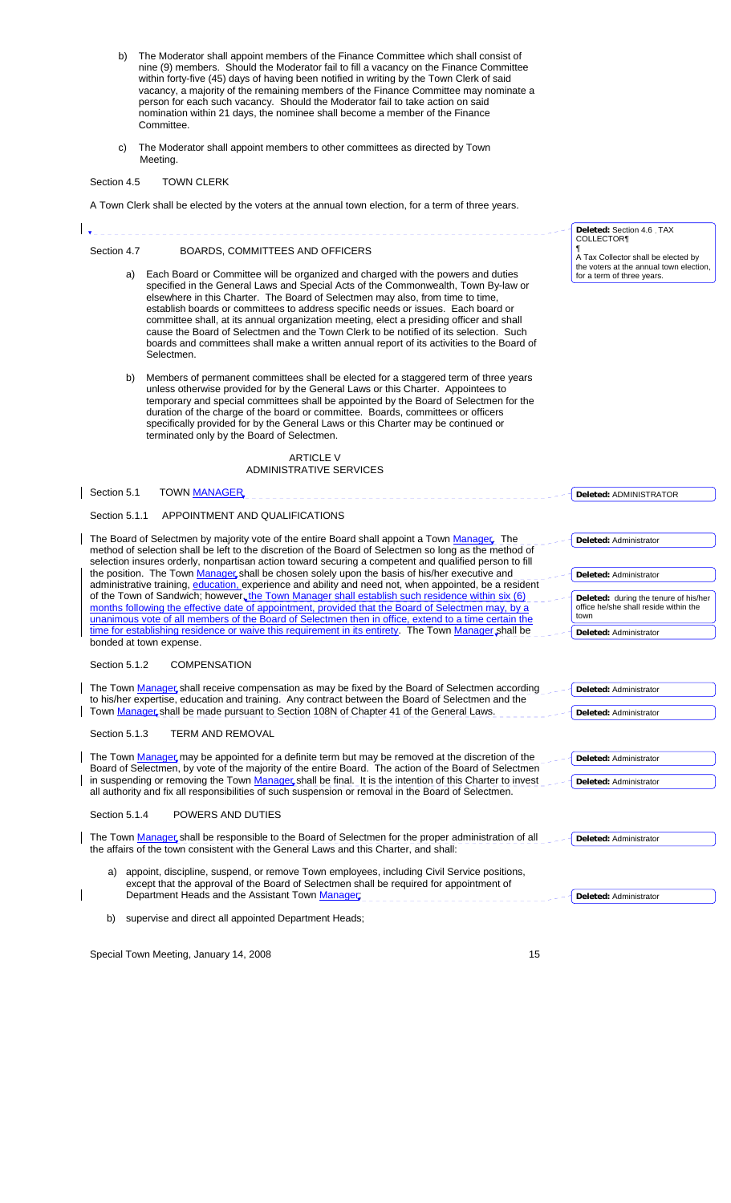b) The Moderator shall appoint members of the Finance Committee which shall consist of nine (9) members. Should the Moderator fail to fill a vacancy on the Finance Committee within forty-five (45) days of having been notified in writing by the Town Clerk of said vacancy, a majority of the remaining members of the Finance Committee may nominate a person for each such vacancy. Should the Moderator fail to take action on said nomination within 21 days, the nominee shall become a member of the Finance Committee.

c) The Moderator shall appoint members to other committees as directed by Town Meeting.

Section 4.5 TOWN CLERK

A Town Clerk shall be elected by the voters at the annual town election, for a term of three years.

Deleted: Section 4.6 TAX COLLECTOR

A Tax Collector shall be elected by the voters at the annual town election, for a term of three years.

Section 4.7 BOARDS, COMMITTEES AND OFFICERS

a) Each Board or Committee will be organized and charged with the powers and duties specified in the General Laws and Special Acts of the Commonwealth, Town By-law or elsewhere in this Charter. The Board of Selectmen may also, from time to time, establish boards or committees to address specific needs or issues. Each board or committee shall, at its annual organization meeting, elect a presiding officer and shall cause the Board of Selectmen and the Town Clerk to be notified of its selection. Such boards and committees shall make a written annual report of its activities to the Board of Selectmen.

b) Members of permanent committees shall be elected for a staggered term of three years unless otherwise provided for by the General Laws or this Charter. Appointees to temporary and special committees shall be appointed by the Board of Selectmen for the duration of the charge of the board or committee. Boards, committees or officers specifically provided for by the General Laws or this Charter may be continued or terminated only by the Board of Selectmen.

ARTICLE V
ADMINISTRATIVE SERVICES

Section 5.1 TOWN MANAGER

Deleted: ADMINISTRATOR

Section 5.1.1 APPOINTMENT AND QUALIFICATIONS

The Board of Selectmen by majority vote of the entire Board shall appoint a Town Manager. The method of selection shall be left to the discretion of the Board of Selectmen so long as the method of selection insures orderly, nonpartisan action toward securing a competent and qualified person to fill the position. The Town Manager shall be chosen solely upon the basis of his/her executive and administrative training, education, experience and ability and need not, when appointed, be a resident of the Town of Sandwich; however, the Town Manager shall establish such residence within six (6) months following the effective date of appointment, provided that the Board of Selectmen may, by a unanimous vote of all members of the Board of Selectmen then in office, extend to a time certain the time for establishing residence or waive this requirement in its entirety. The Town Manager shall be bonded at town expense.

Deleted: Administrator

Deleted: Administrator

Deleted: during the tenure of his/her office he/she shall reside within the town

Deleted: Administrator

Section 5.1.2 COMPENSATION

The Town Manager shall receive compensation as may be fixed by the Board of Selectmen according to his/her expertise, education and training. Any contract between the Board of Selectmen and the Town Manager shall be made pursuant to Section 108N of Chapter 41 of the General Laws.

Deleted: Administrator

Deleted: Administrator

Section 5.1.3 TERM AND REMOVAL

The Town Manager may be appointed for a definite term but may be removed at the discretion of the Board of Selectmen, by vote of the majority of the entire Board. The action of the Board of Selectmen in suspending or removing the Town Manager shall be final. It is the intention of this Charter to invest all authority and fix all responsibilities of such suspension or removal in the Board of Selectmen.

Deleted: Administrator

Deleted: Administrator

Section 5.1.4 POWERS AND DUTIES

The Town Manager shall be responsible to the Board of Selectmen for the proper administration of all the affairs of the town consistent with the General Laws and this Charter, and shall:

Deleted: Administrator

a) appoint, discipline, suspend, or remove Town employees, including Civil Service positions, except that the approval of the Board of Selectmen shall be required for appointment of Department Heads and the Assistant Town Manager;

Deleted: Administrator

b) supervise and direct all appointed Department Heads;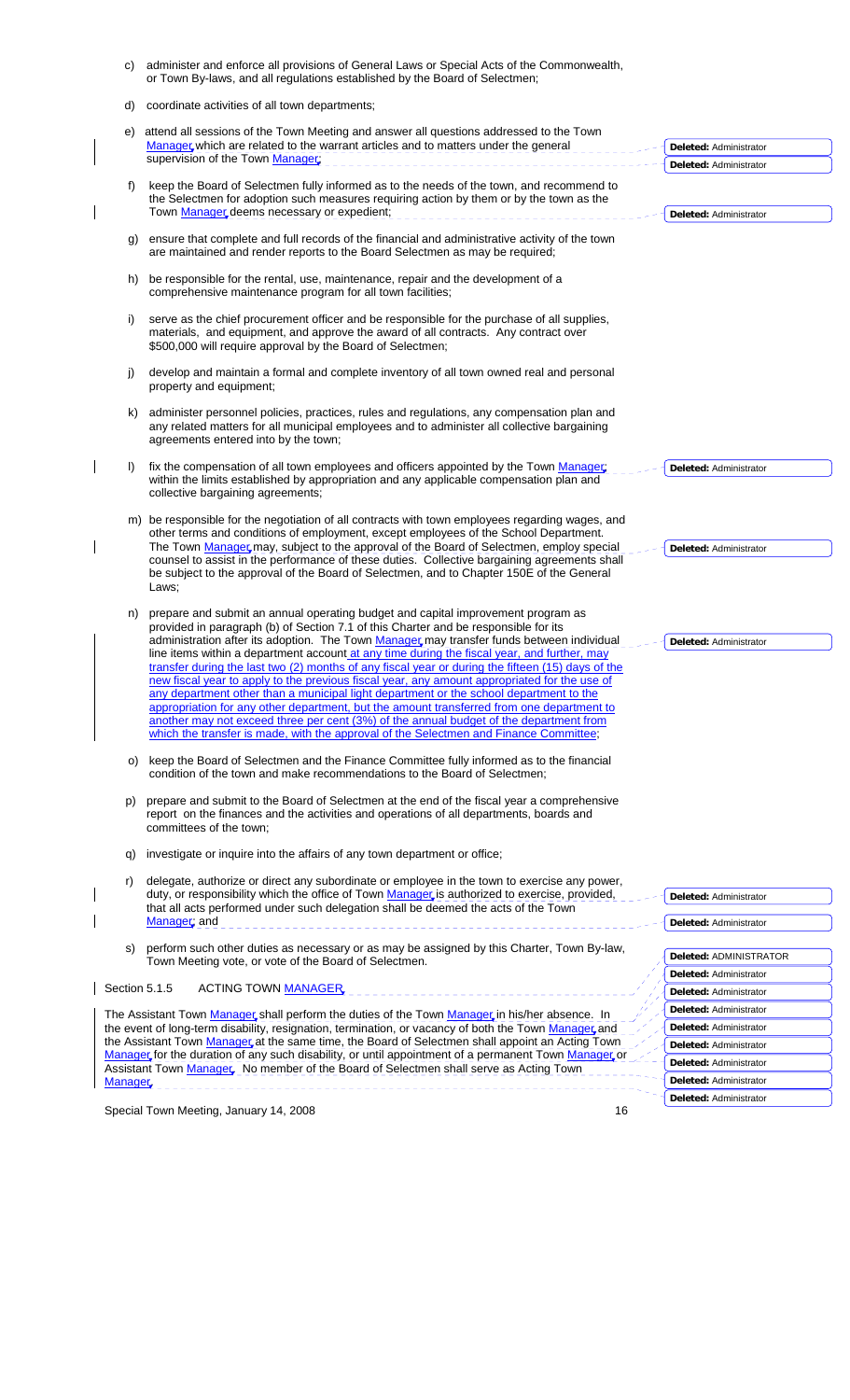c) administer and enforce all provisions of General Laws or Special Acts of the Commonwealth, or Town By-laws, and all regulations established by the Board of Selectmen;

d) coordinate activities of all town departments;

e) attend all sessions of the Town Meeting and answer all questions addressed to the Town Manager, which are related to the warrant articles and to matters under the general supervision of the Town Manager;

f) keep the Board of Selectmen fully informed as to the needs of the town, and recommend to the Selectmen for adoption such measures requiring action by them or by the town as the Town Manager deems necessary or expedient;

g) ensure that complete and full records of the financial and administrative activity of the town are maintained and render reports to the Board Selectmen as may be required;

h) be responsible for the rental, use, maintenance, repair and the development of a comprehensive maintenance program for all town facilities;

i) serve as the chief procurement officer and be responsible for the purchase of all supplies, materials, and equipment, and approve the award of all contracts. Any contract over $500,000 will require approval by the Board of Selectmen;

j) develop and maintain a formal and complete inventory of all town owned real and personal property and equipment;

k) administer personnel policies, practices, rules and regulations, any compensation plan and any related matters for all municipal employees and to administer all collective bargaining agreements entered into by the town;

l) fix the compensation of all town employees and officers appointed by the Town Manager, within the limits established by appropriation and any applicable compensation plan and collective bargaining agreements;

m) be responsible for the negotiation of all contracts with town employees regarding wages, and other terms and conditions of employment, except employees of the School Department. The Town Manager may, subject to the approval of the Board of Selectmen, employ special counsel to assist in the performance of these duties. Collective bargaining agreements shall be subject to the approval of the Board of Selectmen, and to Chapter 150E of the General Laws;

n) prepare and submit an annual operating budget and capital improvement program as provided in paragraph (b) of Section 7.1 of this Charter and be responsible for its administration after its adoption. The Town Manager may transfer funds between individual line items within a department account at any time during the fiscal year, and further, may transfer during the last two (2) months of any fiscal year or during the fifteen (15) days of the new fiscal year to apply to the previous fiscal year, any amount appropriated for the use of any department other than a municipal light department or the school department to the appropriation for any other department, but the amount transferred from one department to another may not exceed three per cent (3%) of the annual budget of the department from which the transfer is made, with the approval of the Selectmen and Finance Committee;

o) keep the Board of Selectmen and the Finance Committee fully informed as to the financial condition of the town and make recommendations to the Board of Selectmen;

p) prepare and submit to the Board of Selectmen at the end of the fiscal year a comprehensive report on the finances and the activities and operations of all departments, boards and committees of the town;

q) investigate or inquire into the affairs of any town department or office;

r) delegate, authorize or direct any subordinate or employee in the town to exercise any power, duty, or responsibility which the office of Town Manager is authorized to exercise, provided, that all acts performed under such delegation shall be deemed the acts of the Town Manager; and

s) perform such other duties as necessary or as may be assigned by this Charter, Town By-law, Town Meeting vote, or vote of the Board of Selectmen.

Section 5.1.5 ACTING TOWN MANAGER

The Assistant Town Manager shall perform the duties of the Town Manager in his/her absence. In the event of long-term disability, resignation, termination, or vacancy of both the Town Manager and the Assistant Town Manager at the same time, the Board of Selectmen shall appoint an Acting Town Manager for the duration of any such disability, or until appointment of a permanent Town Manager or Assistant Town Manager. No member of the Board of Selectmen shall serve as Acting Town Manager.

Special Town Meeting, January 14, 2008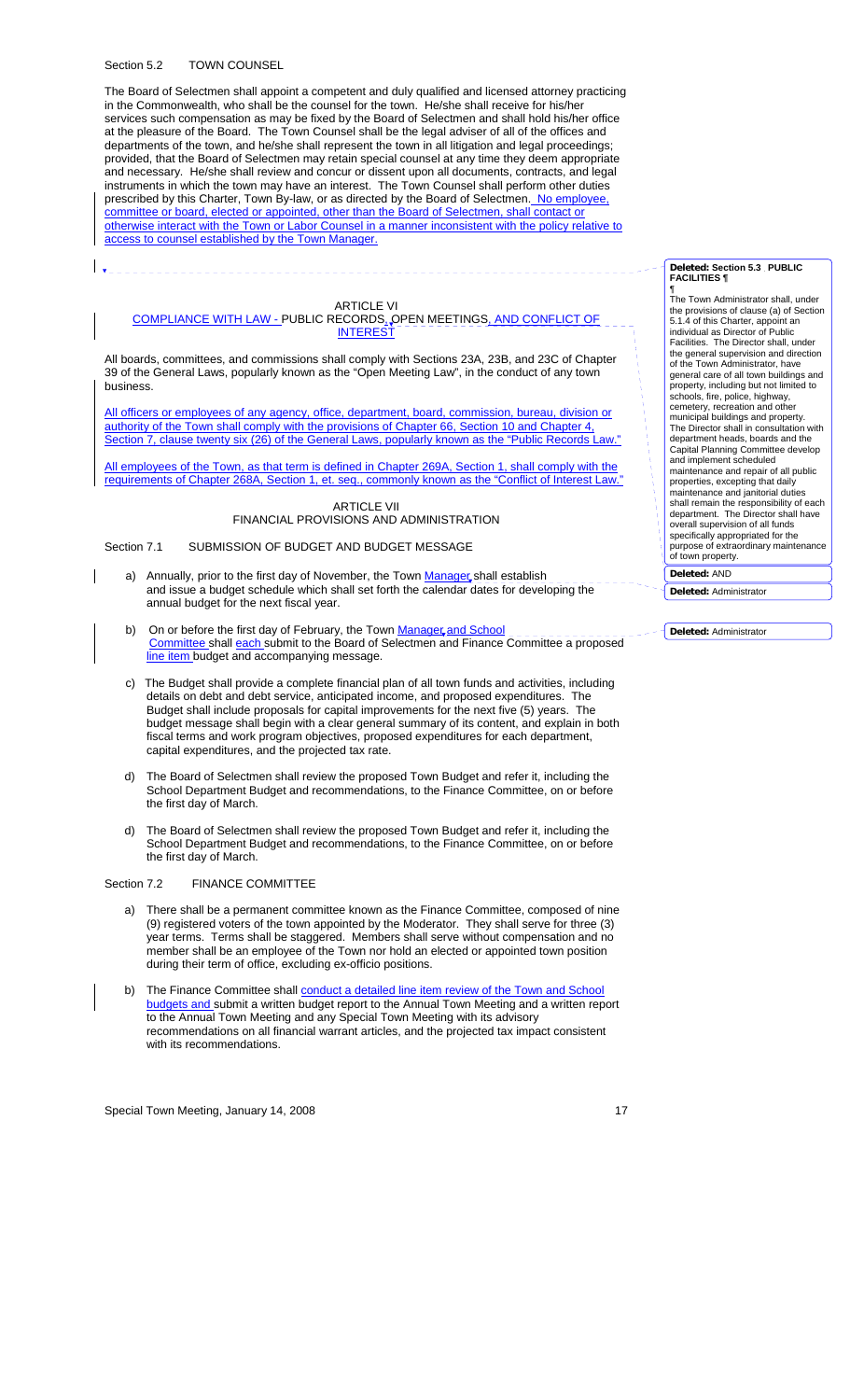Section 5.2 TOWN COUNSEL

The Board of Selectmen shall appoint a competent and duly qualified and licensed attorney practicing in the Commonwealth, who shall be the counsel for the town. He/she shall receive for his/her services such compensation as may be fixed by the Board of Selectmen and shall hold his/her office at the pleasure of the Board. The Town Counsel shall be the legal adviser of all of the offices and departments of the town, and he/she shall represent the town in all litigation and legal proceedings; provided, that the Board of Selectmen may retain special counsel at any time they deem appropriate and necessary. He/she shall review and concur or dissent upon all documents, contracts, and legal instruments in which the town may have an interest. The Town Counsel shall perform other duties prescribed by this Charter, Town By-law, or as directed by the Board of Selectmen. No employee, committee or board, elected or appointed, other than the Board of Selectmen, shall contact or otherwise interact with the Town or Labor Counsel in a manner inconsistent with the policy relative to access to counsel established by the Town Manager.

ARTICLE VI
COMPLIANCE WITH LAW - PUBLIC RECORDS, OPEN MEETINGS, AND CONFLICT OF INTEREST

All boards, committees, and commissions shall comply with Sections 23A, 23B, and 23C of Chapter 39 of the General Laws, popularly known as the "Open Meeting Law", in the conduct of any town business.

All officers or employees of any agency, office, department, board, commission, bureau, division or authority of the Town shall comply with the provisions of Chapter 66, Section 10 and Chapter 4, Section 7, clause twenty six (26) of the General Laws, popularly known as the "Public Records Law."

All employees of the Town, as that term is defined in Chapter 269A, Section 1, shall comply with the requirements of Chapter 268A, Section 1, et. seq., commonly known as the "Conflict of Interest Law."

ARTICLE VII
FINANCIAL PROVISIONS AND ADMINISTRATION

Section 7.1 SUBMISSION OF BUDGET AND BUDGET MESSAGE

a) Annually, prior to the first day of November, the Town Manager shall establish and issue a budget schedule which shall set forth the calendar dates for developing the annual budget for the next fiscal year.

b) On or before the first day of February, the Town Manager and School Committee shall each submit to the Board of Selectmen and Finance Committee a proposed line item budget and accompanying message.

c) The Budget shall provide a complete financial plan of all town funds and activities, including details on debt and debt service, anticipated income, and proposed expenditures. The Budget shall include proposals for capital improvements for the next five (5) years. The budget message shall begin with a clear general summary of its content, and explain in both fiscal terms and work program objectives, proposed expenditures for each department, capital expenditures, and the projected tax rate.

d) The Board of Selectmen shall review the proposed Town Budget and refer it, including the School Department Budget and recommendations, to the Finance Committee, on or before the first day of March.

d) The Board of Selectmen shall review the proposed Town Budget and refer it, including the School Department Budget and recommendations, to the Finance Committee, on or before the first day of March.

Section 7.2 FINANCE COMMITTEE

a) There shall be a permanent committee known as the Finance Committee, composed of nine (9) registered voters of the town appointed by the Moderator. They shall serve for three (3) year terms. Terms shall be staggered. Members shall serve without compensation and no member shall be an employee of the Town nor hold an elected or appointed town position during their term of office, excluding ex-officio positions.

b) The Finance Committee shall conduct a detailed line item review of the Town and School budgets and submit a written budget report to the Annual Town Meeting and a written report to the Annual Town Meeting and any Special Town Meeting with its advisory recommendations on all financial warrant articles, and the projected tax impact consistent with its recommendations.

**Deleted: Section 5.3 PUBLIC FACILITIES**

The Town Administrator shall, under the provisions of clause (a) of Section 5.1.4 of this Charter, appoint an individual as Director of Public Facilities. The Director shall, under the general supervision and direction of the Town Administrator, have general care of all town buildings and property, including but not limited to schools, fire, police, highway, cemetery, recreation and other municipal buildings and property. The Director shall in consultation with department heads, boards and the Capital Planning Committee develop and implement scheduled maintenance and repair of all public properties, excepting that daily maintenance and janitorial duties shall remain the responsibility of each department. The Director shall have overall supervision of all funds specifically appropriated for the purpose of extraordinary maintenance of town property.

**Deleted:** AND

**Deleted:** Administrator

**Deleted:** Administrator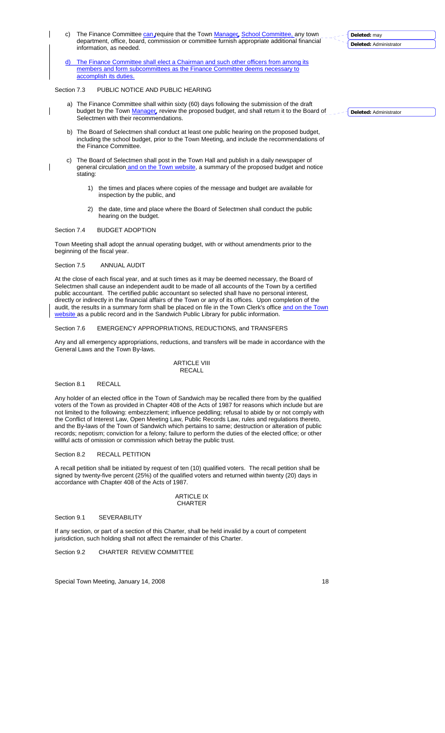c) The Finance Committee can require that the Town Manager, School Committee, any town department, office, board, commission or committee furnish appropriate additional financial information, as needed.

d) The Finance Committee shall elect a Chairman and such other officers from among its members and form subcommittees as the Finance Committee deems necessary to accomplish its duties.

Deleted: may

Deleted: Administrator

Section 7.3 PUBLIC NOTICE AND PUBLIC HEARING

a) The Finance Committee shall within sixty (60) days following the submission of the draft budget by the Town Manager, review the proposed budget, and shall return it to the Board of Selectmen with their recommendations.

Deleted: Administrator

b) The Board of Selectmen shall conduct at least one public hearing on the proposed budget, including the school budget, prior to the Town Meeting, and include the recommendations of the Finance Committee.

c) The Board of Selectmen shall post in the Town Hall and publish in a daily newspaper of general circulation and on the Town website, a summary of the proposed budget and notice stating:

1) the times and places where copies of the message and budget are available for inspection by the public, and

2) the date, time and place where the Board of Selectmen shall conduct the public hearing on the budget.

Section 7.4 BUDGET ADOPTION

Town Meeting shall adopt the annual operating budget, with or without amendments prior to the beginning of the fiscal year.

Section 7.5 ANNUAL AUDIT

At the close of each fiscal year, and at such times as it may be deemed necessary, the Board of Selectmen shall cause an independent audit to be made of all accounts of the Town by a certified public accountant. The certified public accountant so selected shall have no personal interest, directly or indirectly in the financial affairs of the Town or any of its offices. Upon completion of the audit, the results in a summary form shall be placed on file in the Town Clerk's office and on the Town website as a public record and in the Sandwich Public Library for public information.

Section 7.6 EMERGENCY APPROPRIATIONS, REDUCTIONS, and TRANSFERS

Any and all emergency appropriations, reductions, and transfers will be made in accordance with the General Laws and the Town By-laws.

ARTICLE VIII
RECALL

Section 8.1 RECALL

Any holder of an elected office in the Town of Sandwich may be recalled there from by the qualified voters of the Town as provided in Chapter 408 of the Acts of 1987 for reasons which include but are not limited to the following: embezzlement; influence peddling; refusal to abide by or not comply with the Conflict of Interest Law, Open Meeting Law, Public Records Law, rules and regulations thereto, and the By-laws of the Town of Sandwich which pertains to same; destruction or alteration of public records; nepotism; conviction for a felony; failure to perform the duties of the elected office; or other willful acts of omission or commission which betray the public trust.

Section 8.2 RECALL PETITION

A recall petition shall be initiated by request of ten (10) qualified voters. The recall petition shall be signed by twenty-five percent (25%) of the qualified voters and returned within twenty (20) days in accordance with Chapter 408 of the Acts of 1987.

ARTICLE IX
CHARTER

Section 9.1 SEVERABILITY

If any section, or part of a section of this Charter, shall be held invalid by a court of competent jurisdiction, such holding shall not affect the remainder of this Charter.

Section 9.2 CHARTER REVIEW COMMITTEE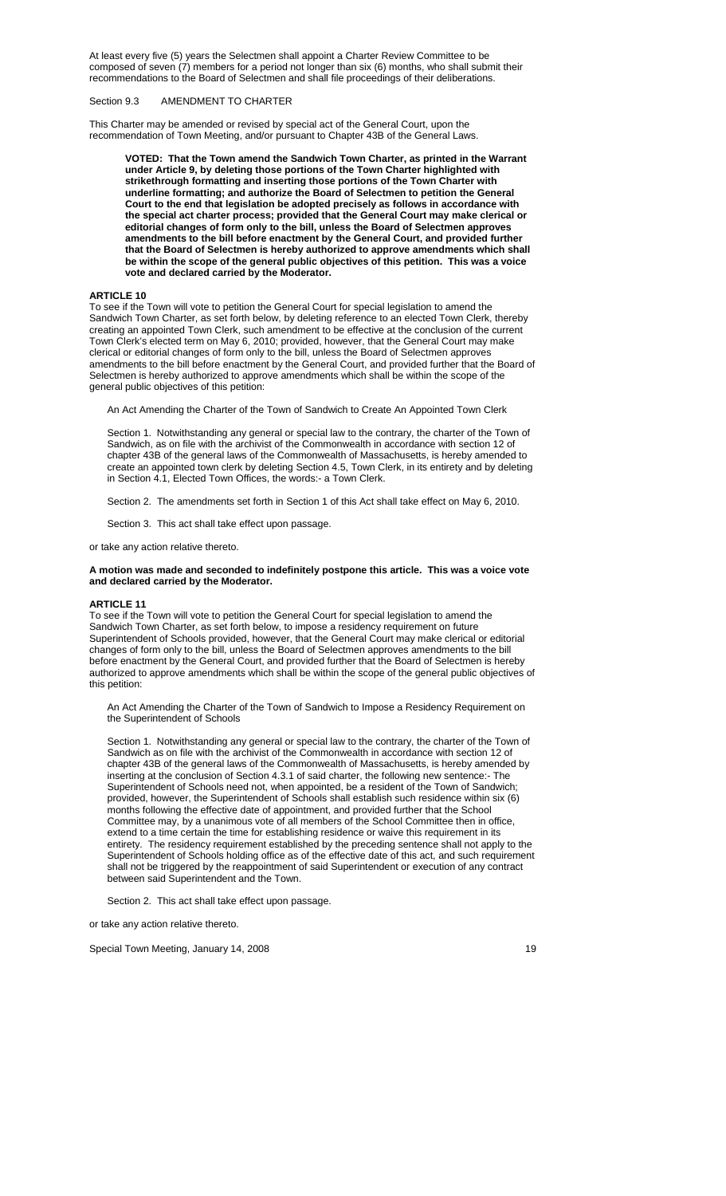At least every five (5) years the Selectmen shall appoint a Charter Review Committee to be composed of seven (7) members for a period not longer than six (6) months, who shall submit their recommendations to the Board of Selectmen and shall file proceedings of their deliberations.

Section 9.3 AMENDMENT TO CHARTER

This Charter may be amended or revised by special act of the General Court, upon the recommendation of Town Meeting, and/or pursuant to Chapter 43B of the General Laws.

> **VOTED: That the Town amend the Sandwich Town Charter, as printed in the Warrant under Article 9, by deleting those portions of the Town Charter highlighted with strikethrough formatting and inserting those portions of the Town Charter with underline formatting; and authorize the Board of Selectmen to petition the General Court to the end that legislation be adopted precisely as follows in accordance with the special act charter process; provided that the General Court may make clerical or editorial changes of form only to the bill, unless the Board of Selectmen approves amendments to the bill before enactment by the General Court, and provided further that the Board of Selectmen is hereby authorized to approve amendments which shall be within the scope of the general public objectives of this petition. This was a voice vote and declared carried by the Moderator.**

**ARTICLE 10**

To see if the Town will vote to petition the General Court for special legislation to amend the Sandwich Town Charter, as set forth below, by deleting reference to an elected Town Clerk, thereby creating an appointed Town Clerk, such amendment to be effective at the conclusion of the current Town Clerk's elected term on May 6, 2010; provided, however, that the General Court may make clerical or editorial changes of form only to the bill, unless the Board of Selectmen approves amendments to the bill before enactment by the General Court, and provided further that the Board of Selectmen is hereby authorized to approve amendments which shall be within the scope of the general public objectives of this petition:

> An Act Amending the Charter of the Town of Sandwich to Create An Appointed Town Clerk
>
> Section 1. Notwithstanding any general or special law to the contrary, the charter of the Town of Sandwich, as on file with the archivist of the Commonwealth in accordance with section 12 of chapter 43B of the general laws of the Commonwealth of Massachusetts, is hereby amended to create an appointed town clerk by deleting Section 4.5, Town Clerk, in its entirety and by deleting in Section 4.1, Elected Town Offices, the words:- a Town Clerk.
>
> Section 2. The amendments set forth in Section 1 of this Act shall take effect on May 6, 2010.
>
> Section 3. This act shall take effect upon passage.

or take any action relative thereto.

**A motion was made and seconded to indefinitely postpone this article. This was a voice vote and declared carried by the Moderator.**

**ARTICLE 11**

To see if the Town will vote to petition the General Court for special legislation to amend the Sandwich Town Charter, as set forth below, to impose a residency requirement on future Superintendent of Schools provided, however, that the General Court may make clerical or editorial changes of form only to the bill, unless the Board of Selectmen approves amendments to the bill before enactment by the General Court, and provided further that the Board of Selectmen is hereby authorized to approve amendments which shall be within the scope of the general public objectives of this petition:

> An Act Amending the Charter of the Town of Sandwich to Impose a Residency Requirement on the Superintendent of Schools
>
> Section 1. Notwithstanding any general or special law to the contrary, the charter of the Town of Sandwich as on file with the archivist of the Commonwealth in accordance with section 12 of chapter 43B of the general laws of the Commonwealth of Massachusetts, is hereby amended by inserting at the conclusion of Section 4.3.1 of said charter, the following new sentence:- The Superintendent of Schools need not, when appointed, be a resident of the Town of Sandwich; provided, however, the Superintendent of Schools shall establish such residence within six (6) months following the effective date of appointment, and provided further that the School Committee may, by a unanimous vote of all members of the School Committee then in office, extend to a time certain the time for establishing residence or waive this requirement in its entirety. The residency requirement established by the preceding sentence shall not apply to the Superintendent of Schools holding office as of the effective date of this act, and such requirement shall not be triggered by the reappointment of said Superintendent or execution of any contract between said Superintendent and the Town.
>
> Section 2. This act shall take effect upon passage.

or take any action relative thereto.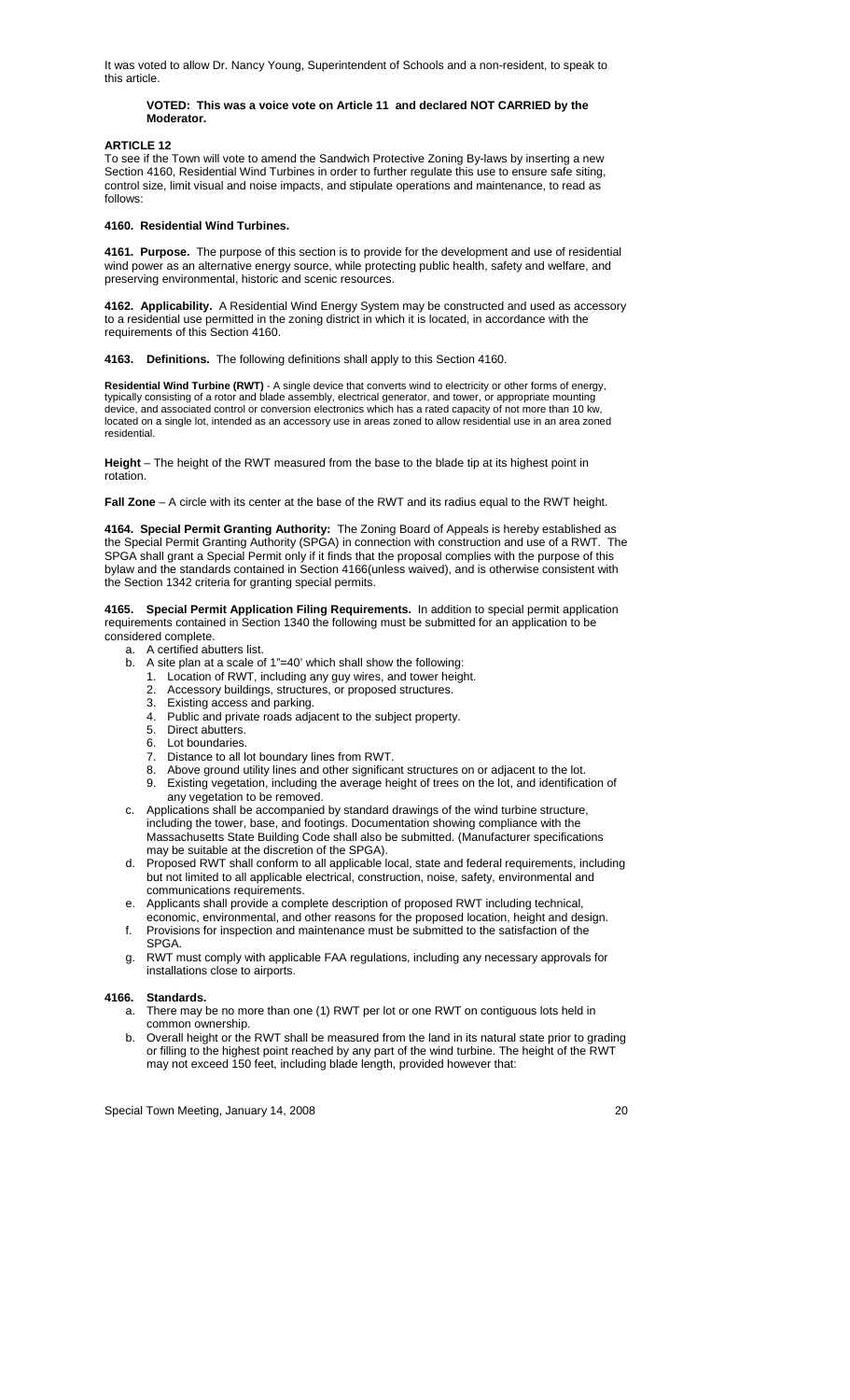It was voted to allow Dr. Nancy Young, Superintendent of Schools and a non-resident, to speak to this article.

> **VOTED: This was a voice vote on Article 11 and declared NOT CARRIED by the Moderator.**

## ARTICLE 12

To see if the Town will vote to amend the Sandwich Protective Zoning By-laws by inserting a new Section 4160, Residential Wind Turbines in order to further regulate this use to ensure safe siting, control size, limit visual and noise impacts, and stipulate operations and maintenance, to read as follows:

### 4160. Residential Wind Turbines.

**4161. Purpose.** The purpose of this section is to provide for the development and use of residential wind power as an alternative energy source, while protecting public health, safety and welfare, and preserving environmental, historic and scenic resources.

**4162. Applicability.** A Residential Wind Energy System may be constructed and used as accessory to a residential use permitted in the zoning district in which it is located, in accordance with the requirements of this Section 4160.

**4163. Definitions.** The following definitions shall apply to this Section 4160.

**Residential Wind Turbine (RWT)** - A single device that converts wind to electricity or other forms of energy, typically consisting of a rotor and blade assembly, electrical generator, and tower, or appropriate mounting device, and associated control or conversion electronics which has a rated capacity of not more than 10 kw, located on a single lot, intended as an accessory use in areas zoned to allow residential use in an area zoned residential.

**Height** – The height of the RWT measured from the base to the blade tip at its highest point in rotation.

**Fall Zone** – A circle with its center at the base of the RWT and its radius equal to the RWT height.

**4164. Special Permit Granting Authority:** The Zoning Board of Appeals is hereby established as the Special Permit Granting Authority (SPGA) in connection with construction and use of a RWT. The SPGA shall grant a Special Permit only if it finds that the proposal complies with the purpose of this bylaw and the standards contained in Section 4166(unless waived), and is otherwise consistent with the Section 1342 criteria for granting special permits.

**4165. Special Permit Application Filing Requirements.** In addition to special permit application requirements contained in Section 1340 the following must be submitted for an application to be considered complete.

a. A certified abutters list.
b. A site plan at a scale of 1"=40' which shall show the following:
   1. Location of RWT, including any guy wires, and tower height.
   2. Accessory buildings, structures, or proposed structures.
   3. Existing access and parking.
   4. Public and private roads adjacent to the subject property.
   5. Direct abutters.
   6. Lot boundaries.
   7. Distance to all lot boundary lines from RWT.
   8. Above ground utility lines and other significant structures on or adjacent to the lot.
   9. Existing vegetation, including the average height of trees on the lot, and identification of any vegetation to be removed.
c. Applications shall be accompanied by standard drawings of the wind turbine structure, including the tower, base, and footings. Documentation showing compliance with the Massachusetts State Building Code shall also be submitted. (Manufacturer specifications may be suitable at the discretion of the SPGA).
d. Proposed RWT shall conform to all applicable local, state and federal requirements, including but not limited to all applicable electrical, construction, noise, safety, environmental and communications requirements.
e. Applicants shall provide a complete description of proposed RWT including technical, economic, environmental, and other reasons for the proposed location, height and design.
f. Provisions for inspection and maintenance must be submitted to the satisfaction of the SPGA.
g. RWT must comply with applicable FAA regulations, including any necessary approvals for installations close to airports.

**4166. Standards.**

a. There may be no more than one (1) RWT per lot or one RWT on contiguous lots held in common ownership.
b. Overall height or the RWT shall be measured from the land in its natural state prior to grading or filling to the highest point reached by any part of the wind turbine. The height of the RWT may not exceed 150 feet, including blade length, provided however that: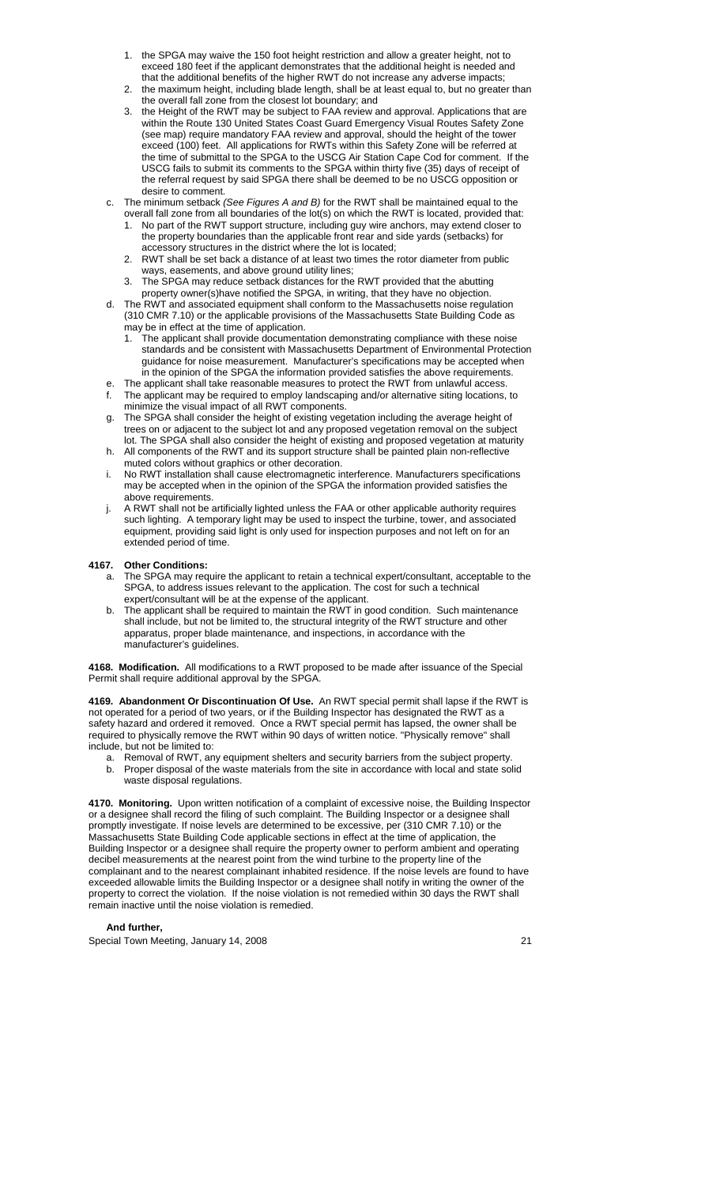1. the SPGA may waive the 150 foot height restriction and allow a greater height, not to exceed 180 feet if the applicant demonstrates that the additional height is needed and that the additional benefits of the higher RWT do not increase any adverse impacts;
2. the maximum height, including blade length, shall be at least equal to, but no greater than the overall fall zone from the closest lot boundary; and
3. the Height of the RWT may be subject to FAA review and approval. Applications that are within the Route 130 United States Coast Guard Emergency Visual Routes Safety Zone (see map) require mandatory FAA review and approval, should the height of the tower exceed (100) feet. All applications for RWTs within this Safety Zone will be referred at the time of submittal to the SPGA to the USCG Air Station Cape Cod for comment. If the USCG fails to submit its comments to the SPGA within thirty five (35) days of receipt of the referral request by said SPGA there shall be deemed to be no USCG opposition or desire to comment.

c. The minimum setback *(See Figures A and B)* for the RWT shall be maintained equal to the overall fall zone from all boundaries of the lot(s) on which the RWT is located, provided that:
   1. No part of the RWT support structure, including guy wire anchors, may extend closer to the property boundaries than the applicable front rear and side yards (setbacks) for accessory structures in the district where the lot is located;
   2. RWT shall be set back a distance of at least two times the rotor diameter from public ways, easements, and above ground utility lines;
   3. The SPGA may reduce setback distances for the RWT provided that the abutting property owner(s)have notified the SPGA, in writing, that they have no objection.

d. The RWT and associated equipment shall conform to the Massachusetts noise regulation (310 CMR 7.10) or the applicable provisions of the Massachusetts State Building Code as may be in effect at the time of application.
   1. The applicant shall provide documentation demonstrating compliance with these noise standards and be consistent with Massachusetts Department of Environmental Protection guidance for noise measurement. Manufacturer's specifications may be accepted when in the opinion of the SPGA the information provided satisfies the above requirements.

e. The applicant shall take reasonable measures to protect the RWT from unlawful access.

f. The applicant may be required to employ landscaping and/or alternative siting locations, to minimize the visual impact of all RWT components.

g. The SPGA shall consider the height of existing vegetation including the average height of trees on or adjacent to the subject lot and any proposed vegetation removal on the subject lot. The SPGA shall also consider the height of existing and proposed vegetation at maturity

h. All components of the RWT and its support structure shall be painted plain non-reflective muted colors without graphics or other decoration.

i. No RWT installation shall cause electromagnetic interference. Manufacturers specifications may be accepted when in the opinion of the SPGA the information provided satisfies the above requirements.

j. A RWT shall not be artificially lighted unless the FAA or other applicable authority requires such lighting. A temporary light may be used to inspect the turbine, tower, and associated equipment, providing said light is only used for inspection purposes and not left on for an extended period of time.

**4167. Other Conditions:**

a. The SPGA may require the applicant to retain a technical expert/consultant, acceptable to the SPGA, to address issues relevant to the application. The cost for such a technical expert/consultant will be at the expense of the applicant.

b. The applicant shall be required to maintain the RWT in good condition. Such maintenance shall include, but not be limited to, the structural integrity of the RWT structure and other apparatus, proper blade maintenance, and inspections, in accordance with the manufacturer's guidelines.

**4168. Modification.** All modifications to a RWT proposed to be made after issuance of the Special Permit shall require additional approval by the SPGA.

**4169. Abandonment Or Discontinuation Of Use.** An RWT special permit shall lapse if the RWT is not operated for a period of two years, or if the Building Inspector has designated the RWT as a safety hazard and ordered it removed. Once a RWT special permit has lapsed, the owner shall be required to physically remove the RWT within 90 days of written notice. "Physically remove" shall include, but not be limited to:

a. Removal of RWT, any equipment shelters and security barriers from the subject property.
b. Proper disposal of the waste materials from the site in accordance with local and state solid waste disposal regulations.

**4170. Monitoring.** Upon written notification of a complaint of excessive noise, the Building Inspector or a designee shall record the filing of such complaint. The Building Inspector or a designee shall promptly investigate. If noise levels are determined to be excessive, per (310 CMR 7.10) or the Massachusetts State Building Code applicable sections in effect at the time of application, the Building Inspector or a designee shall require the property owner to perform ambient and operating decibel measurements at the nearest point from the wind turbine to the property line of the complainant and to the nearest complainant inhabited residence. If the noise levels are found to have exceeded allowable limits the Building Inspector or a designee shall notify in writing the owner of the property to correct the violation. If the noise violation is not remedied within 30 days the RWT shall remain inactive until the noise violation is remedied.

**And further,**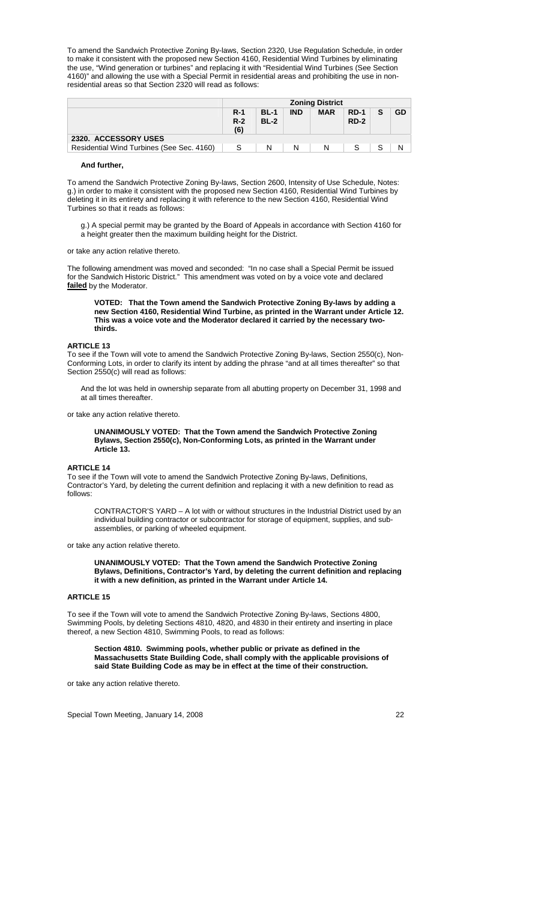To amend the Sandwich Protective Zoning By-laws, Section 2320, Use Regulation Schedule, in order to make it consistent with the proposed new Section 4160, Residential Wind Turbines by eliminating the use, "Wind generation or turbines" and replacing it with "Residential Wind Turbines (See Section 4160)" and allowing the use with a Special Permit in residential areas and prohibiting the use in non-residential areas so that Section 2320 will read as follows:

| | **Zoning District** | | | | | | |
|---|---|---|---|---|---|---|---|
| | **R-1 R-2 (6)** | **BL-1 BL-2** | **IND** | **MAR** | **RD-1 RD-2** | **S** | **GD** |
| **2320. ACCESSORY USES** | | | | | | | |
| Residential Wind Turbines (See Sec. 4160) | S | N | N | N | S | S | N |

**And further,**

To amend the Sandwich Protective Zoning By-laws, Section 2600, Intensity of Use Schedule, Notes: g.) in order to make it consistent with the proposed new Section 4160, Residential Wind Turbines by deleting it in its entirety and replacing it with reference to the new Section 4160, Residential Wind Turbines so that it reads as follows:

> g.) A special permit may be granted by the Board of Appeals in accordance with Section 4160 for a height greater then the maximum building height for the District.

or take any action relative thereto.

The following amendment was moved and seconded: "In no case shall a Special Permit be issued for the Sandwich Historic District." This amendment was voted on by a voice vote and declared **failed** by the Moderator.

> **VOTED: That the Town amend the Sandwich Protective Zoning By-laws by adding a new Section 4160, Residential Wind Turbine, as printed in the Warrant under Article 12. This was a voice vote and the Moderator declared it carried by the necessary two-thirds.**

### ARTICLE 13

To see if the Town will vote to amend the Sandwich Protective Zoning By-laws, Section 2550(c), Non-Conforming Lots, in order to clarify its intent by adding the phrase "and at all times thereafter" so that Section 2550(c) will read as follows:

> And the lot was held in ownership separate from all abutting property on December 31, 1998 and at all times thereafter.

or take any action relative thereto.

> **UNANIMOUSLY VOTED: That the Town amend the Sandwich Protective Zoning Bylaws, Section 2550(c), Non-Conforming Lots, as printed in the Warrant under Article 13.**

### ARTICLE 14

To see if the Town will vote to amend the Sandwich Protective Zoning By-laws, Definitions, Contractor's Yard, by deleting the current definition and replacing it with a new definition to read as follows:

> CONTRACTOR'S YARD – A lot with or without structures in the Industrial District used by an individual building contractor or subcontractor for storage of equipment, supplies, and sub-assemblies, or parking of wheeled equipment.

or take any action relative thereto.

> **UNANIMOUSLY VOTED: That the Town amend the Sandwich Protective Zoning Bylaws, Definitions, Contractor's Yard, by deleting the current definition and replacing it with a new definition, as printed in the Warrant under Article 14.**

### ARTICLE 15

To see if the Town will vote to amend the Sandwich Protective Zoning By-laws, Sections 4800, Swimming Pools, by deleting Sections 4810, 4820, and 4830 in their entirety and inserting in place thereof, a new Section 4810, Swimming Pools, to read as follows:

> **Section 4810. Swimming pools, whether public or private as defined in the Massachusetts State Building Code, shall comply with the applicable provisions of said State Building Code as may be in effect at the time of their construction.**

or take any action relative thereto.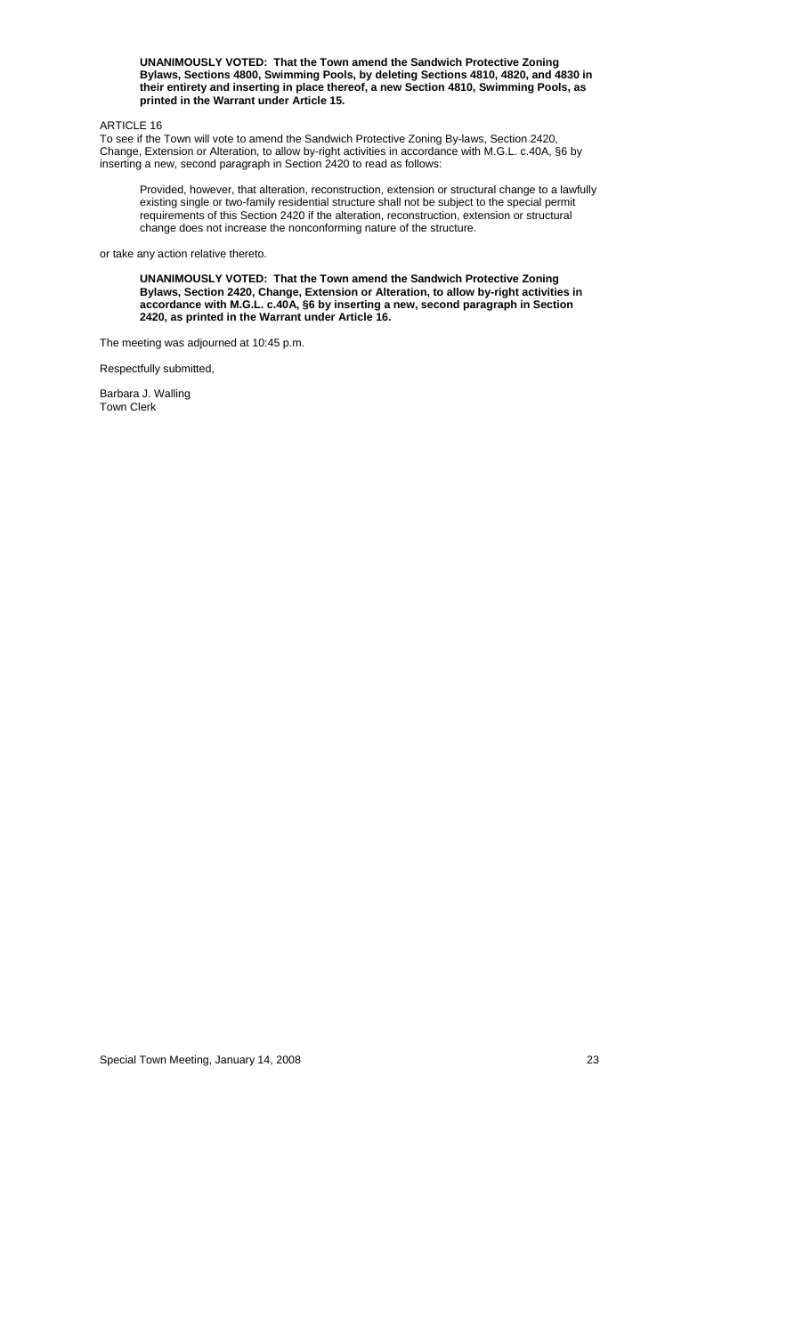**UNANIMOUSLY VOTED: That the Town amend the Sandwich Protective Zoning Bylaws, Sections 4800, Swimming Pools, by deleting Sections 4810, 4820, and 4830 in their entirety and inserting in place thereof, a new Section 4810, Swimming Pools, as printed in the Warrant under Article 15.**

ARTICLE 16

To see if the Town will vote to amend the Sandwich Protective Zoning By-laws, Section 2420, Change, Extension or Alteration, to allow by-right activities in accordance with M.G.L. c.40A, §6 by inserting a new, second paragraph in Section 2420 to read as follows:

> Provided, however, that alteration, reconstruction, extension or structural change to a lawfully existing single or two-family residential structure shall not be subject to the special permit requirements of this Section 2420 if the alteration, reconstruction, extension or structural change does not increase the nonconforming nature of the structure.

or take any action relative thereto.

**UNANIMOUSLY VOTED: That the Town amend the Sandwich Protective Zoning Bylaws, Section 2420, Change, Extension or Alteration, to allow by-right activities in accordance with M.G.L. c.40A, §6 by inserting a new, second paragraph in Section 2420, as printed in the Warrant under Article 16.**

The meeting was adjourned at 10:45 p.m.

Respectfully submitted,

Barbara J. Walling
Town Clerk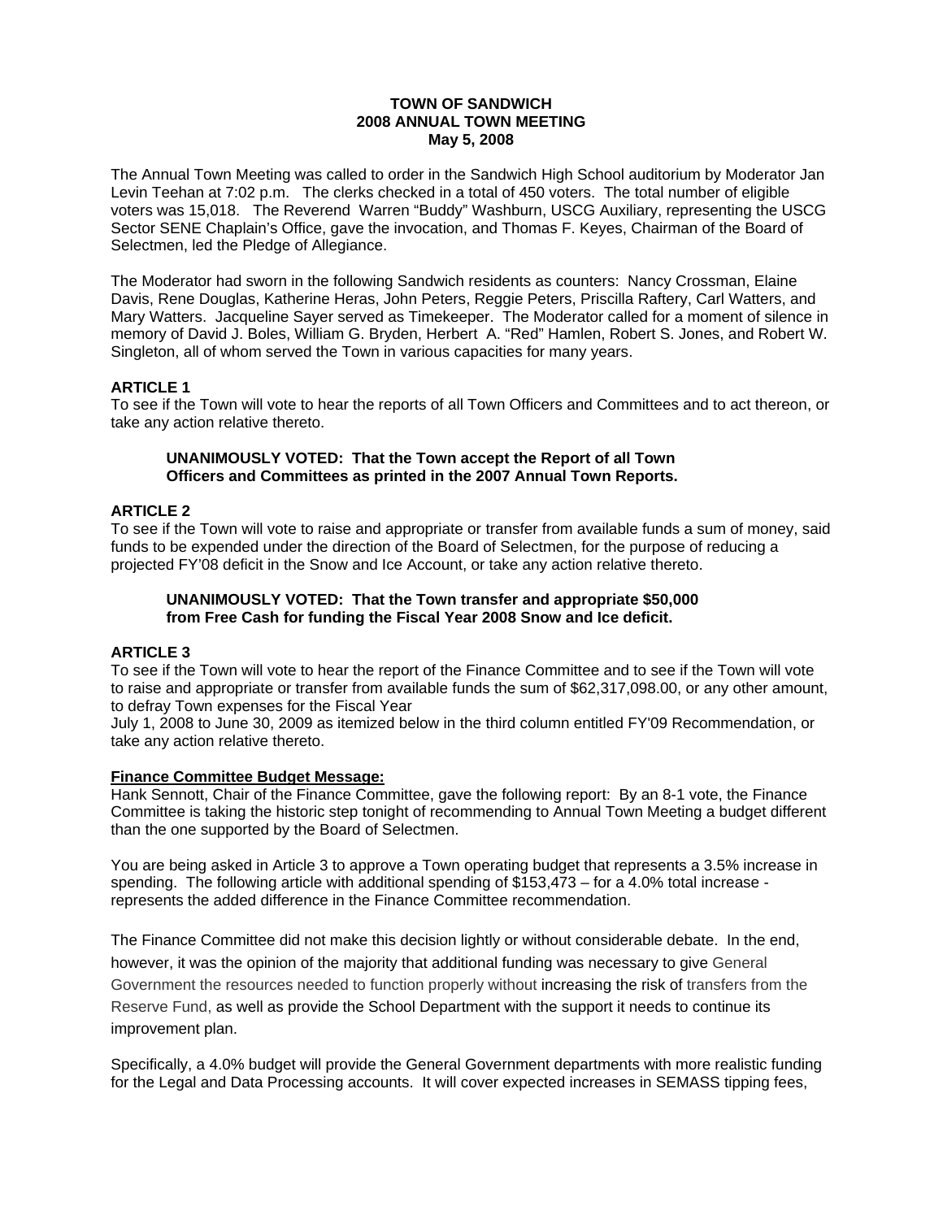**TOWN OF SANDWICH**
**2008 ANNUAL TOWN MEETING**
**May 5, 2008**

The Annual Town Meeting was called to order in the Sandwich High School auditorium by Moderator Jan Levin Teehan at 7:02 p.m. The clerks checked in a total of 450 voters. The total number of eligible voters was 15,018. The Reverend Warren "Buddy" Washburn, USCG Auxiliary, representing the USCG Sector SENE Chaplain's Office, gave the invocation, and Thomas F. Keyes, Chairman of the Board of Selectmen, led the Pledge of Allegiance.

The Moderator had sworn in the following Sandwich residents as counters: Nancy Crossman, Elaine Davis, Rene Douglas, Katherine Heras, John Peters, Reggie Peters, Priscilla Raftery, Carl Watters, and Mary Watters. Jacqueline Sayer served as Timekeeper. The Moderator called for a moment of silence in memory of David J. Boles, William G. Bryden, Herbert A. "Red" Hamlen, Robert S. Jones, and Robert W. Singleton, all of whom served the Town in various capacities for many years.

**ARTICLE 1**
To see if the Town will vote to hear the reports of all Town Officers and Committees and to act thereon, or take any action relative thereto.

> **UNANIMOUSLY VOTED: That the Town accept the Report of all Town Officers and Committees as printed in the 2007 Annual Town Reports.**

**ARTICLE 2**
To see if the Town will vote to raise and appropriate or transfer from available funds a sum of money, said funds to be expended under the direction of the Board of Selectmen, for the purpose of reducing a projected FY'08 deficit in the Snow and Ice Account, or take any action relative thereto.

> **UNANIMOUSLY VOTED: That the Town transfer and appropriate $50,000 from Free Cash for funding the Fiscal Year 2008 Snow and Ice deficit.**

**ARTICLE 3**
To see if the Town will vote to hear the report of the Finance Committee and to see if the Town will vote to raise and appropriate or transfer from available funds the sum of $62,317,098.00, or any other amount, to defray Town expenses for the Fiscal Year
July 1, 2008 to June 30, 2009 as itemized below in the third column entitled FY'09 Recommendation, or take any action relative thereto.

**Finance Committee Budget Message:**
Hank Sennott, Chair of the Finance Committee, gave the following report: By an 8-1 vote, the Finance Committee is taking the historic step tonight of recommending to Annual Town Meeting a budget different than the one supported by the Board of Selectmen.

You are being asked in Article 3 to approve a Town operating budget that represents a 3.5% increase in spending. The following article with additional spending of $153,473 – for a 4.0% total increase - represents the added difference in the Finance Committee recommendation.

The Finance Committee did not make this decision lightly or without considerable debate. In the end, however, it was the opinion of the majority that additional funding was necessary to give General Government the resources needed to function properly without increasing the risk of transfers from the Reserve Fund, as well as provide the School Department with the support it needs to continue its improvement plan.

Specifically, a 4.0% budget will provide the General Government departments with more realistic funding for the Legal and Data Processing accounts. It will cover expected increases in SEMASS tipping fees,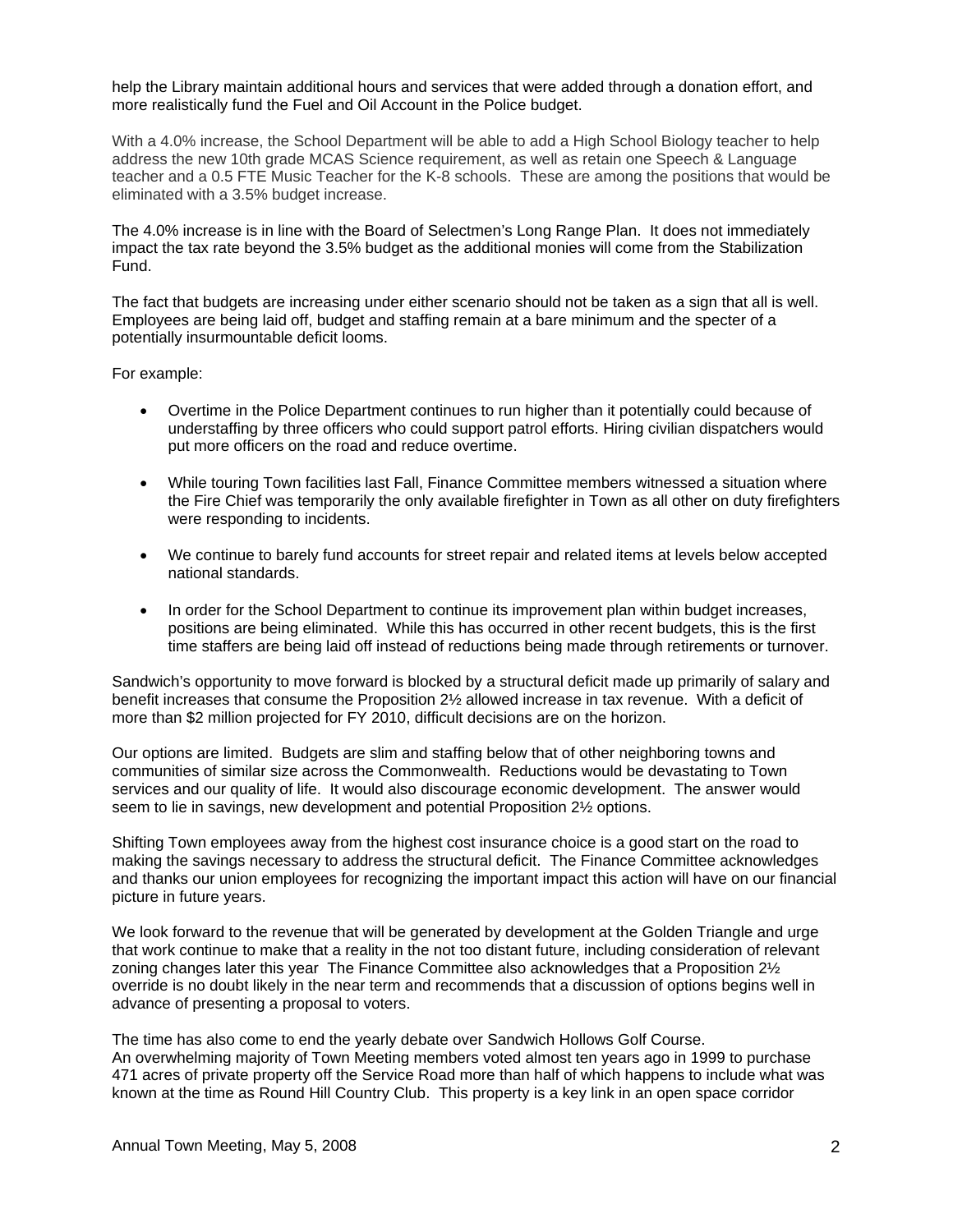help the Library maintain additional hours and services that were added through a donation effort, and more realistically fund the Fuel and Oil Account in the Police budget.

With a 4.0% increase, the School Department will be able to add a High School Biology teacher to help address the new 10th grade MCAS Science requirement, as well as retain one Speech & Language teacher and a 0.5 FTE Music Teacher for the K-8 schools. These are among the positions that would be eliminated with a 3.5% budget increase.

The 4.0% increase is in line with the Board of Selectmen's Long Range Plan. It does not immediately impact the tax rate beyond the 3.5% budget as the additional monies will come from the Stabilization Fund.

The fact that budgets are increasing under either scenario should not be taken as a sign that all is well. Employees are being laid off, budget and staffing remain at a bare minimum and the specter of a potentially insurmountable deficit looms.

For example:

- Overtime in the Police Department continues to run higher than it potentially could because of understaffing by three officers who could support patrol efforts. Hiring civilian dispatchers would put more officers on the road and reduce overtime.

- While touring Town facilities last Fall, Finance Committee members witnessed a situation where the Fire Chief was temporarily the only available firefighter in Town as all other on duty firefighters were responding to incidents.

- We continue to barely fund accounts for street repair and related items at levels below accepted national standards.

- In order for the School Department to continue its improvement plan within budget increases, positions are being eliminated. While this has occurred in other recent budgets, this is the first time staffers are being laid off instead of reductions being made through retirements or turnover.

Sandwich's opportunity to move forward is blocked by a structural deficit made up primarily of salary and benefit increases that consume the Proposition 2½ allowed increase in tax revenue. With a deficit of more than $2 million projected for FY 2010, difficult decisions are on the horizon.

Our options are limited. Budgets are slim and staffing below that of other neighboring towns and communities of similar size across the Commonwealth. Reductions would be devastating to Town services and our quality of life. It would also discourage economic development. The answer would seem to lie in savings, new development and potential Proposition 2½ options.

Shifting Town employees away from the highest cost insurance choice is a good start on the road to making the savings necessary to address the structural deficit. The Finance Committee acknowledges and thanks our union employees for recognizing the important impact this action will have on our financial picture in future years.

We look forward to the revenue that will be generated by development at the Golden Triangle and urge that work continue to make that a reality in the not too distant future, including consideration of relevant zoning changes later this year The Finance Committee also acknowledges that a Proposition 2½ override is no doubt likely in the near term and recommends that a discussion of options begins well in advance of presenting a proposal to voters.

The time has also come to end the yearly debate over Sandwich Hollows Golf Course.
An overwhelming majority of Town Meeting members voted almost ten years ago in 1999 to purchase 471 acres of private property off the Service Road more than half of which happens to include what was known at the time as Round Hill Country Club. This property is a key link in an open space corridor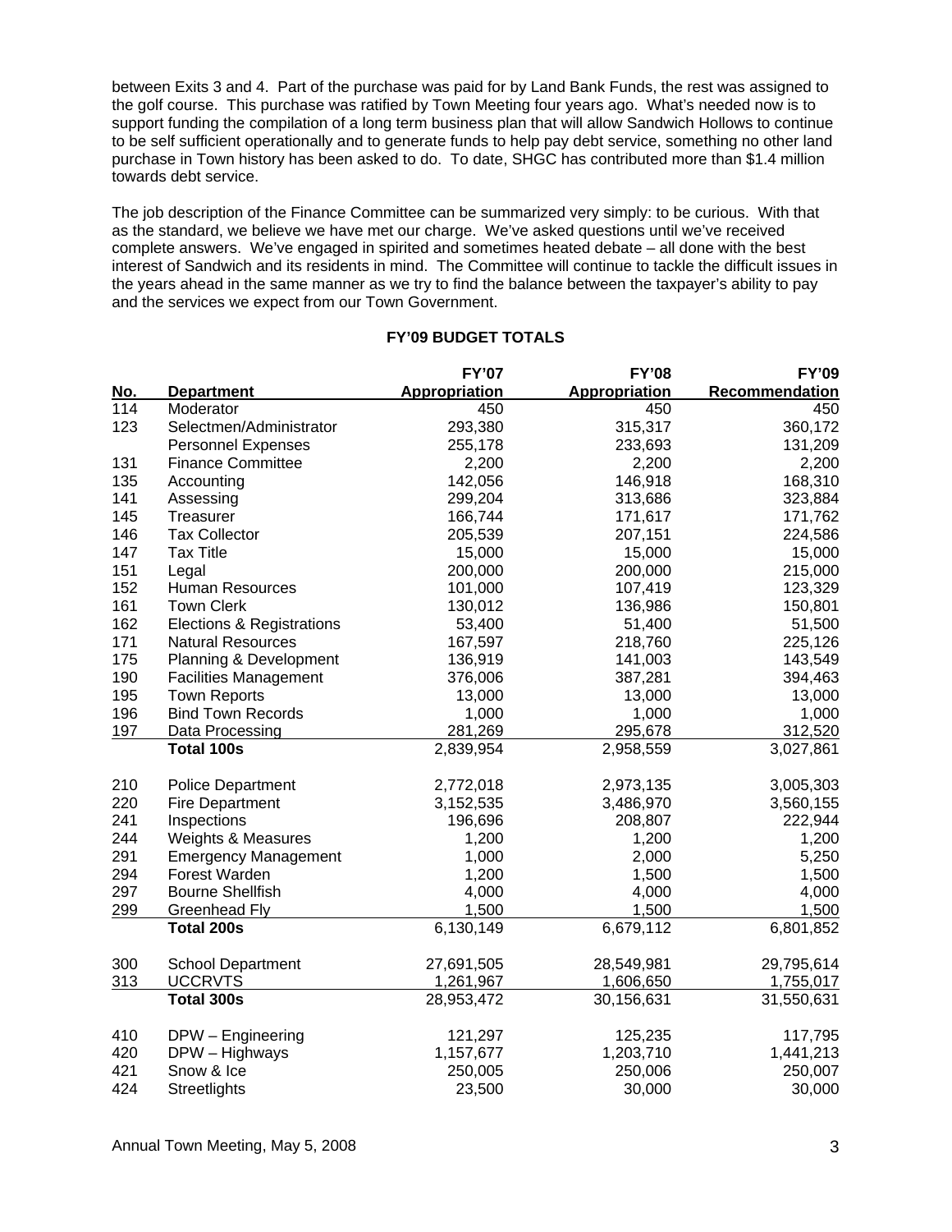between Exits 3 and 4. Part of the purchase was paid for by Land Bank Funds, the rest was assigned to the golf course. This purchase was ratified by Town Meeting four years ago. What's needed now is to support funding the compilation of a long term business plan that will allow Sandwich Hollows to continue to be self sufficient operationally and to generate funds to help pay debt service, something no other land purchase in Town history has been asked to do. To date, SHGC has contributed more than $1.4 million towards debt service.

The job description of the Finance Committee can be summarized very simply: to be curious. With that as the standard, we believe we have met our charge. We've asked questions until we've received complete answers. We've engaged in spirited and sometimes heated debate – all done with the best interest of Sandwich and its residents in mind. The Committee will continue to tackle the difficult issues in the years ahead in the same manner as we try to find the balance between the taxpayer's ability to pay and the services we expect from our Town Government.

## FY'09 BUDGET TOTALS

| No. | Department | FY'07 Appropriation | FY'08 Appropriation | FY'09 Recommendation |
|---|---|---|---|---|
| 114 | Moderator | 450 | 450 | 450 |
| 123 | Selectmen/Administrator | 293,380 | 315,317 | 360,172 |
| | Personnel Expenses | 255,178 | 233,693 | 131,209 |
| 131 | Finance Committee | 2,200 | 2,200 | 2,200 |
| 135 | Accounting | 142,056 | 146,918 | 168,310 |
| 141 | Assessing | 299,204 | 313,686 | 323,884 |
| 145 | Treasurer | 166,744 | 171,617 | 171,762 |
| 146 | Tax Collector | 205,539 | 207,151 | 224,586 |
| 147 | Tax Title | 15,000 | 15,000 | 15,000 |
| 151 | Legal | 200,000 | 200,000 | 215,000 |
| 152 | Human Resources | 101,000 | 107,419 | 123,329 |
| 161 | Town Clerk | 130,012 | 136,986 | 150,801 |
| 162 | Elections & Registrations | 53,400 | 51,400 | 51,500 |
| 171 | Natural Resources | 167,597 | 218,760 | 225,126 |
| 175 | Planning & Development | 136,919 | 141,003 | 143,549 |
| 190 | Facilities Management | 376,006 | 387,281 | 394,463 |
| 195 | Town Reports | 13,000 | 13,000 | 13,000 |
| 196 | Bind Town Records | 1,000 | 1,000 | 1,000 |
| 197 | Data Processing | 281,269 | 295,678 | 312,520 |
| | **Total 100s** | 2,839,954 | 2,958,559 | 3,027,861 |
| 210 | Police Department | 2,772,018 | 2,973,135 | 3,005,303 |
| 220 | Fire Department | 3,152,535 | 3,486,970 | 3,560,155 |
| 241 | Inspections | 196,696 | 208,807 | 222,944 |
| 244 | Weights & Measures | 1,200 | 1,200 | 1,200 |
| 291 | Emergency Management | 1,000 | 2,000 | 5,250 |
| 294 | Forest Warden | 1,200 | 1,500 | 1,500 |
| 297 | Bourne Shellfish | 4,000 | 4,000 | 4,000 |
| 299 | Greenhead Fly | 1,500 | 1,500 | 1,500 |
| | **Total 200s** | 6,130,149 | 6,679,112 | 6,801,852 |
| 300 | School Department | 27,691,505 | 28,549,981 | 29,795,614 |
| 313 | UCCRVTS | 1,261,967 | 1,606,650 | 1,755,017 |
| | **Total 300s** | 28,953,472 | 30,156,631 | 31,550,631 |
| 410 | DPW – Engineering | 121,297 | 125,235 | 117,795 |
| 420 | DPW – Highways | 1,157,677 | 1,203,710 | 1,441,213 |
| 421 | Snow & Ice | 250,005 | 250,006 | 250,007 |
| 424 | Streetlights | 23,500 | 30,000 | 30,000 |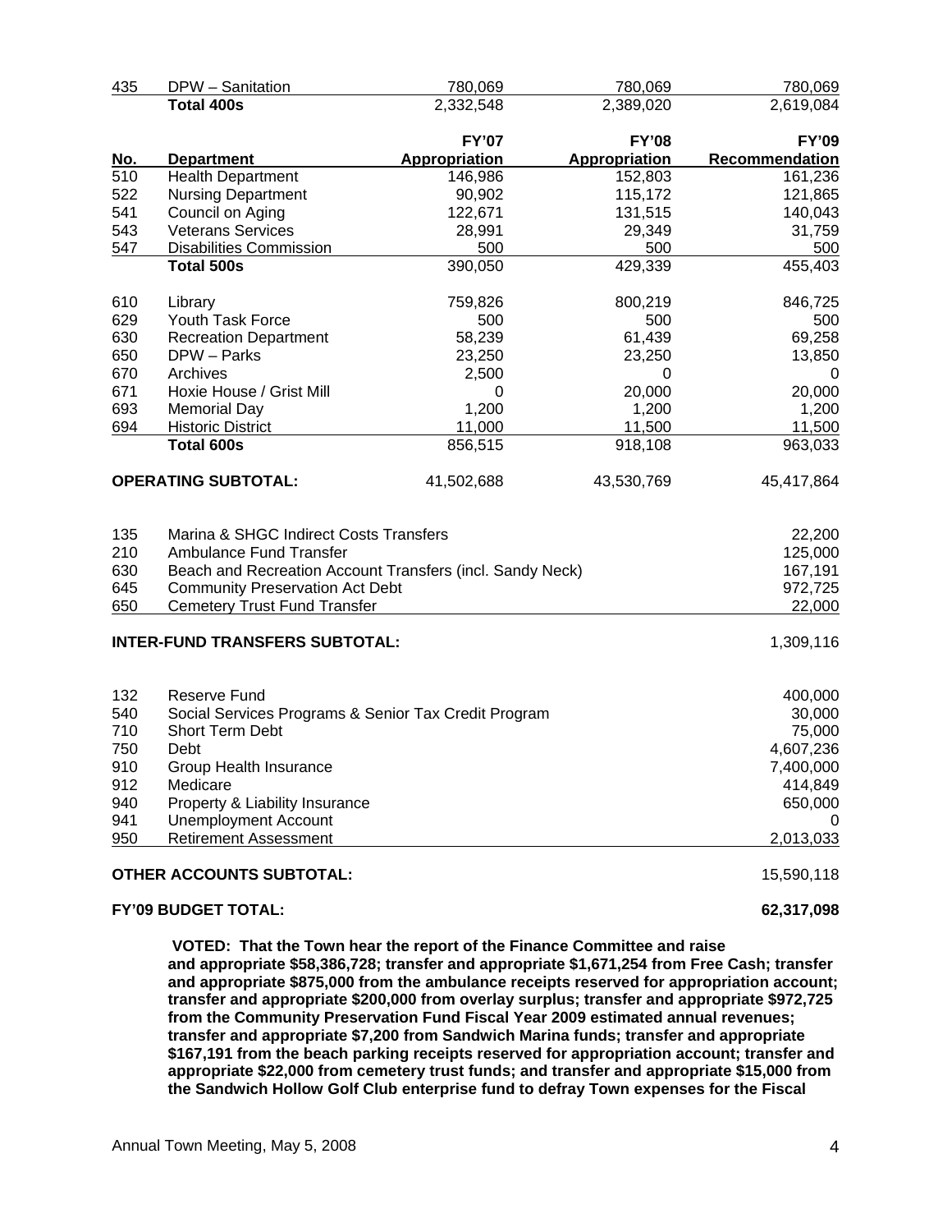| No. | Department | FY'07 Appropriation | FY'08 Appropriation | FY'09 Recommendation |
|---|---|---|---|---|
| 435 | DPW – Sanitation | 780,069 | 780,069 | 780,069 |
| | **Total 400s** | 2,332,548 | 2,389,020 | 2,619,084 |
| 510 | Health Department | 146,986 | 152,803 | 161,236 |
| 522 | Nursing Department | 90,902 | 115,172 | 121,865 |
| 541 | Council on Aging | 122,671 | 131,515 | 140,043 |
| 543 | Veterans Services | 28,991 | 29,349 | 31,759 |
| 547 | Disabilities Commission | 500 | 500 | 500 |
| | **Total 500s** | 390,050 | 429,339 | 455,403 |
| 610 | Library | 759,826 | 800,219 | 846,725 |
| 629 | Youth Task Force | 500 | 500 | 500 |
| 630 | Recreation Department | 58,239 | 61,439 | 69,258 |
| 650 | DPW – Parks | 23,250 | 23,250 | 13,850 |
| 670 | Archives | 2,500 | 0 | 0 |
| 671 | Hoxie House / Grist Mill | 0 | 20,000 | 20,000 |
| 693 | Memorial Day | 1,200 | 1,200 | 1,200 |
| 694 | Historic District | 11,000 | 11,500 | 11,500 |
| | **Total 600s** | 856,515 | 918,108 | 963,033 |
| | **OPERATING SUBTOTAL:** | 41,502,688 | 43,530,769 | 45,417,864 |

| No. | Account | FY'09 |
|---|---|---|
| 135 | Marina & SHGC Indirect Costs Transfers | 22,200 |
| 210 | Ambulance Fund Transfer | 125,000 |
| 630 | Beach and Recreation Account Transfers (incl. Sandy Neck) | 167,191 |
| 645 | Community Preservation Act Debt | 972,725 |
| 650 | Cemetery Trust Fund Transfer | 22,000 |
| | **INTER-FUND TRANSFERS SUBTOTAL:** | 1,309,116 |
| 132 | Reserve Fund | 400,000 |
| 540 | Social Services Programs & Senior Tax Credit Program | 30,000 |
| 710 | Short Term Debt | 75,000 |
| 750 | Debt | 4,607,236 |
| 910 | Group Health Insurance | 7,400,000 |
| 912 | Medicare | 414,849 |
| 940 | Property & Liability Insurance | 650,000 |
| 941 | Unemployment Account | 0 |
| 950 | Retirement Assessment | 2,013,033 |
| | **OTHER ACCOUNTS SUBTOTAL:** | 15,590,118 |
| | **FY'09 BUDGET TOTAL:** | **62,317,098** |

**VOTED: That the Town hear the report of the Finance Committee and raise and appropriate $58,386,728; transfer and appropriate $1,671,254 from Free Cash; transfer and appropriate $875,000 from the ambulance receipts reserved for appropriation account; transfer and appropriate $200,000 from overlay surplus; transfer and appropriate $972,725 from the Community Preservation Fund Fiscal Year 2009 estimated annual revenues; transfer and appropriate $7,200 from Sandwich Marina funds; transfer and appropriate $167,191 from the beach parking receipts reserved for appropriation account; transfer and appropriate $22,000 from cemetery trust funds; and transfer and appropriate $15,000 from the Sandwich Hollow Golf Club enterprise fund to defray Town expenses for the Fiscal**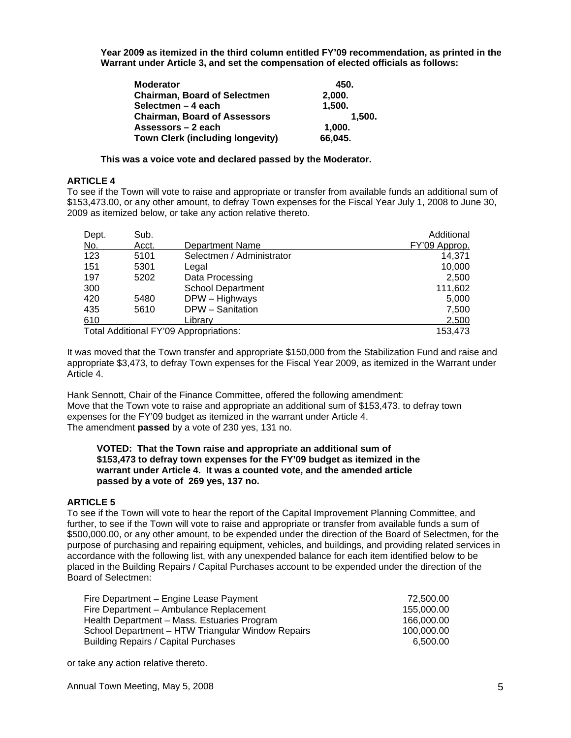**Year 2009 as itemized in the third column entitled FY'09 recommendation, as printed in the Warrant under Article 3, and set the compensation of elected officials as follows:**

| | |
|---|---|
| **Moderator** | **450.** |
| **Chairman, Board of Selectmen** | **2,000.** |
| **Selectmen – 4 each** | **1,500.** |
| **Chairman, Board of Assessors** | **1,500.** |
| **Assessors – 2 each** | **1,000.** |
| **Town Clerk (including longevity)** | **66,045.** |

**This was a voice vote and declared passed by the Moderator.**

**ARTICLE 4**

To see if the Town will vote to raise and appropriate or transfer from available funds an additional sum of $153,473.00, or any other amount, to defray Town expenses for the Fiscal Year July 1, 2008 to June 30, 2009 as itemized below, or take any action relative thereto.

| Dept. No. | Sub. Acct. | Department Name | Additional FY'09 Approp. |
|---|---|---|---|
| 123 | 5101 | Selectmen / Administrator | 14,371 |
| 151 | 5301 | Legal | 10,000 |
| 197 | 5202 | Data Processing | 2,500 |
| 300 | | School Department | 111,602 |
| 420 | 5480 | DPW – Highways | 5,000 |
| 435 | 5610 | DPW – Sanitation | 7,500 |
| 610 | | Library | 2,500 |
| Total Additional FY'09 Appropriations: | | | 153,473 |

It was moved that the Town transfer and appropriate $150,000 from the Stabilization Fund and raise and appropriate $3,473, to defray Town expenses for the Fiscal Year 2009, as itemized in the Warrant under Article 4.

Hank Sennott, Chair of the Finance Committee, offered the following amendment:
Move that the Town vote to raise and appropriate an additional sum of $153,473. to defray town expenses for the FY'09 budget as itemized in the warrant under Article 4.
The amendment **passed** by a vote of 230 yes, 131 no.

**VOTED: That the Town raise and appropriate an additional sum of $153,473 to defray town expenses for the FY'09 budget as itemized in the warrant under Article 4. It was a counted vote, and the amended article passed by a vote of 269 yes, 137 no.**

**ARTICLE 5**

To see if the Town will vote to hear the report of the Capital Improvement Planning Committee, and further, to see if the Town will vote to raise and appropriate or transfer from available funds a sum of $500,000.00, or any other amount, to be expended under the direction of the Board of Selectmen, for the purpose of purchasing and repairing equipment, vehicles, and buildings, and providing related services in accordance with the following list, with any unexpended balance for each item identified below to be placed in the Building Repairs / Capital Purchases account to be expended under the direction of the Board of Selectmen:

| | |
|---|---|
| Fire Department – Engine Lease Payment | 72,500.00 |
| Fire Department – Ambulance Replacement | 155,000.00 |
| Health Department – Mass. Estuaries Program | 166,000.00 |
| School Department – HTW Triangular Window Repairs | 100,000.00 |
| Building Repairs / Capital Purchases | 6,500.00 |

or take any action relative thereto.

Annual Town Meeting, May 5, 2008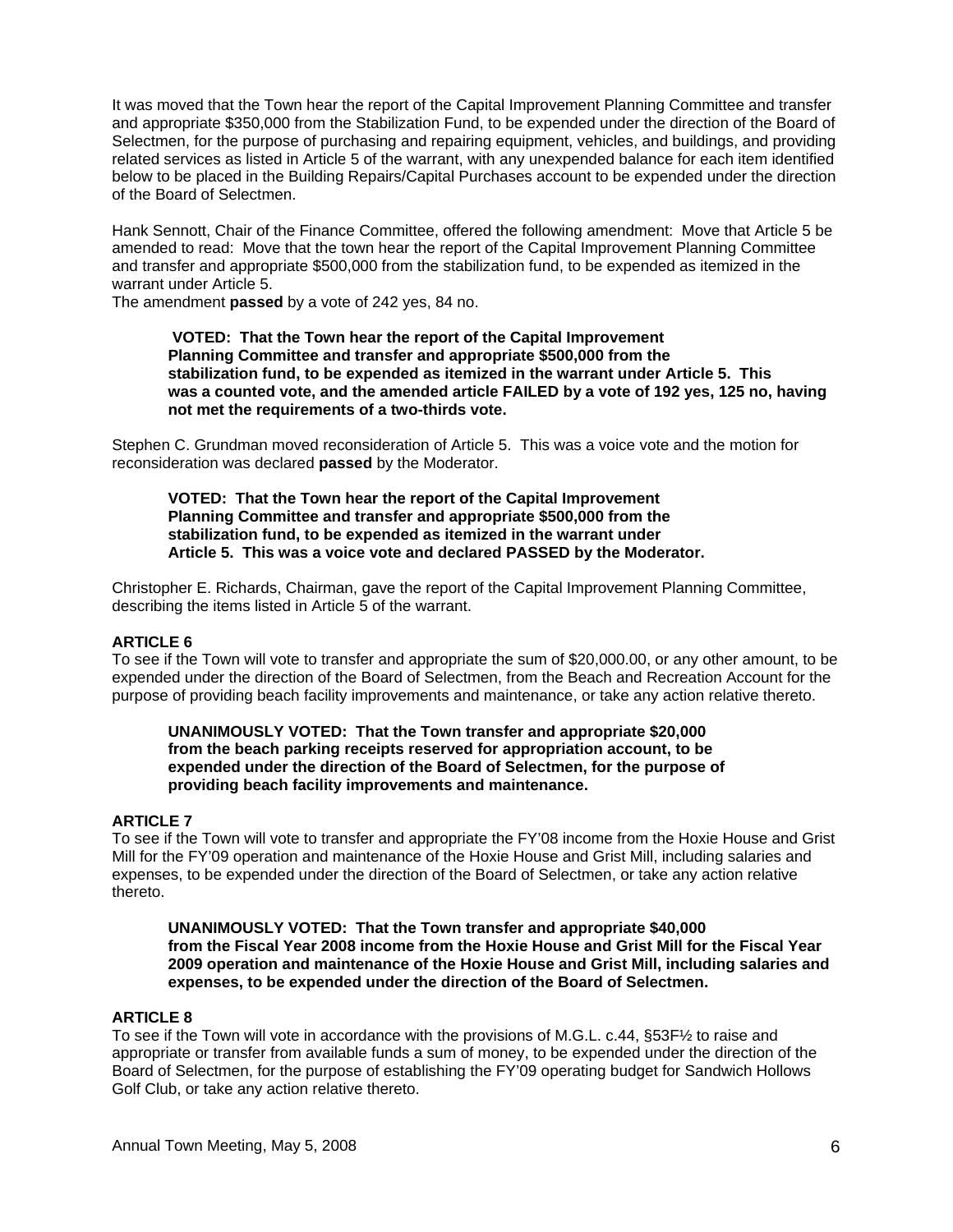It was moved that the Town hear the report of the Capital Improvement Planning Committee and transfer and appropriate $350,000 from the Stabilization Fund, to be expended under the direction of the Board of Selectmen, for the purpose of purchasing and repairing equipment, vehicles, and buildings, and providing related services as listed in Article 5 of the warrant, with any unexpended balance for each item identified below to be placed in the Building Repairs/Capital Purchases account to be expended under the direction of the Board of Selectmen.

Hank Sennott, Chair of the Finance Committee, offered the following amendment: Move that Article 5 be amended to read: Move that the town hear the report of the Capital Improvement Planning Committee and transfer and appropriate $500,000 from the stabilization fund, to be expended as itemized in the warrant under Article 5.
The amendment **passed** by a vote of 242 yes, 84 no.

> **VOTED: That the Town hear the report of the Capital Improvement Planning Committee and transfer and appropriate $500,000 from the stabilization fund, to be expended as itemized in the warrant under Article 5. This was a counted vote, and the amended article FAILED by a vote of 192 yes, 125 no, having not met the requirements of a two-thirds vote.**

Stephen C. Grundman moved reconsideration of Article 5. This was a voice vote and the motion for reconsideration was declared **passed** by the Moderator.

> **VOTED: That the Town hear the report of the Capital Improvement Planning Committee and transfer and appropriate $500,000 from the stabilization fund, to be expended as itemized in the warrant under Article 5. This was a voice vote and declared PASSED by the Moderator.**

Christopher E. Richards, Chairman, gave the report of the Capital Improvement Planning Committee, describing the items listed in Article 5 of the warrant.

**ARTICLE 6**
To see if the Town will vote to transfer and appropriate the sum of $20,000.00, or any other amount, to be expended under the direction of the Board of Selectmen, from the Beach and Recreation Account for the purpose of providing beach facility improvements and maintenance, or take any action relative thereto.

> **UNANIMOUSLY VOTED: That the Town transfer and appropriate $20,000 from the beach parking receipts reserved for appropriation account, to be expended under the direction of the Board of Selectmen, for the purpose of providing beach facility improvements and maintenance.**

**ARTICLE 7**
To see if the Town will vote to transfer and appropriate the FY'08 income from the Hoxie House and Grist Mill for the FY'09 operation and maintenance of the Hoxie House and Grist Mill, including salaries and expenses, to be expended under the direction of the Board of Selectmen, or take any action relative thereto.

> **UNANIMOUSLY VOTED: That the Town transfer and appropriate $40,000 from the Fiscal Year 2008 income from the Hoxie House and Grist Mill for the Fiscal Year 2009 operation and maintenance of the Hoxie House and Grist Mill, including salaries and expenses, to be expended under the direction of the Board of Selectmen.**

**ARTICLE 8**
To see if the Town will vote in accordance with the provisions of M.G.L. c.44, §53F½ to raise and appropriate or transfer from available funds a sum of money, to be expended under the direction of the Board of Selectmen, for the purpose of establishing the FY'09 operating budget for Sandwich Hollows Golf Club, or take any action relative thereto.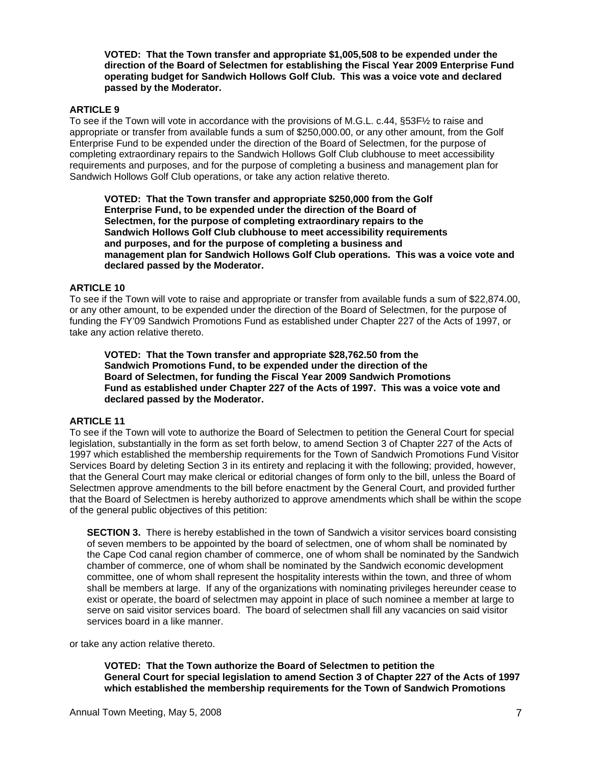**VOTED: That the Town transfer and appropriate $1,005,508 to be expended under the direction of the Board of Selectmen for establishing the Fiscal Year 2009 Enterprise Fund operating budget for Sandwich Hollows Golf Club. This was a voice vote and declared passed by the Moderator.**

### ARTICLE 9

To see if the Town will vote in accordance with the provisions of M.G.L. c.44, §53F½ to raise and appropriate or transfer from available funds a sum of $250,000.00, or any other amount, from the Golf Enterprise Fund to be expended under the direction of the Board of Selectmen, for the purpose of completing extraordinary repairs to the Sandwich Hollows Golf Club clubhouse to meet accessibility requirements and purposes, and for the purpose of completing a business and management plan for Sandwich Hollows Golf Club operations, or take any action relative thereto.

**VOTED: That the Town transfer and appropriate $250,000 from the Golf Enterprise Fund, to be expended under the direction of the Board of Selectmen, for the purpose of completing extraordinary repairs to the Sandwich Hollows Golf Club clubhouse to meet accessibility requirements and purposes, and for the purpose of completing a business and management plan for Sandwich Hollows Golf Club operations. This was a voice vote and declared passed by the Moderator.**

### ARTICLE 10

To see if the Town will vote to raise and appropriate or transfer from available funds a sum of $22,874.00, or any other amount, to be expended under the direction of the Board of Selectmen, for the purpose of funding the FY'09 Sandwich Promotions Fund as established under Chapter 227 of the Acts of 1997, or take any action relative thereto.

**VOTED: That the Town transfer and appropriate $28,762.50 from the Sandwich Promotions Fund, to be expended under the direction of the Board of Selectmen, for funding the Fiscal Year 2009 Sandwich Promotions Fund as established under Chapter 227 of the Acts of 1997. This was a voice vote and declared passed by the Moderator.**

### ARTICLE 11

To see if the Town will vote to authorize the Board of Selectmen to petition the General Court for special legislation, substantially in the form as set forth below, to amend Section 3 of Chapter 227 of the Acts of 1997 which established the membership requirements for the Town of Sandwich Promotions Fund Visitor Services Board by deleting Section 3 in its entirety and replacing it with the following; provided, however, that the General Court may make clerical or editorial changes of form only to the bill, unless the Board of Selectmen approve amendments to the bill before enactment by the General Court, and provided further that the Board of Selectmen is hereby authorized to approve amendments which shall be within the scope of the general public objectives of this petition:

**SECTION 3.** There is hereby established in the town of Sandwich a visitor services board consisting of seven members to be appointed by the board of selectmen, one of whom shall be nominated by the Cape Cod canal region chamber of commerce, one of whom shall be nominated by the Sandwich chamber of commerce, one of whom shall be nominated by the Sandwich economic development committee, one of whom shall represent the hospitality interests within the town, and three of whom shall be members at large. If any of the organizations with nominating privileges hereunder cease to exist or operate, the board of selectmen may appoint in place of such nominee a member at large to serve on said visitor services board. The board of selectmen shall fill any vacancies on said visitor services board in a like manner.

or take any action relative thereto.

**VOTED: That the Town authorize the Board of Selectmen to petition the General Court for special legislation to amend Section 3 of Chapter 227 of the Acts of 1997 which established the membership requirements for the Town of Sandwich Promotions**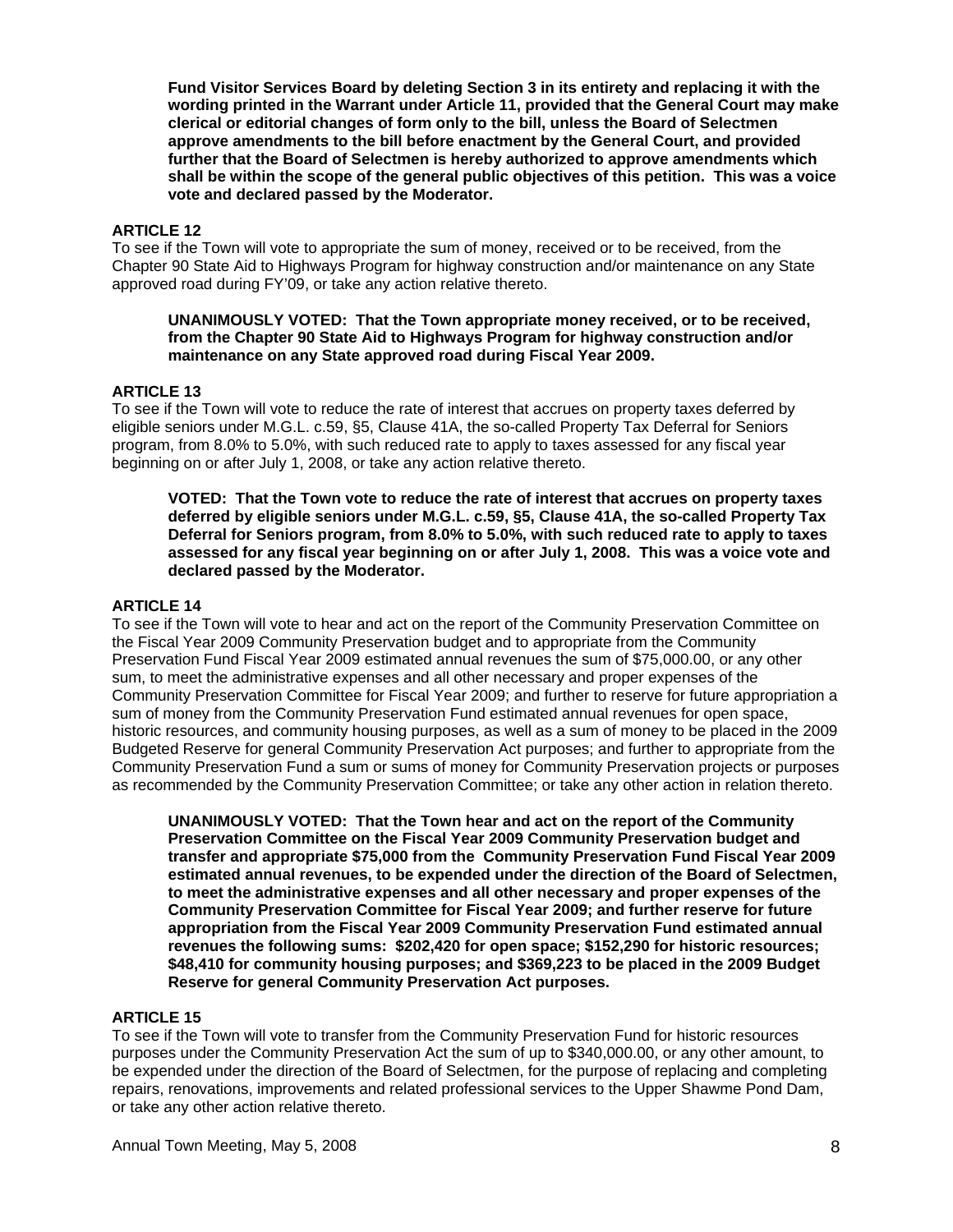**Fund Visitor Services Board by deleting Section 3 in its entirety and replacing it with the wording printed in the Warrant under Article 11, provided that the General Court may make clerical or editorial changes of form only to the bill, unless the Board of Selectmen approve amendments to the bill before enactment by the General Court, and provided further that the Board of Selectmen is hereby authorized to approve amendments which shall be within the scope of the general public objectives of this petition. This was a voice vote and declared passed by the Moderator.**

### ARTICLE 12

To see if the Town will vote to appropriate the sum of money, received or to be received, from the Chapter 90 State Aid to Highways Program for highway construction and/or maintenance on any State approved road during FY'09, or take any action relative thereto.

**UNANIMOUSLY VOTED: That the Town appropriate money received, or to be received, from the Chapter 90 State Aid to Highways Program for highway construction and/or maintenance on any State approved road during Fiscal Year 2009.**

### ARTICLE 13

To see if the Town will vote to reduce the rate of interest that accrues on property taxes deferred by eligible seniors under M.G.L. c.59, §5, Clause 41A, the so-called Property Tax Deferral for Seniors program, from 8.0% to 5.0%, with such reduced rate to apply to taxes assessed for any fiscal year beginning on or after July 1, 2008, or take any action relative thereto.

**VOTED: That the Town vote to reduce the rate of interest that accrues on property taxes deferred by eligible seniors under M.G.L. c.59, §5, Clause 41A, the so-called Property Tax Deferral for Seniors program, from 8.0% to 5.0%, with such reduced rate to apply to taxes assessed for any fiscal year beginning on or after July 1, 2008. This was a voice vote and declared passed by the Moderator.**

### ARTICLE 14

To see if the Town will vote to hear and act on the report of the Community Preservation Committee on the Fiscal Year 2009 Community Preservation budget and to appropriate from the Community Preservation Fund Fiscal Year 2009 estimated annual revenues the sum of $75,000.00, or any other sum, to meet the administrative expenses and all other necessary and proper expenses of the Community Preservation Committee for Fiscal Year 2009; and further to reserve for future appropriation a sum of money from the Community Preservation Fund estimated annual revenues for open space, historic resources, and community housing purposes, as well as a sum of money to be placed in the 2009 Budgeted Reserve for general Community Preservation Act purposes; and further to appropriate from the Community Preservation Fund a sum or sums of money for Community Preservation projects or purposes as recommended by the Community Preservation Committee; or take any other action in relation thereto.

**UNANIMOUSLY VOTED: That the Town hear and act on the report of the Community Preservation Committee on the Fiscal Year 2009 Community Preservation budget and transfer and appropriate $75,000 from the Community Preservation Fund Fiscal Year 2009 estimated annual revenues, to be expended under the direction of the Board of Selectmen, to meet the administrative expenses and all other necessary and proper expenses of the Community Preservation Committee for Fiscal Year 2009; and further reserve for future appropriation from the Fiscal Year 2009 Community Preservation Fund estimated annual revenues the following sums: $202,420 for open space; $152,290 for historic resources; $48,410 for community housing purposes; and $369,223 to be placed in the 2009 Budget Reserve for general Community Preservation Act purposes.**

### ARTICLE 15

To see if the Town will vote to transfer from the Community Preservation Fund for historic resources purposes under the Community Preservation Act the sum of up to $340,000.00, or any other amount, to be expended under the direction of the Board of Selectmen, for the purpose of replacing and completing repairs, renovations, improvements and related professional services to the Upper Shawme Pond Dam, or take any other action relative thereto.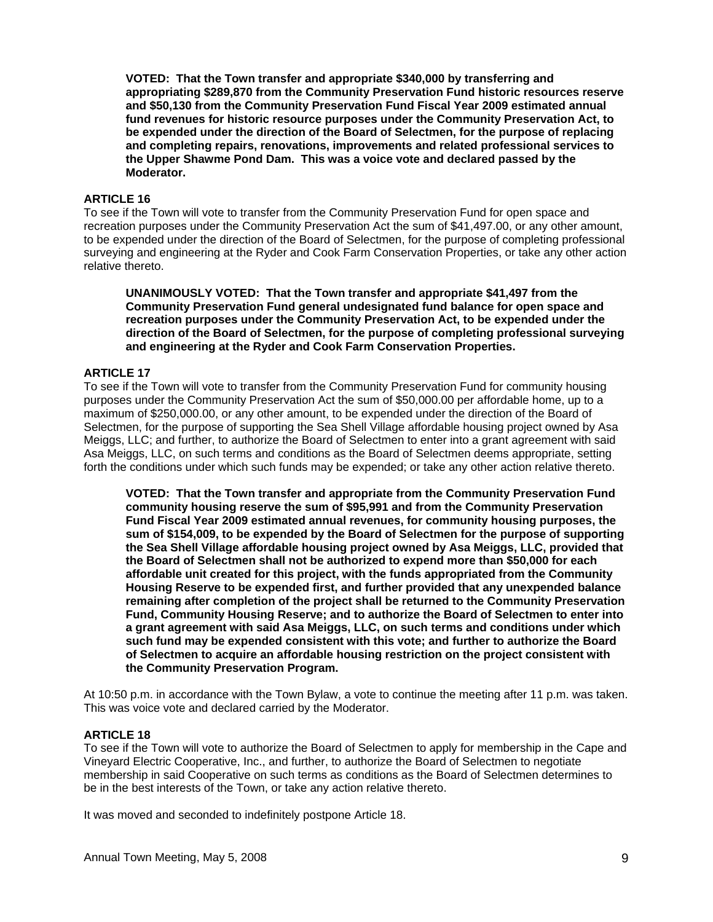**VOTED: That the Town transfer and appropriate $340,000 by transferring and appropriating $289,870 from the Community Preservation Fund historic resources reserve and $50,130 from the Community Preservation Fund Fiscal Year 2009 estimated annual fund revenues for historic resource purposes under the Community Preservation Act, to be expended under the direction of the Board of Selectmen, for the purpose of replacing and completing repairs, renovations, improvements and related professional services to the Upper Shawme Pond Dam. This was a voice vote and declared passed by the Moderator.**

**ARTICLE 16**

To see if the Town will vote to transfer from the Community Preservation Fund for open space and recreation purposes under the Community Preservation Act the sum of $41,497.00, or any other amount, to be expended under the direction of the Board of Selectmen, for the purpose of completing professional surveying and engineering at the Ryder and Cook Farm Conservation Properties, or take any other action relative thereto.

**UNANIMOUSLY VOTED: That the Town transfer and appropriate $41,497 from the Community Preservation Fund general undesignated fund balance for open space and recreation purposes under the Community Preservation Act, to be expended under the direction of the Board of Selectmen, for the purpose of completing professional surveying and engineering at the Ryder and Cook Farm Conservation Properties.**

**ARTICLE 17**

To see if the Town will vote to transfer from the Community Preservation Fund for community housing purposes under the Community Preservation Act the sum of $50,000.00 per affordable home, up to a maximum of $250,000.00, or any other amount, to be expended under the direction of the Board of Selectmen, for the purpose of supporting the Sea Shell Village affordable housing project owned by Asa Meiggs, LLC; and further, to authorize the Board of Selectmen to enter into a grant agreement with said Asa Meiggs, LLC, on such terms and conditions as the Board of Selectmen deems appropriate, setting forth the conditions under which such funds may be expended; or take any other action relative thereto.

**VOTED: That the Town transfer and appropriate from the Community Preservation Fund community housing reserve the sum of $95,991 and from the Community Preservation Fund Fiscal Year 2009 estimated annual revenues, for community housing purposes, the sum of $154,009, to be expended by the Board of Selectmen for the purpose of supporting the Sea Shell Village affordable housing project owned by Asa Meiggs, LLC, provided that the Board of Selectmen shall not be authorized to expend more than $50,000 for each affordable unit created for this project, with the funds appropriated from the Community Housing Reserve to be expended first, and further provided that any unexpended balance remaining after completion of the project shall be returned to the Community Preservation Fund, Community Housing Reserve; and to authorize the Board of Selectmen to enter into a grant agreement with said Asa Meiggs, LLC, on such terms and conditions under which such fund may be expended consistent with this vote; and further to authorize the Board of Selectmen to acquire an affordable housing restriction on the project consistent with the Community Preservation Program.**

At 10:50 p.m. in accordance with the Town Bylaw, a vote to continue the meeting after 11 p.m. was taken. This was voice vote and declared carried by the Moderator.

**ARTICLE 18**

To see if the Town will vote to authorize the Board of Selectmen to apply for membership in the Cape and Vineyard Electric Cooperative, Inc., and further, to authorize the Board of Selectmen to negotiate membership in said Cooperative on such terms as conditions as the Board of Selectmen determines to be in the best interests of the Town, or take any action relative thereto.

It was moved and seconded to indefinitely postpone Article 18.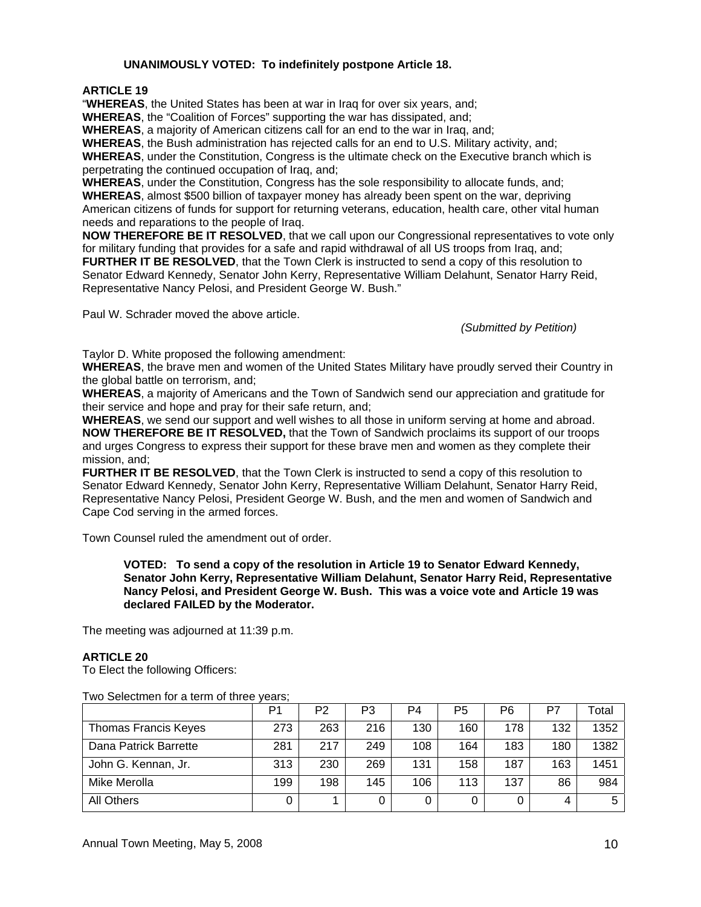**UNANIMOUSLY VOTED: To indefinitely postpone Article 18.**

**ARTICLE 19**

"**WHEREAS**, the United States has been at war in Iraq for over six years, and;
**WHEREAS**, the "Coalition of Forces" supporting the war has dissipated, and;
**WHEREAS**, a majority of American citizens call for an end to the war in Iraq, and;
**WHEREAS**, the Bush administration has rejected calls for an end to U.S. Military activity, and;
**WHEREAS**, under the Constitution, Congress is the ultimate check on the Executive branch which is perpetrating the continued occupation of Iraq, and;
**WHEREAS**, under the Constitution, Congress has the sole responsibility to allocate funds, and;
**WHEREAS**, almost $500 billion of taxpayer money has already been spent on the war, depriving American citizens of funds for support for returning veterans, education, health care, other vital human needs and reparations to the people of Iraq.
**NOW THEREFORE BE IT RESOLVED**, that we call upon our Congressional representatives to vote only for military funding that provides for a safe and rapid withdrawal of all US troops from Iraq, and;
**FURTHER IT BE RESOLVED**, that the Town Clerk is instructed to send a copy of this resolution to Senator Edward Kennedy, Senator John Kerry, Representative William Delahunt, Senator Harry Reid, Representative Nancy Pelosi, and President George W. Bush."

Paul W. Schrader moved the above article.

*(Submitted by Petition)*

Taylor D. White proposed the following amendment:
**WHEREAS**, the brave men and women of the United States Military have proudly served their Country in the global battle on terrorism, and;
**WHEREAS**, a majority of Americans and the Town of Sandwich send our appreciation and gratitude for their service and hope and pray for their safe return, and;
**WHEREAS**, we send our support and well wishes to all those in uniform serving at home and abroad.
**NOW THEREFORE BE IT RESOLVED,** that the Town of Sandwich proclaims its support of our troops and urges Congress to express their support for these brave men and women as they complete their mission, and;
**FURTHER IT BE RESOLVED**, that the Town Clerk is instructed to send a copy of this resolution to Senator Edward Kennedy, Senator John Kerry, Representative William Delahunt, Senator Harry Reid, Representative Nancy Pelosi, President George W. Bush, and the men and women of Sandwich and Cape Cod serving in the armed forces.

Town Counsel ruled the amendment out of order.

**VOTED: To send a copy of the resolution in Article 19 to Senator Edward Kennedy, Senator John Kerry, Representative William Delahunt, Senator Harry Reid, Representative Nancy Pelosi, and President George W. Bush. This was a voice vote and Article 19 was declared FAILED by the Moderator.**

The meeting was adjourned at 11:39 p.m.

**ARTICLE 20**

To Elect the following Officers:

Two Selectmen for a term of three years;

| | P1 | P2 | P3 | P4 | P5 | P6 | P7 | Total |
|---|---|---|---|---|---|---|---|---|
| Thomas Francis Keyes | 273 | 263 | 216 | 130 | 160 | 178 | 132 | 1352 |
| Dana Patrick Barrette | 281 | 217 | 249 | 108 | 164 | 183 | 180 | 1382 |
| John G. Kennan, Jr. | 313 | 230 | 269 | 131 | 158 | 187 | 163 | 1451 |
| Mike Merolla | 199 | 198 | 145 | 106 | 113 | 137 | 86 | 984 |
| All Others | 0 | 1 | 0 | 0 | 0 | 0 | 4 | 5 |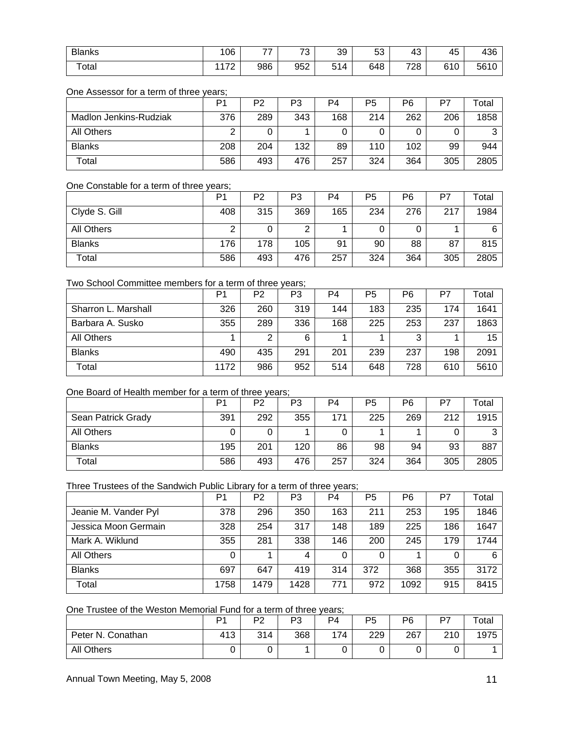| | | | | | | | | |
|---|---|---|---|---|---|---|---|---|
| Blanks | 106 | 77 | 73 | 39 | 53 | 43 | 45 | 436 |
| Total | 1172 | 986 | 952 | 514 | 648 | 728 | 610 | 5610 |

One Assessor for a term of three years;

| | P1 | P2 | P3 | P4 | P5 | P6 | P7 | Total |
|---|---|---|---|---|---|---|---|---|
| Madlon Jenkins-Rudziak | 376 | 289 | 343 | 168 | 214 | 262 | 206 | 1858 |
| All Others | 2 | 0 | 1 | 0 | 0 | 0 | 0 | 3 |
| Blanks | 208 | 204 | 132 | 89 | 110 | 102 | 99 | 944 |
| Total | 586 | 493 | 476 | 257 | 324 | 364 | 305 | 2805 |

One Constable for a term of three years;

| | P1 | P2 | P3 | P4 | P5 | P6 | P7 | Total |
|---|---|---|---|---|---|---|---|---|
| Clyde S. Gill | 408 | 315 | 369 | 165 | 234 | 276 | 217 | 1984 |
| All Others | 2 | 0 | 2 | 1 | 0 | 0 | 1 | 6 |
| Blanks | 176 | 178 | 105 | 91 | 90 | 88 | 87 | 815 |
| Total | 586 | 493 | 476 | 257 | 324 | 364 | 305 | 2805 |

Two School Committee members for a term of three years;

| | P1 | P2 | P3 | P4 | P5 | P6 | P7 | Total |
|---|---|---|---|---|---|---|---|---|
| Sharron L. Marshall | 326 | 260 | 319 | 144 | 183 | 235 | 174 | 1641 |
| Barbara A. Susko | 355 | 289 | 336 | 168 | 225 | 253 | 237 | 1863 |
| All Others | 1 | 2 | 6 | 1 | 1 | 3 | 1 | 15 |
| Blanks | 490 | 435 | 291 | 201 | 239 | 237 | 198 | 2091 |
| Total | 1172 | 986 | 952 | 514 | 648 | 728 | 610 | 5610 |

One Board of Health member for a term of three years;

| | P1 | P2 | P3 | P4 | P5 | P6 | P7 | Total |
|---|---|---|---|---|---|---|---|---|
| Sean Patrick Grady | 391 | 292 | 355 | 171 | 225 | 269 | 212 | 1915 |
| All Others | 0 | 0 | 1 | 0 | 1 | 1 | 0 | 3 |
| Blanks | 195 | 201 | 120 | 86 | 98 | 94 | 93 | 887 |
| Total | 586 | 493 | 476 | 257 | 324 | 364 | 305 | 2805 |

Three Trustees of the Sandwich Public Library for a term of three years;

| | P1 | P2 | P3 | P4 | P5 | P6 | P7 | Total |
|---|---|---|---|---|---|---|---|---|
| Jeanie M. Vander Pyl | 378 | 296 | 350 | 163 | 211 | 253 | 195 | 1846 |
| Jessica Moon Germain | 328 | 254 | 317 | 148 | 189 | 225 | 186 | 1647 |
| Mark A. Wiklund | 355 | 281 | 338 | 146 | 200 | 245 | 179 | 1744 |
| All Others | 0 | 1 | 4 | 0 | 0 | 1 | 0 | 6 |
| Blanks | 697 | 647 | 419 | 314 | 372 | 368 | 355 | 3172 |
| Total | 1758 | 1479 | 1428 | 771 | 972 | 1092 | 915 | 8415 |

One Trustee of the Weston Memorial Fund for a term of three years;

| | P1 | P2 | P3 | P4 | P5 | P6 | P7 | Total |
|---|---|---|---|---|---|---|---|---|
| Peter N. Conathan | 413 | 314 | 368 | 174 | 229 | 267 | 210 | 1975 |
| All Others | 0 | 0 | 1 | 0 | 0 | 0 | 0 | 1 |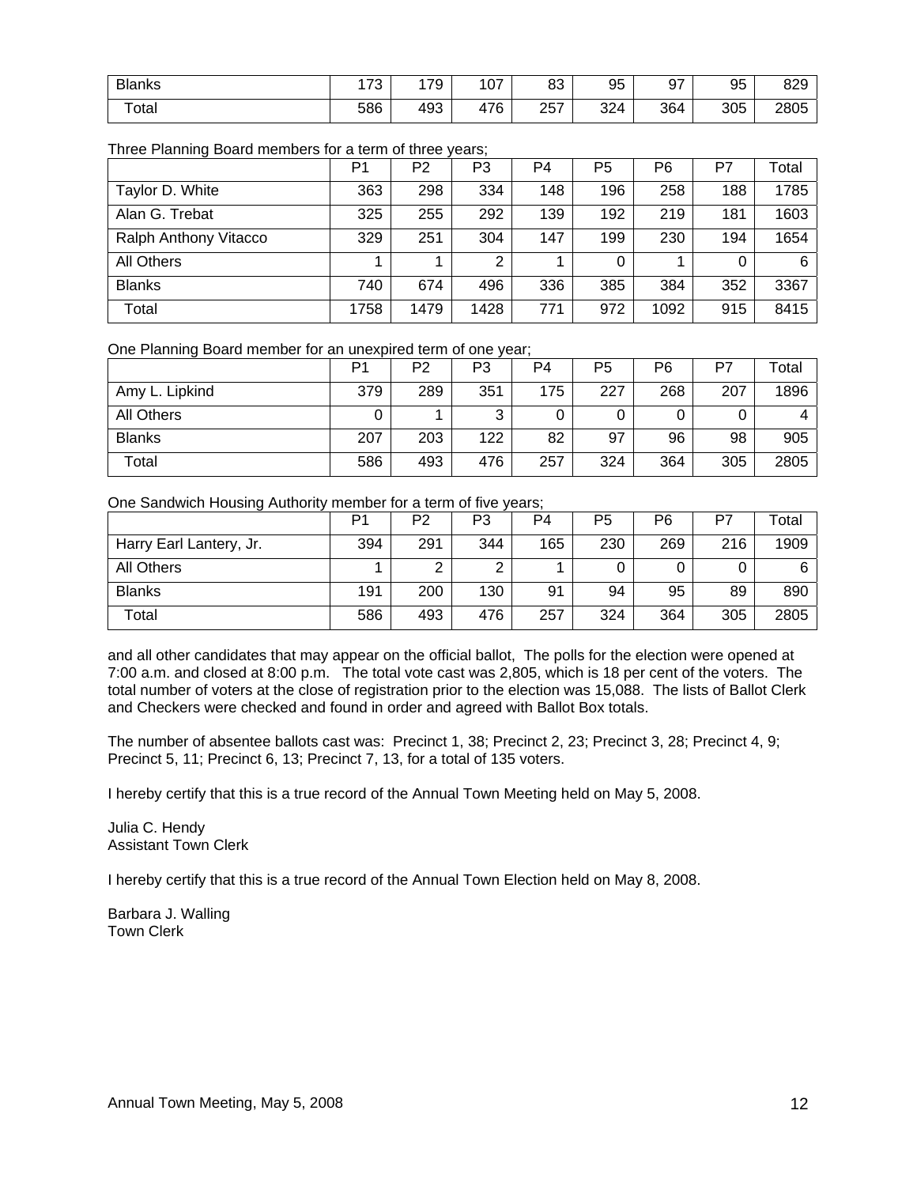| | | | | | | | | |
|---|---|---|---|---|---|---|---|---|
| Blanks | 173 | 179 | 107 | 83 | 95 | 97 | 95 | 829 |
| Total | 586 | 493 | 476 | 257 | 324 | 364 | 305 | 2805 |

Three Planning Board members for a term of three years;

| | P1 | P2 | P3 | P4 | P5 | P6 | P7 | Total |
|---|---|---|---|---|---|---|---|---|
| Taylor D. White | 363 | 298 | 334 | 148 | 196 | 258 | 188 | 1785 |
| Alan G. Trebat | 325 | 255 | 292 | 139 | 192 | 219 | 181 | 1603 |
| Ralph Anthony Vitacco | 329 | 251 | 304 | 147 | 199 | 230 | 194 | 1654 |
| All Others | 1 | 1 | 2 | 1 | 0 | 1 | 0 | 6 |
| Blanks | 740 | 674 | 496 | 336 | 385 | 384 | 352 | 3367 |
| Total | 1758 | 1479 | 1428 | 771 | 972 | 1092 | 915 | 8415 |

One Planning Board member for an unexpired term of one year;

| | P1 | P2 | P3 | P4 | P5 | P6 | P7 | Total |
|---|---|---|---|---|---|---|---|---|
| Amy L. Lipkind | 379 | 289 | 351 | 175 | 227 | 268 | 207 | 1896 |
| All Others | 0 | 1 | 3 | 0 | 0 | 0 | 0 | 4 |
| Blanks | 207 | 203 | 122 | 82 | 97 | 96 | 98 | 905 |
| Total | 586 | 493 | 476 | 257 | 324 | 364 | 305 | 2805 |

One Sandwich Housing Authority member for a term of five years;

| | P1 | P2 | P3 | P4 | P5 | P6 | P7 | Total |
|---|---|---|---|---|---|---|---|---|
| Harry Earl Lantery, Jr. | 394 | 291 | 344 | 165 | 230 | 269 | 216 | 1909 |
| All Others | 1 | 2 | 2 | 1 | 0 | 0 | 0 | 6 |
| Blanks | 191 | 200 | 130 | 91 | 94 | 95 | 89 | 890 |
| Total | 586 | 493 | 476 | 257 | 324 | 364 | 305 | 2805 |

and all other candidates that may appear on the official ballot, The polls for the election were opened at 7:00 a.m. and closed at 8:00 p.m. The total vote cast was 2,805, which is 18 per cent of the voters. The total number of voters at the close of registration prior to the election was 15,088. The lists of Ballot Clerk and Checkers were checked and found in order and agreed with Ballot Box totals.

The number of absentee ballots cast was: Precinct 1, 38; Precinct 2, 23; Precinct 3, 28; Precinct 4, 9; Precinct 5, 11; Precinct 6, 13; Precinct 7, 13, for a total of 135 voters.

I hereby certify that this is a true record of the Annual Town Meeting held on May 5, 2008.

Julia C. Hendy
Assistant Town Clerk

I hereby certify that this is a true record of the Annual Town Election held on May 8, 2008.

Barbara J. Walling
Town Clerk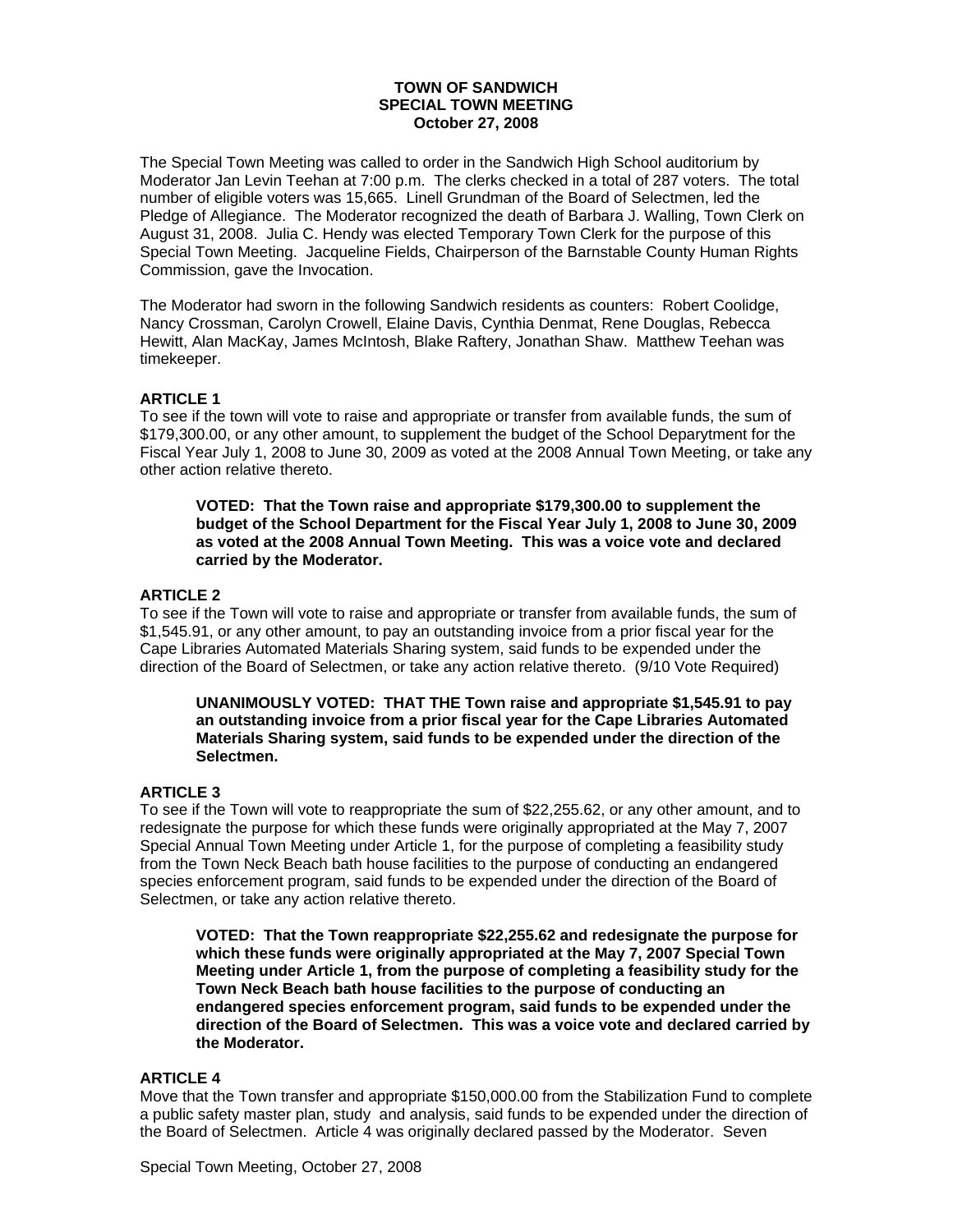**TOWN OF SANDWICH**
**SPECIAL TOWN MEETING**
**October 27, 2008**

The Special Town Meeting was called to order in the Sandwich High School auditorium by Moderator Jan Levin Teehan at 7:00 p.m. The clerks checked in a total of 287 voters. The total number of eligible voters was 15,665. Linell Grundman of the Board of Selectmen, led the Pledge of Allegiance. The Moderator recognized the death of Barbara J. Walling, Town Clerk on August 31, 2008. Julia C. Hendy was elected Temporary Town Clerk for the purpose of this Special Town Meeting. Jacqueline Fields, Chairperson of the Barnstable County Human Rights Commission, gave the Invocation.

The Moderator had sworn in the following Sandwich residents as counters: Robert Coolidge, Nancy Crossman, Carolyn Crowell, Elaine Davis, Cynthia Denmat, Rene Douglas, Rebecca Hewitt, Alan MacKay, James McIntosh, Blake Raftery, Jonathan Shaw. Matthew Teehan was timekeeper.

**ARTICLE 1**

To see if the town will vote to raise and appropriate or transfer from available funds, the sum of $179,300.00, or any other amount, to supplement the budget of the School Deparytment for the Fiscal Year July 1, 2008 to June 30, 2009 as voted at the 2008 Annual Town Meeting, or take any other action relative thereto.

> **VOTED: That the Town raise and appropriate $179,300.00 to supplement the budget of the School Department for the Fiscal Year July 1, 2008 to June 30, 2009 as voted at the 2008 Annual Town Meeting. This was a voice vote and declared carried by the Moderator.**

**ARTICLE 2**

To see if the Town will vote to raise and appropriate or transfer from available funds, the sum of $1,545.91, or any other amount, to pay an outstanding invoice from a prior fiscal year for the Cape Libraries Automated Materials Sharing system, said funds to be expended under the direction of the Board of Selectmen, or take any action relative thereto. (9/10 Vote Required)

> **UNANIMOUSLY VOTED: THAT THE Town raise and appropriate $1,545.91 to pay an outstanding invoice from a prior fiscal year for the Cape Libraries Automated Materials Sharing system, said funds to be expended under the direction of the Selectmen.**

**ARTICLE 3**

To see if the Town will vote to reappropriate the sum of $22,255.62, or any other amount, and to redesignate the purpose for which these funds were originally appropriated at the May 7, 2007 Special Annual Town Meeting under Article 1, for the purpose of completing a feasibility study from the Town Neck Beach bath house facilities to the purpose of conducting an endangered species enforcement program, said funds to be expended under the direction of the Board of Selectmen, or take any action relative thereto.

> **VOTED: That the Town reappropriate $22,255.62 and redesignate the purpose for which these funds were originally appropriated at the May 7, 2007 Special Town Meeting under Article 1, from the purpose of completing a feasibility study for the Town Neck Beach bath house facilities to the purpose of conducting an endangered species enforcement program, said funds to be expended under the direction of the Board of Selectmen. This was a voice vote and declared carried by the Moderator.**

**ARTICLE 4**

Move that the Town transfer and appropriate $150,000.00 from the Stabilization Fund to complete a public safety master plan, study and analysis, said funds to be expended under the direction of the Board of Selectmen. Article 4 was originally declared passed by the Moderator. Seven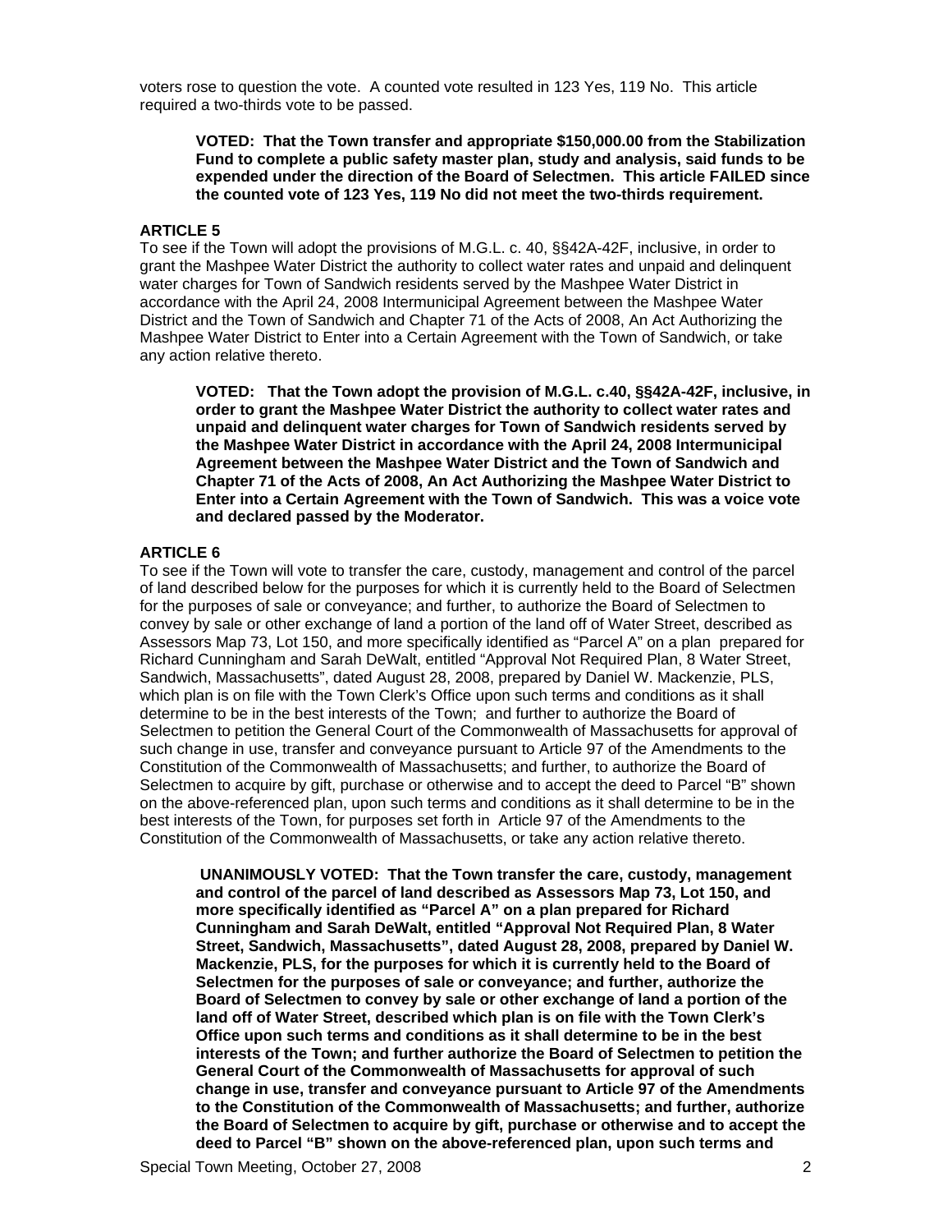voters rose to question the vote. A counted vote resulted in 123 Yes, 119 No. This article required a two-thirds vote to be passed.

> **VOTED: That the Town transfer and appropriate $150,000.00 from the Stabilization Fund to complete a public safety master plan, study and analysis, said funds to be expended under the direction of the Board of Selectmen. This article FAILED since the counted vote of 123 Yes, 119 No did not meet the two-thirds requirement.**

**ARTICLE 5**

To see if the Town will adopt the provisions of M.G.L. c. 40, §§42A-42F, inclusive, in order to grant the Mashpee Water District the authority to collect water rates and unpaid and delinquent water charges for Town of Sandwich residents served by the Mashpee Water District in accordance with the April 24, 2008 Intermunicipal Agreement between the Mashpee Water District and the Town of Sandwich and Chapter 71 of the Acts of 2008, An Act Authorizing the Mashpee Water District to Enter into a Certain Agreement with the Town of Sandwich, or take any action relative thereto.

> **VOTED: That the Town adopt the provision of M.G.L. c.40, §§42A-42F, inclusive, in order to grant the Mashpee Water District the authority to collect water rates and unpaid and delinquent water charges for Town of Sandwich residents served by the Mashpee Water District in accordance with the April 24, 2008 Intermunicipal Agreement between the Mashpee Water District and the Town of Sandwich and Chapter 71 of the Acts of 2008, An Act Authorizing the Mashpee Water District to Enter into a Certain Agreement with the Town of Sandwich. This was a voice vote and declared passed by the Moderator.**

**ARTICLE 6**

To see if the Town will vote to transfer the care, custody, management and control of the parcel of land described below for the purposes for which it is currently held to the Board of Selectmen for the purposes of sale or conveyance; and further, to authorize the Board of Selectmen to convey by sale or other exchange of land a portion of the land off of Water Street, described as Assessors Map 73, Lot 150, and more specifically identified as "Parcel A" on a plan prepared for Richard Cunningham and Sarah DeWalt, entitled "Approval Not Required Plan, 8 Water Street, Sandwich, Massachusetts", dated August 28, 2008, prepared by Daniel W. Mackenzie, PLS, which plan is on file with the Town Clerk's Office upon such terms and conditions as it shall determine to be in the best interests of the Town; and further to authorize the Board of Selectmen to petition the General Court of the Commonwealth of Massachusetts for approval of such change in use, transfer and conveyance pursuant to Article 97 of the Amendments to the Constitution of the Commonwealth of Massachusetts; and further, to authorize the Board of Selectmen to acquire by gift, purchase or otherwise and to accept the deed to Parcel "B" shown on the above-referenced plan, upon such terms and conditions as it shall determine to be in the best interests of the Town, for purposes set forth in Article 97 of the Amendments to the Constitution of the Commonwealth of Massachusetts, or take any action relative thereto.

> **UNANIMOUSLY VOTED: That the Town transfer the care, custody, management and control of the parcel of land described as Assessors Map 73, Lot 150, and more specifically identified as "Parcel A" on a plan prepared for Richard Cunningham and Sarah DeWalt, entitled "Approval Not Required Plan, 8 Water Street, Sandwich, Massachusetts", dated August 28, 2008, prepared by Daniel W. Mackenzie, PLS, for the purposes for which it is currently held to the Board of Selectmen for the purposes of sale or conveyance; and further, authorize the Board of Selectmen to convey by sale or other exchange of land a portion of the land off of Water Street, described which plan is on file with the Town Clerk's Office upon such terms and conditions as it shall determine to be in the best interests of the Town; and further authorize the Board of Selectmen to petition the General Court of the Commonwealth of Massachusetts for approval of such change in use, transfer and conveyance pursuant to Article 97 of the Amendments to the Constitution of the Commonwealth of Massachusetts; and further, authorize the Board of Selectmen to acquire by gift, purchase or otherwise and to accept the deed to Parcel "B" shown on the above-referenced plan, upon such terms and**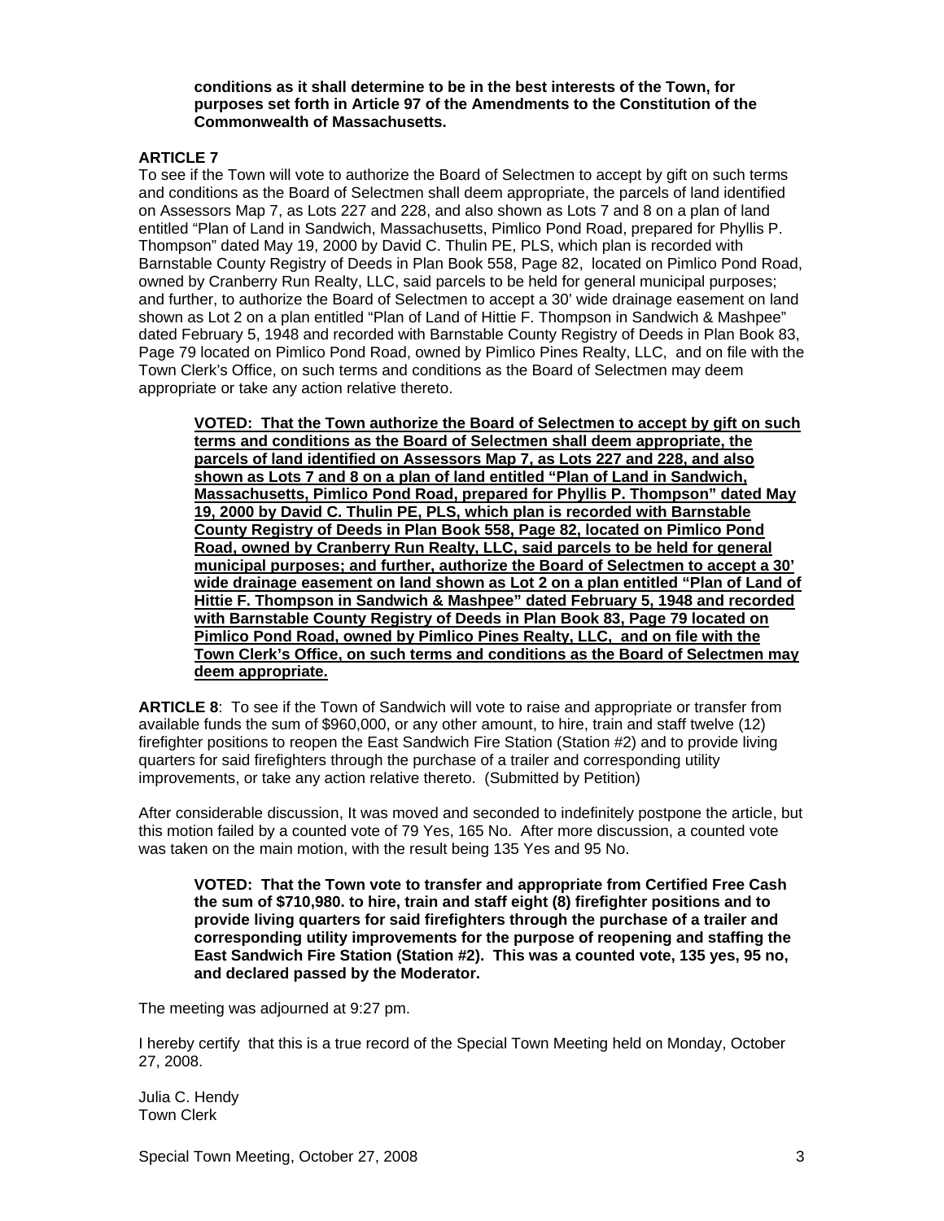**conditions as it shall determine to be in the best interests of the Town, for purposes set forth in Article 97 of the Amendments to the Constitution of the Commonwealth of Massachusetts.**

**ARTICLE 7**

To see if the Town will vote to authorize the Board of Selectmen to accept by gift on such terms and conditions as the Board of Selectmen shall deem appropriate, the parcels of land identified on Assessors Map 7, as Lots 227 and 228, and also shown as Lots 7 and 8 on a plan of land entitled "Plan of Land in Sandwich, Massachusetts, Pimlico Pond Road, prepared for Phyllis P. Thompson" dated May 19, 2000 by David C. Thulin PE, PLS, which plan is recorded with Barnstable County Registry of Deeds in Plan Book 558, Page 82, located on Pimlico Pond Road, owned by Cranberry Run Realty, LLC, said parcels to be held for general municipal purposes; and further, to authorize the Board of Selectmen to accept a 30' wide drainage easement on land shown as Lot 2 on a plan entitled "Plan of Land of Hittie F. Thompson in Sandwich & Mashpee" dated February 5, 1948 and recorded with Barnstable County Registry of Deeds in Plan Book 83, Page 79 located on Pimlico Pond Road, owned by Pimlico Pines Realty, LLC, and on file with the Town Clerk's Office, on such terms and conditions as the Board of Selectmen may deem appropriate or take any action relative thereto.

> **VOTED: That the Town authorize the Board of Selectmen to accept by gift on such terms and conditions as the Board of Selectmen shall deem appropriate, the parcels of land identified on Assessors Map 7, as Lots 227 and 228, and also shown as Lots 7 and 8 on a plan of land entitled "Plan of Land in Sandwich, Massachusetts, Pimlico Pond Road, prepared for Phyllis P. Thompson" dated May 19, 2000 by David C. Thulin PE, PLS, which plan is recorded with Barnstable County Registry of Deeds in Plan Book 558, Page 82, located on Pimlico Pond Road, owned by Cranberry Run Realty, LLC, said parcels to be held for general municipal purposes; and further, authorize the Board of Selectmen to accept a 30' wide drainage easement on land shown as Lot 2 on a plan entitled "Plan of Land of Hittie F. Thompson in Sandwich & Mashpee" dated February 5, 1948 and recorded with Barnstable County Registry of Deeds in Plan Book 83, Page 79 located on Pimlico Pond Road, owned by Pimlico Pines Realty, LLC, and on file with the Town Clerk's Office, on such terms and conditions as the Board of Selectmen may deem appropriate.**

**ARTICLE 8**: To see if the Town of Sandwich will vote to raise and appropriate or transfer from available funds the sum of $960,000, or any other amount, to hire, train and staff twelve (12) firefighter positions to reopen the East Sandwich Fire Station (Station #2) and to provide living quarters for said firefighters through the purchase of a trailer and corresponding utility improvements, or take any action relative thereto. (Submitted by Petition)

After considerable discussion, It was moved and seconded to indefinitely postpone the article, but this motion failed by a counted vote of 79 Yes, 165 No. After more discussion, a counted vote was taken on the main motion, with the result being 135 Yes and 95 No.

> **VOTED: That the Town vote to transfer and appropriate from Certified Free Cash the sum of $710,980. to hire, train and staff eight (8) firefighter positions and to provide living quarters for said firefighters through the purchase of a trailer and corresponding utility improvements for the purpose of reopening and staffing the East Sandwich Fire Station (Station #2). This was a counted vote, 135 yes, 95 no, and declared passed by the Moderator.**

The meeting was adjourned at 9:27 pm.

I hereby certify that this is a true record of the Special Town Meeting held on Monday, October 27, 2008.

Julia C. Hendy
Town Clerk